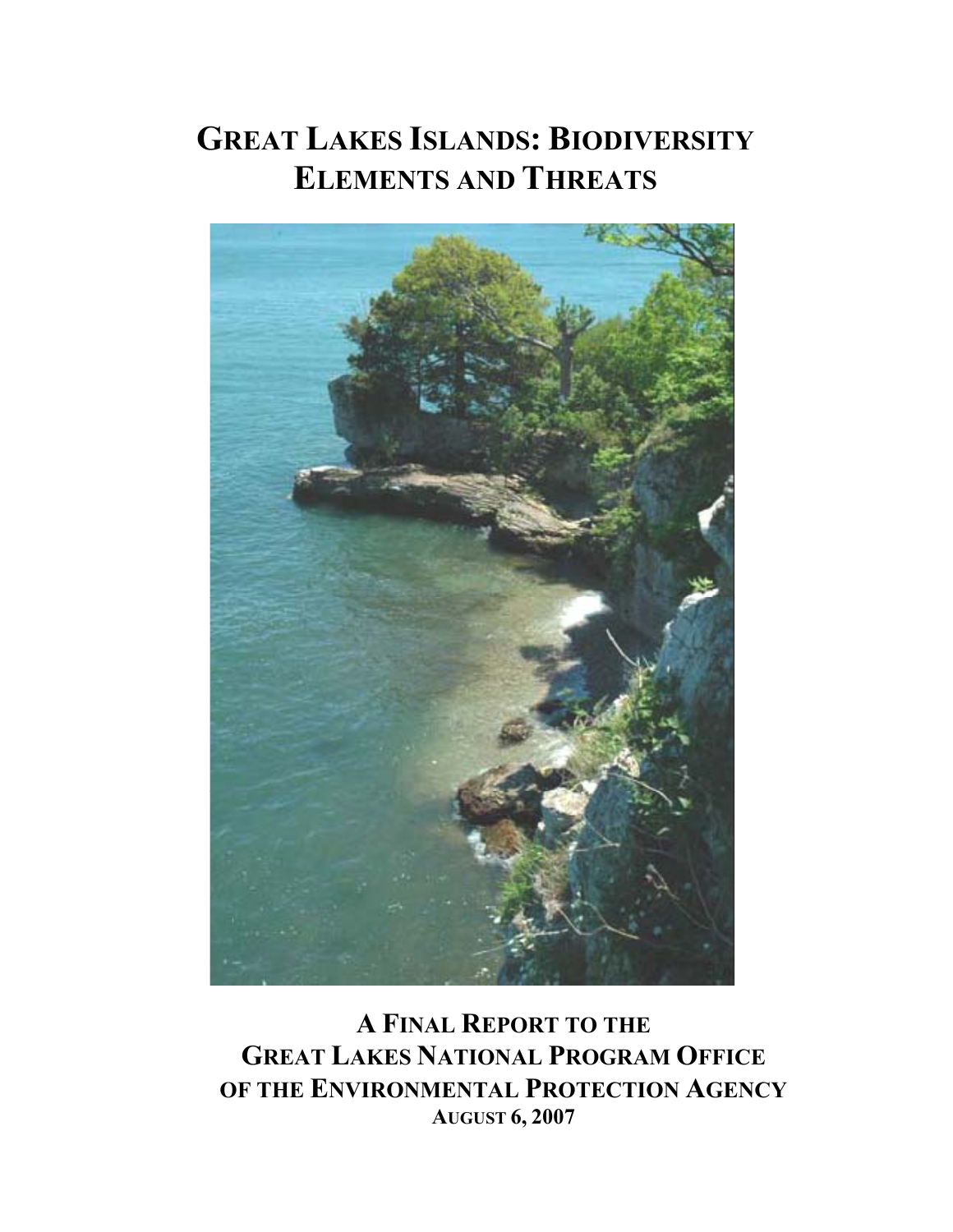# GREAT LAKES ISLANDS: BIODIVERSITY ELEMENTS AND THREATS

**A FINAL REPORT TO THE GREAT LAKES NATIONAL PROGRAM OFFICE OF THE ENVIRONMENTAL PROTECTION AGENCY**

**AUGUST 6, 2007**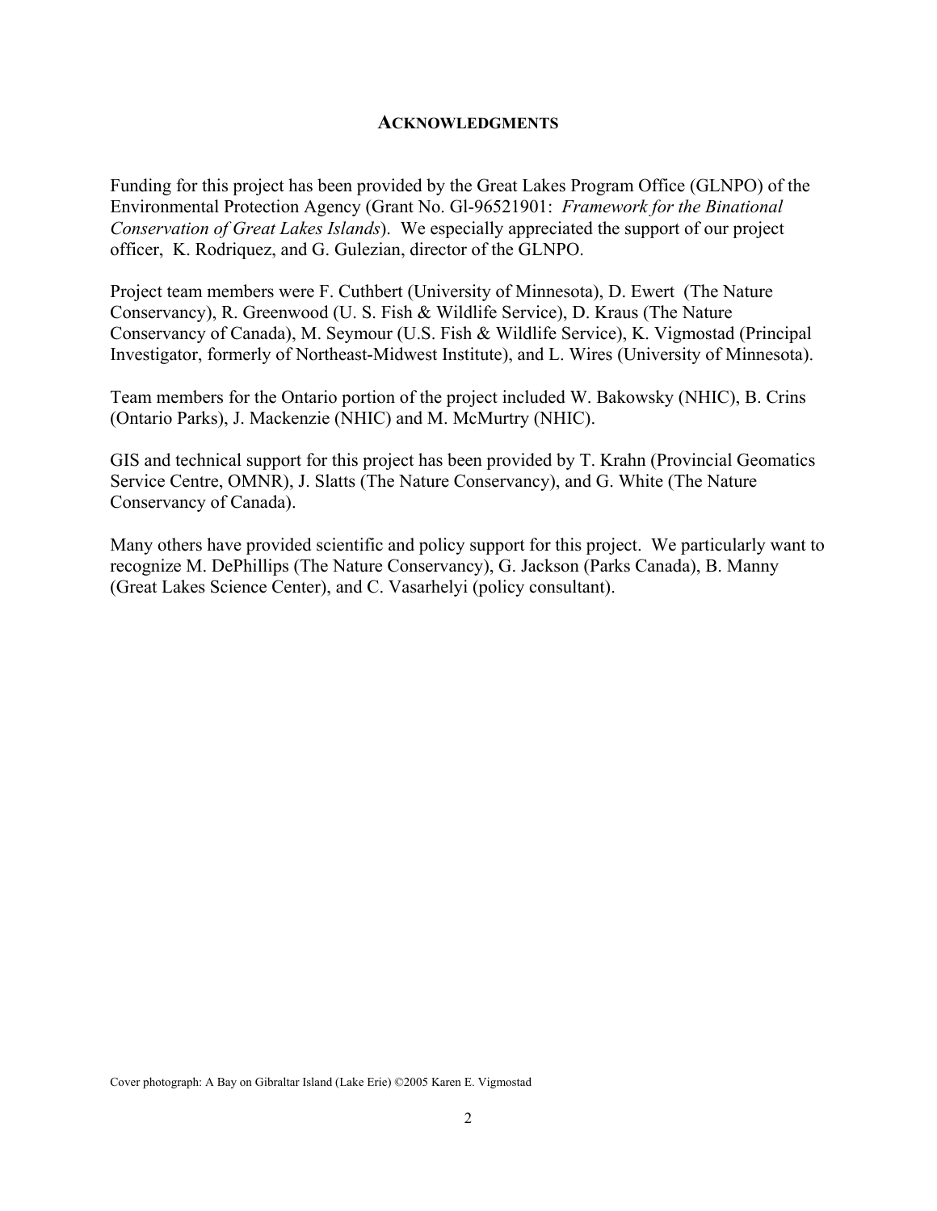## ACKNOWLEDGMENTS

Funding for this project has been provided by the Great Lakes Program Office (GLNPO) of the Environmental Protection Agency (Grant No. Gl-96521901: *Framework for the Binational Conservation of Great Lakes Islands*). We especially appreciated the support of our project officer, K. Rodriquez, and G. Gulezian, director of the GLNPO.

Project team members were F. Cuthbert (University of Minnesota), D. Ewert (The Nature Conservancy), R. Greenwood (U. S. Fish & Wildlife Service), D. Kraus (The Nature Conservancy of Canada), M. Seymour (U.S. Fish & Wildlife Service), K. Vigmostad (Principal Investigator, formerly of Northeast-Midwest Institute), and L. Wires (University of Minnesota).

Team members for the Ontario portion of the project included W. Bakowsky (NHIC), B. Crins (Ontario Parks), J. Mackenzie (NHIC) and M. McMurtry (NHIC).

GIS and technical support for this project has been provided by T. Krahn (Provincial Geomatics Service Centre, OMNR), J. Slatts (The Nature Conservancy), and G. White (The Nature Conservancy of Canada).

Many others have provided scientific and policy support for this project. We particularly want to recognize M. DePhillips (The Nature Conservancy), G. Jackson (Parks Canada), B. Manny (Great Lakes Science Center), and C. Vasarhelyi (policy consultant).

Cover photograph: A Bay on Gibraltar Island (Lake Erie) ©2005 Karen E. Vigmostad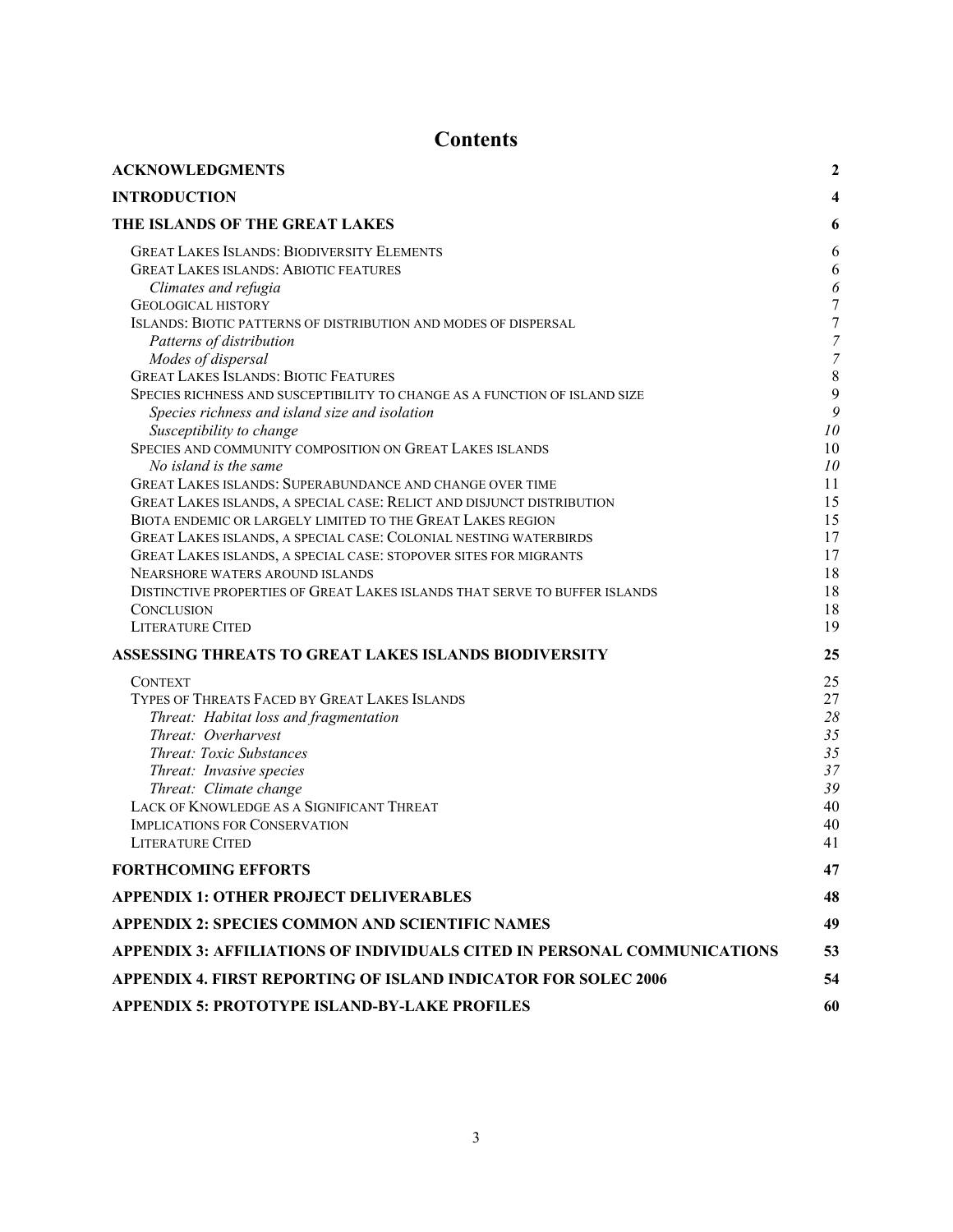# Contents

| | |
|---|---|
| **ACKNOWLEDGMENTS** | **2** |
| **INTRODUCTION** | **4** |
| **THE ISLANDS OF THE GREAT LAKES** | **6** |
| GREAT LAKES ISLANDS: BIODIVERSITY ELEMENTS | 6 |
| GREAT LAKES ISLANDS: ABIOTIC FEATURES | 6 |
| *Climates and refugia* | *6* |
| GEOLOGICAL HISTORY | 7 |
| ISLANDS: BIOTIC PATTERNS OF DISTRIBUTION AND MODES OF DISPERSAL | 7 |
| *Patterns of distribution* | *7* |
| *Modes of dispersal* | *7* |
| GREAT LAKES ISLANDS: BIOTIC FEATURES | 8 |
| SPECIES RICHNESS AND SUSCEPTIBILITY TO CHANGE AS A FUNCTION OF ISLAND SIZE | 9 |
| *Species richness and island size and isolation* | *9* |
| *Susceptibility to change* | *10* |
| SPECIES AND COMMUNITY COMPOSITION ON GREAT LAKES ISLANDS | 10 |
| *No island is the same* | *10* |
| GREAT LAKES ISLANDS: SUPERABUNDANCE AND CHANGE OVER TIME | 11 |
| GREAT LAKES ISLANDS, A SPECIAL CASE: RELICT AND DISJUNCT DISTRIBUTION | 15 |
| BIOTA ENDEMIC OR LARGELY LIMITED TO THE GREAT LAKES REGION | 15 |
| GREAT LAKES ISLANDS, A SPECIAL CASE: COLONIAL NESTING WATERBIRDS | 17 |
| GREAT LAKES ISLANDS, A SPECIAL CASE: STOPOVER SITES FOR MIGRANTS | 17 |
| NEARSHORE WATERS AROUND ISLANDS | 18 |
| DISTINCTIVE PROPERTIES OF GREAT LAKES ISLANDS THAT SERVE TO BUFFER ISLANDS | 18 |
| CONCLUSION | 18 |
| LITERATURE CITED | 19 |
| **ASSESSING THREATS TO GREAT LAKES ISLANDS BIODIVERSITY** | **25** |
| CONTEXT | 25 |
| TYPES OF THREATS FACED BY GREAT LAKES ISLANDS | 27 |
| *Threat: Habitat loss and fragmentation* | *28* |
| *Threat: Overharvest* | *35* |
| *Threat: Toxic Substances* | *35* |
| *Threat: Invasive species* | *37* |
| *Threat: Climate change* | *39* |
| LACK OF KNOWLEDGE AS A SIGNIFICANT THREAT | 40 |
| IMPLICATIONS FOR CONSERVATION | 40 |
| LITERATURE CITED | 41 |
| **FORTHCOMING EFFORTS** | **47** |
| **APPENDIX 1: OTHER PROJECT DELIVERABLES** | **48** |
| **APPENDIX 2: SPECIES COMMON AND SCIENTIFIC NAMES** | **49** |
| **APPENDIX 3: AFFILIATIONS OF INDIVIDUALS CITED IN PERSONAL COMMUNICATIONS** | **53** |
| **APPENDIX 4. FIRST REPORTING OF ISLAND INDICATOR FOR SOLEC 2006** | **54** |
| **APPENDIX 5: PROTOTYPE ISLAND-BY-LAKE PROFILES** | **60** |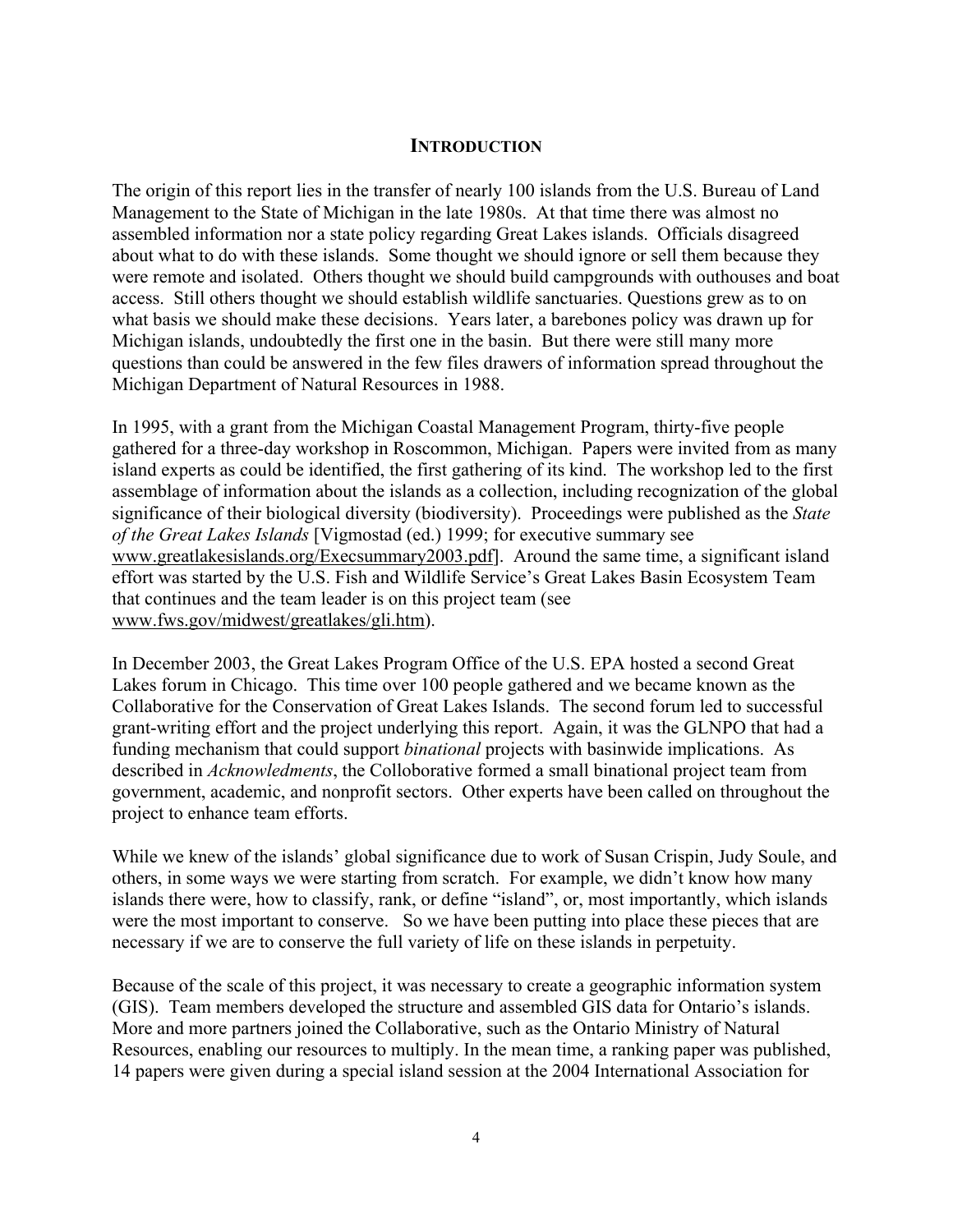## INTRODUCTION

The origin of this report lies in the transfer of nearly 100 islands from the U.S. Bureau of Land Management to the State of Michigan in the late 1980s. At that time there was almost no assembled information nor a state policy regarding Great Lakes islands. Officials disagreed about what to do with these islands. Some thought we should ignore or sell them because they were remote and isolated. Others thought we should build campgrounds with outhouses and boat access. Still others thought we should establish wildlife sanctuaries. Questions grew as to on what basis we should make these decisions. Years later, a barebones policy was drawn up for Michigan islands, undoubtedly the first one in the basin. But there were still many more questions than could be answered in the few files drawers of information spread throughout the Michigan Department of Natural Resources in 1988.

In 1995, with a grant from the Michigan Coastal Management Program, thirty-five people gathered for a three-day workshop in Roscommon, Michigan. Papers were invited from as many island experts as could be identified, the first gathering of its kind. The workshop led to the first assemblage of information about the islands as a collection, including recognization of the global significance of their biological diversity (biodiversity). Proceedings were published as the *State of the Great Lakes Islands* [Vigmostad (ed.) 1999; for executive summary see www.greatlakesislands.org/Execsummary2003.pdf]. Around the same time, a significant island effort was started by the U.S. Fish and Wildlife Service's Great Lakes Basin Ecosystem Team that continues and the team leader is on this project team (see www.fws.gov/midwest/greatlakes/gli.htm).

In December 2003, the Great Lakes Program Office of the U.S. EPA hosted a second Great Lakes forum in Chicago. This time over 100 people gathered and we became known as the Collaborative for the Conservation of Great Lakes Islands. The second forum led to successful grant-writing effort and the project underlying this report. Again, it was the GLNPO that had a funding mechanism that could support *binational* projects with basinwide implications. As described in *Acknowledments*, the Colloborative formed a small binational project team from government, academic, and nonprofit sectors. Other experts have been called on throughout the project to enhance team efforts.

While we knew of the islands' global significance due to work of Susan Crispin, Judy Soule, and others, in some ways we were starting from scratch. For example, we didn't know how many islands there were, how to classify, rank, or define "island", or, most importantly, which islands were the most important to conserve. So we have been putting into place these pieces that are necessary if we are to conserve the full variety of life on these islands in perpetuity.

Because of the scale of this project, it was necessary to create a geographic information system (GIS). Team members developed the structure and assembled GIS data for Ontario's islands. More and more partners joined the Collaborative, such as the Ontario Ministry of Natural Resources, enabling our resources to multiply. In the mean time, a ranking paper was published, 14 papers were given during a special island session at the 2004 International Association for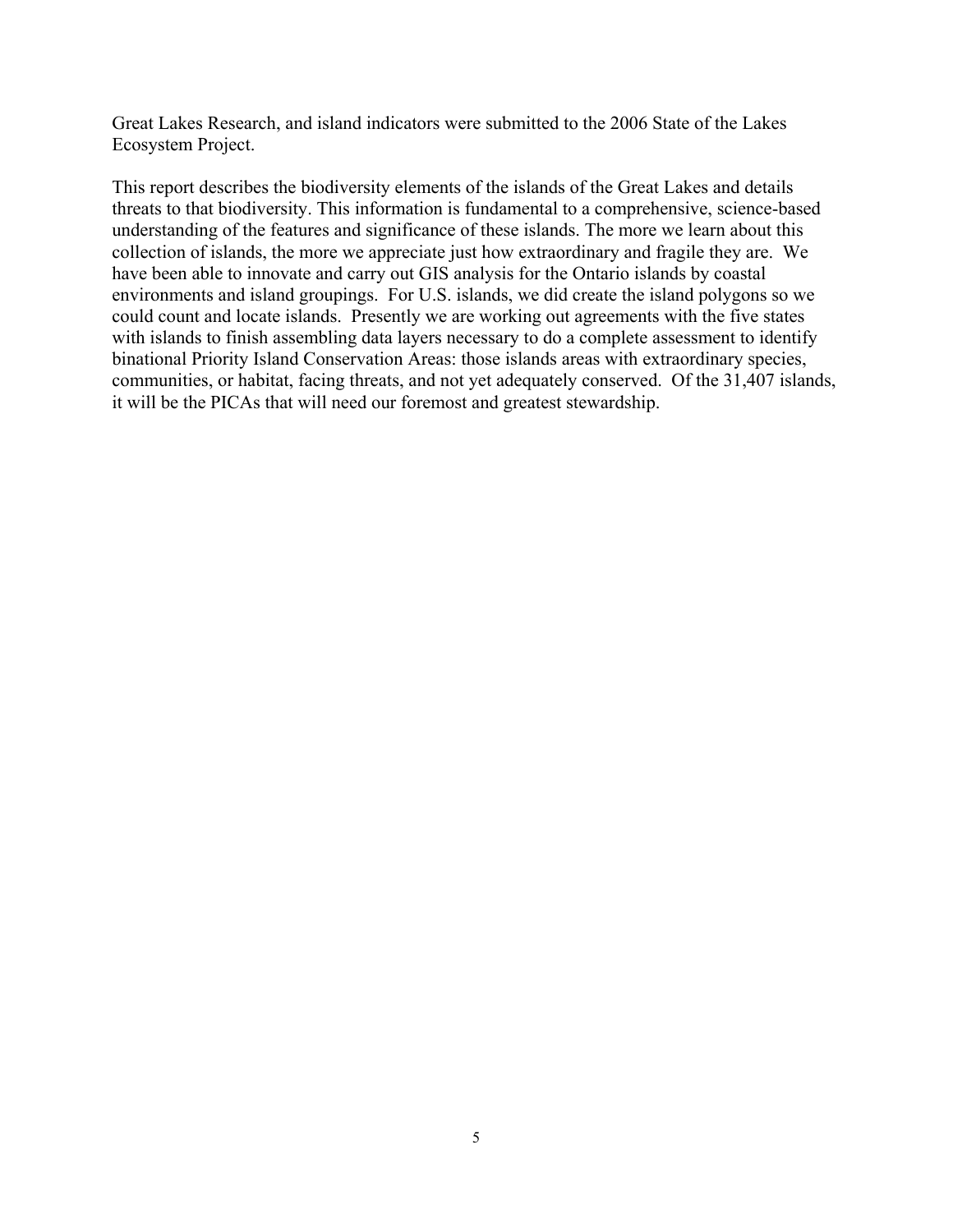Great Lakes Research, and island indicators were submitted to the 2006 State of the Lakes Ecosystem Project.

This report describes the biodiversity elements of the islands of the Great Lakes and details threats to that biodiversity. This information is fundamental to a comprehensive, science-based understanding of the features and significance of these islands. The more we learn about this collection of islands, the more we appreciate just how extraordinary and fragile they are. We have been able to innovate and carry out GIS analysis for the Ontario islands by coastal environments and island groupings. For U.S. islands, we did create the island polygons so we could count and locate islands. Presently we are working out agreements with the five states with islands to finish assembling data layers necessary to do a complete assessment to identify binational Priority Island Conservation Areas: those islands areas with extraordinary species, communities, or habitat, facing threats, and not yet adequately conserved. Of the 31,407 islands, it will be the PICAs that will need our foremost and greatest stewardship.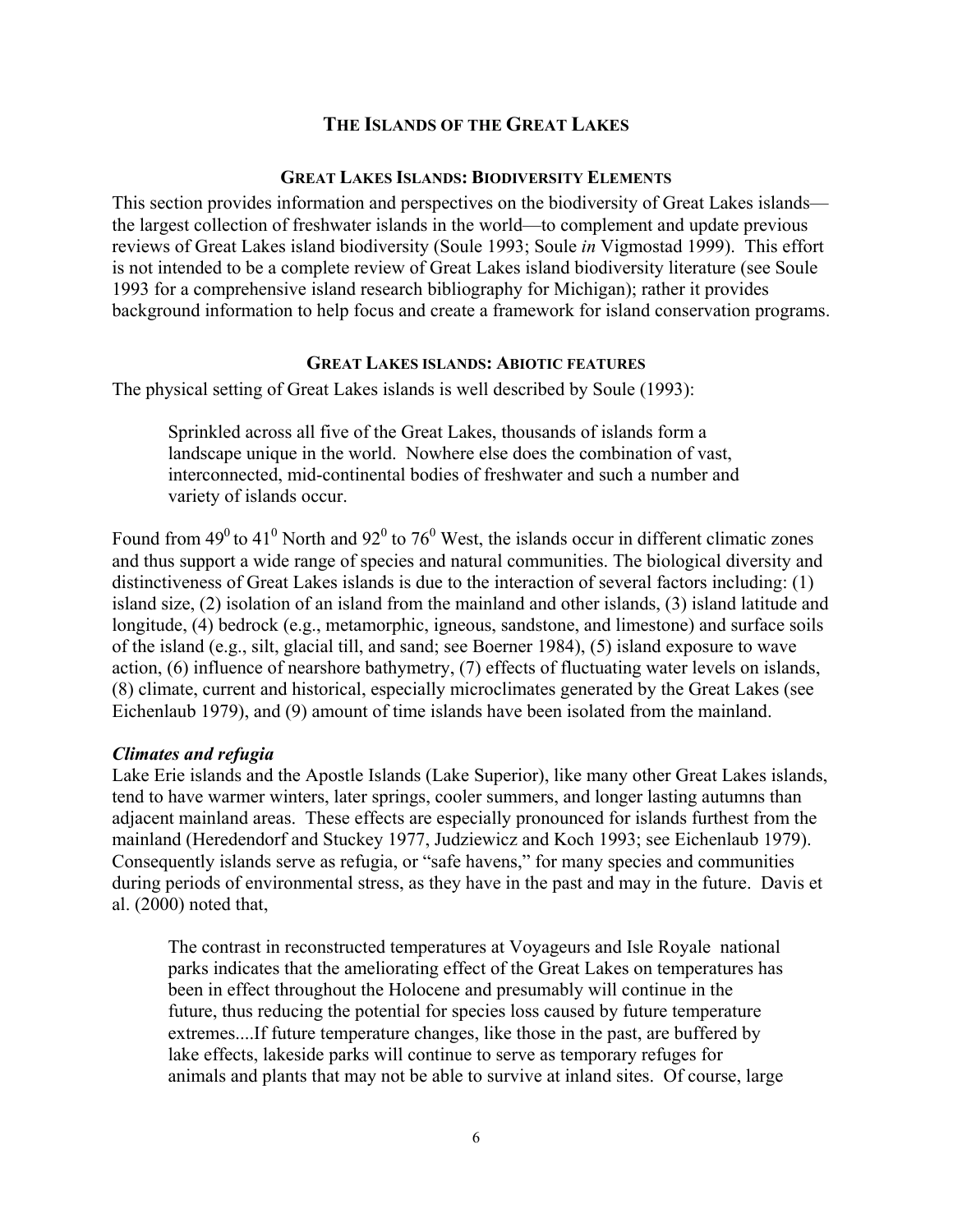# THE ISLANDS OF THE GREAT LAKES

## GREAT LAKES ISLANDS: BIODIVERSITY ELEMENTS

This section provides information and perspectives on the biodiversity of Great Lakes islands—the largest collection of freshwater islands in the world—to complement and update previous reviews of Great Lakes island biodiversity (Soule 1993; Soule *in* Vigmostad 1999). This effort is not intended to be a complete review of Great Lakes island biodiversity literature (see Soule 1993 for a comprehensive island research bibliography for Michigan); rather it provides background information to help focus and create a framework for island conservation programs.

## GREAT LAKES ISLANDS: ABIOTIC FEATURES

The physical setting of Great Lakes islands is well described by Soule (1993):

> Sprinkled across all five of the Great Lakes, thousands of islands form a landscape unique in the world. Nowhere else does the combination of vast, interconnected, mid-continental bodies of freshwater and such a number and variety of islands occur.

Found from $49^0$ to $41^0$ North and $92^0$ to $76^0$ West, the islands occur in different climatic zones and thus support a wide range of species and natural communities. The biological diversity and distinctiveness of Great Lakes islands is due to the interaction of several factors including: (1) island size, (2) isolation of an island from the mainland and other islands, (3) island latitude and longitude, (4) bedrock (e.g., metamorphic, igneous, sandstone, and limestone) and surface soils of the island (e.g., silt, glacial till, and sand; see Boerner 1984), (5) island exposure to wave action, (6) influence of nearshore bathymetry, (7) effects of fluctuating water levels on islands, (8) climate, current and historical, especially microclimates generated by the Great Lakes (see Eichenlaub 1979), and (9) amount of time islands have been isolated from the mainland.

### *Climates and refugia*

Lake Erie islands and the Apostle Islands (Lake Superior), like many other Great Lakes islands, tend to have warmer winters, later springs, cooler summers, and longer lasting autumns than adjacent mainland areas. These effects are especially pronounced for islands furthest from the mainland (Heredendorf and Stuckey 1977, Judziewicz and Koch 1993; see Eichenlaub 1979). Consequently islands serve as refugia, or "safe havens," for many species and communities during periods of environmental stress, as they have in the past and may in the future. Davis et al. (2000) noted that,

> The contrast in reconstructed temperatures at Voyageurs and Isle Royale national parks indicates that the ameliorating effect of the Great Lakes on temperatures has been in effect throughout the Holocene and presumably will continue in the future, thus reducing the potential for species loss caused by future temperature extremes....If future temperature changes, like those in the past, are buffered by lake effects, lakeside parks will continue to serve as temporary refuges for animals and plants that may not be able to survive at inland sites. Of course, large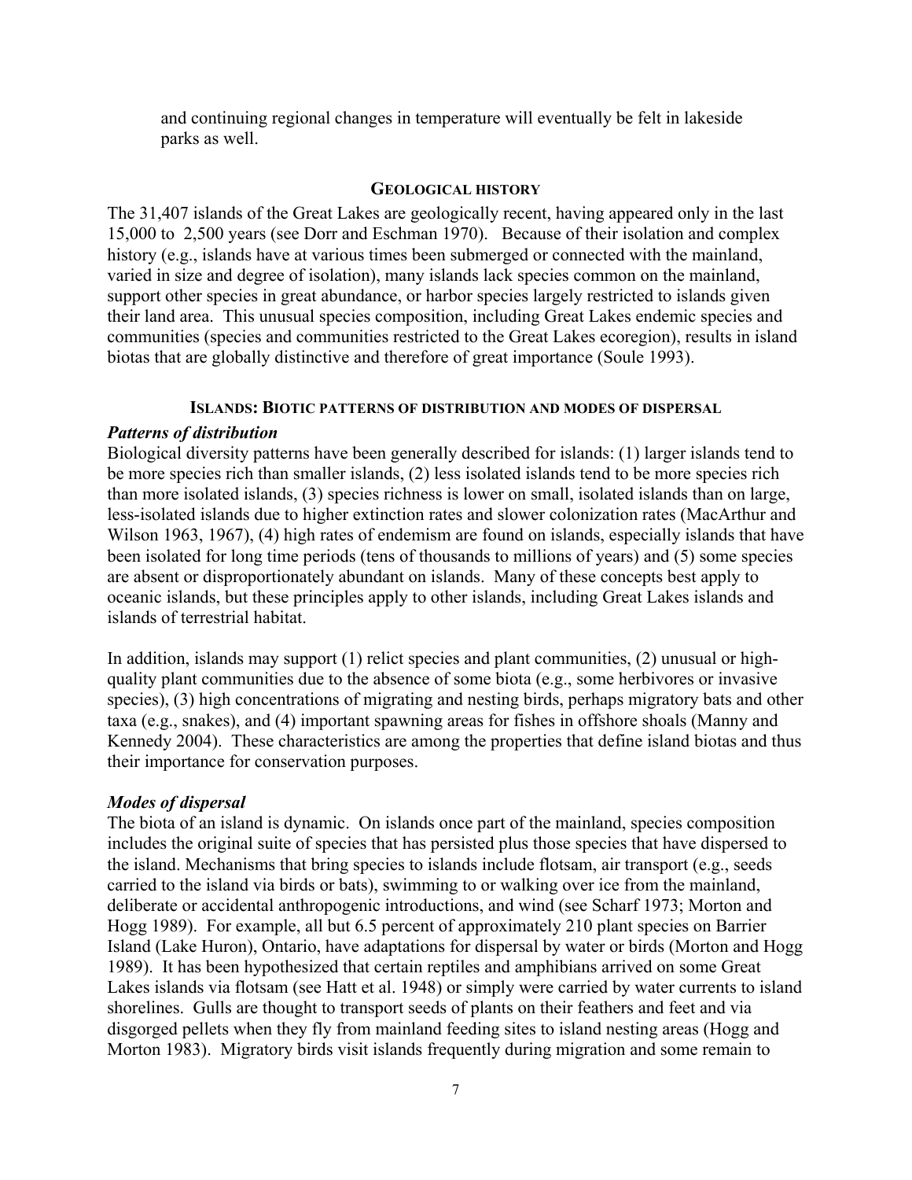and continuing regional changes in temperature will eventually be felt in lakeside parks as well.

## Geological history

The 31,407 islands of the Great Lakes are geologically recent, having appeared only in the last 15,000 to 2,500 years (see Dorr and Eschman 1970). Because of their isolation and complex history (e.g., islands have at various times been submerged or connected with the mainland, varied in size and degree of isolation), many islands lack species common on the mainland, support other species in great abundance, or harbor species largely restricted to islands given their land area. This unusual species composition, including Great Lakes endemic species and communities (species and communities restricted to the Great Lakes ecoregion), results in island biotas that are globally distinctive and therefore of great importance (Soule 1993).

## Islands: Biotic patterns of distribution and modes of dispersal

### *Patterns of distribution*

Biological diversity patterns have been generally described for islands: (1) larger islands tend to be more species rich than smaller islands, (2) less isolated islands tend to be more species rich than more isolated islands, (3) species richness is lower on small, isolated islands than on large, less-isolated islands due to higher extinction rates and slower colonization rates (MacArthur and Wilson 1963, 1967), (4) high rates of endemism are found on islands, especially islands that have been isolated for long time periods (tens of thousands to millions of years) and (5) some species are absent or disproportionately abundant on islands. Many of these concepts best apply to oceanic islands, but these principles apply to other islands, including Great Lakes islands and islands of terrestrial habitat.

In addition, islands may support (1) relict species and plant communities, (2) unusual or high-quality plant communities due to the absence of some biota (e.g., some herbivores or invasive species), (3) high concentrations of migrating and nesting birds, perhaps migratory bats and other taxa (e.g., snakes), and (4) important spawning areas for fishes in offshore shoals (Manny and Kennedy 2004). These characteristics are among the properties that define island biotas and thus their importance for conservation purposes.

### *Modes of dispersal*

The biota of an island is dynamic. On islands once part of the mainland, species composition includes the original suite of species that has persisted plus those species that have dispersed to the island. Mechanisms that bring species to islands include flotsam, air transport (e.g., seeds carried to the island via birds or bats), swimming to or walking over ice from the mainland, deliberate or accidental anthropogenic introductions, and wind (see Scharf 1973; Morton and Hogg 1989). For example, all but 6.5 percent of approximately 210 plant species on Barrier Island (Lake Huron), Ontario, have adaptations for dispersal by water or birds (Morton and Hogg 1989). It has been hypothesized that certain reptiles and amphibians arrived on some Great Lakes islands via flotsam (see Hatt et al. 1948) or simply were carried by water currents to island shorelines. Gulls are thought to transport seeds of plants on their feathers and feet and via disgorged pellets when they fly from mainland feeding sites to island nesting areas (Hogg and Morton 1983). Migratory birds visit islands frequently during migration and some remain to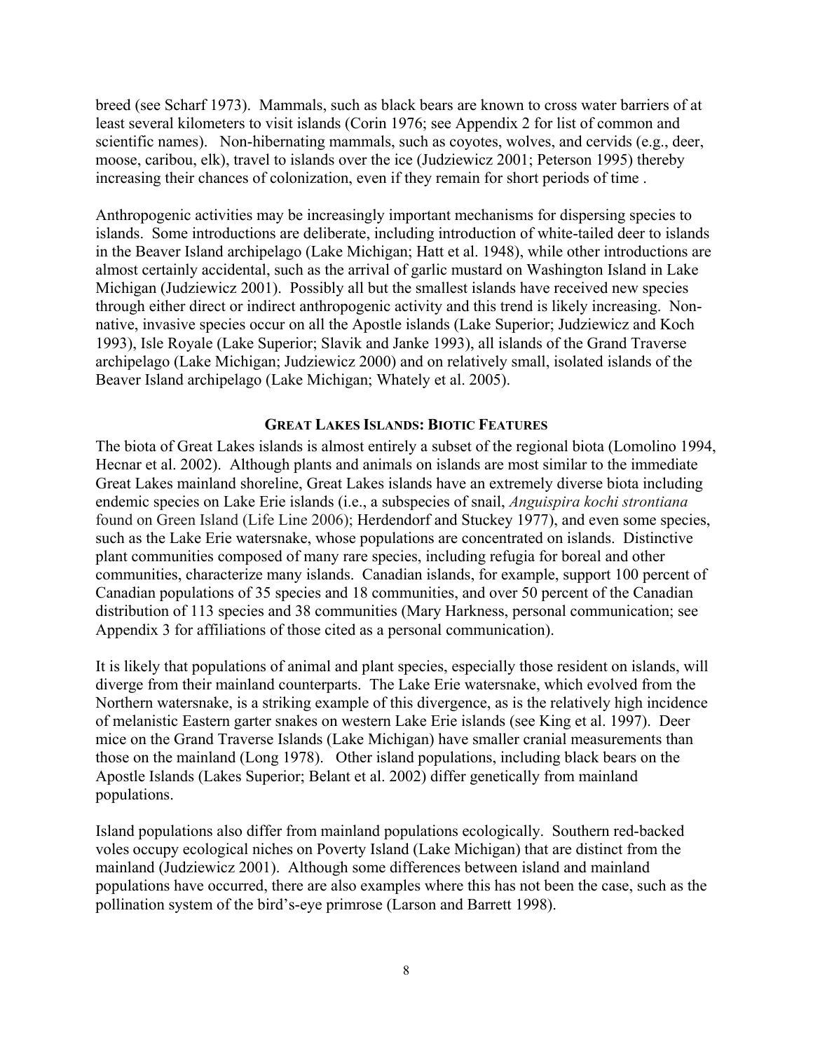breed (see Scharf 1973). Mammals, such as black bears are known to cross water barriers of at least several kilometers to visit islands (Corin 1976; see Appendix 2 for list of common and scientific names). Non-hibernating mammals, such as coyotes, wolves, and cervids (e.g., deer, moose, caribou, elk), travel to islands over the ice (Judziewicz 2001; Peterson 1995) thereby increasing their chances of colonization, even if they remain for short periods of time .

Anthropogenic activities may be increasingly important mechanisms for dispersing species to islands. Some introductions are deliberate, including introduction of white-tailed deer to islands in the Beaver Island archipelago (Lake Michigan; Hatt et al. 1948), while other introductions are almost certainly accidental, such as the arrival of garlic mustard on Washington Island in Lake Michigan (Judziewicz 2001). Possibly all but the smallest islands have received new species through either direct or indirect anthropogenic activity and this trend is likely increasing. Non-native, invasive species occur on all the Apostle islands (Lake Superior; Judziewicz and Koch 1993), Isle Royale (Lake Superior; Slavik and Janke 1993), all islands of the Grand Traverse archipelago (Lake Michigan; Judziewicz 2000) and on relatively small, isolated islands of the Beaver Island archipelago (Lake Michigan; Whately et al. 2005).

## Great Lakes Islands: Biotic Features

The biota of Great Lakes islands is almost entirely a subset of the regional biota (Lomolino 1994, Hecnar et al. 2002). Although plants and animals on islands are most similar to the immediate Great Lakes mainland shoreline, Great Lakes islands have an extremely diverse biota including endemic species on Lake Erie islands (i.e., a subspecies of snail, *Anguispira kochi strontiana* found on Green Island (Life Line 2006); Herdendorf and Stuckey 1977), and even some species, such as the Lake Erie watersnake, whose populations are concentrated on islands. Distinctive plant communities composed of many rare species, including refugia for boreal and other communities, characterize many islands. Canadian islands, for example, support 100 percent of Canadian populations of 35 species and 18 communities, and over 50 percent of the Canadian distribution of 113 species and 38 communities (Mary Harkness, personal communication; see Appendix 3 for affiliations of those cited as a personal communication).

It is likely that populations of animal and plant species, especially those resident on islands, will diverge from their mainland counterparts. The Lake Erie watersnake, which evolved from the Northern watersnake, is a striking example of this divergence, as is the relatively high incidence of melanistic Eastern garter snakes on western Lake Erie islands (see King et al. 1997). Deer mice on the Grand Traverse Islands (Lake Michigan) have smaller cranial measurements than those on the mainland (Long 1978). Other island populations, including black bears on the Apostle Islands (Lakes Superior; Belant et al. 2002) differ genetically from mainland populations.

Island populations also differ from mainland populations ecologically. Southern red-backed voles occupy ecological niches on Poverty Island (Lake Michigan) that are distinct from the mainland (Judziewicz 2001). Although some differences between island and mainland populations have occurred, there are also examples where this has not been the case, such as the pollination system of the bird's-eye primrose (Larson and Barrett 1998).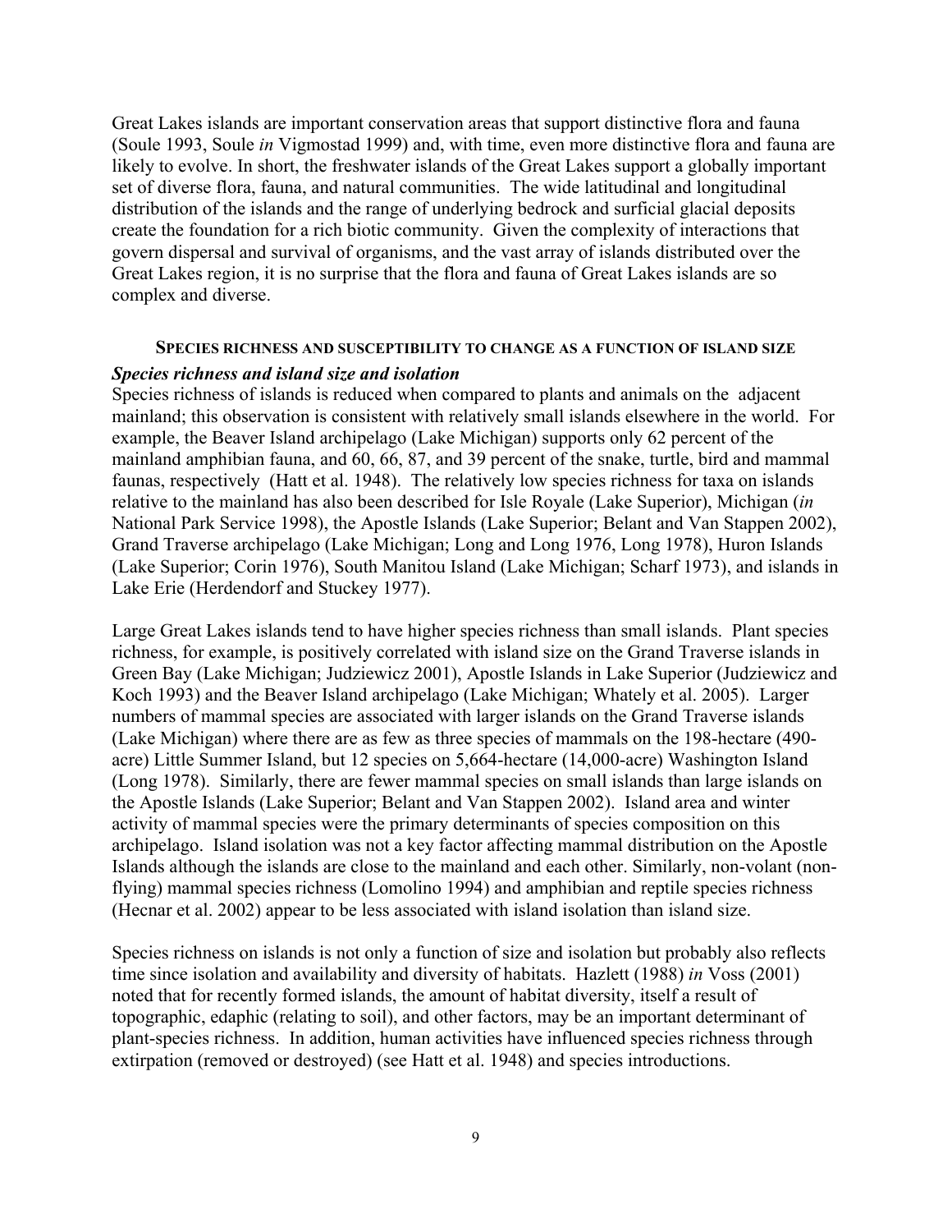Great Lakes islands are important conservation areas that support distinctive flora and fauna (Soule 1993, Soule *in* Vigmostad 1999) and, with time, even more distinctive flora and fauna are likely to evolve. In short, the freshwater islands of the Great Lakes support a globally important set of diverse flora, fauna, and natural communities. The wide latitudinal and longitudinal distribution of the islands and the range of underlying bedrock and surficial glacial deposits create the foundation for a rich biotic community. Given the complexity of interactions that govern dispersal and survival of organisms, and the vast array of islands distributed over the Great Lakes region, it is no surprise that the flora and fauna of Great Lakes islands are so complex and diverse.

## SPECIES RICHNESS AND SUSCEPTIBILITY TO CHANGE AS A FUNCTION OF ISLAND SIZE

### *Species richness and island size and isolation*

Species richness of islands is reduced when compared to plants and animals on the adjacent mainland; this observation is consistent with relatively small islands elsewhere in the world. For example, the Beaver Island archipelago (Lake Michigan) supports only 62 percent of the mainland amphibian fauna, and 60, 66, 87, and 39 percent of the snake, turtle, bird and mammal faunas, respectively (Hatt et al. 1948). The relatively low species richness for taxa on islands relative to the mainland has also been described for Isle Royale (Lake Superior), Michigan (*in* National Park Service 1998), the Apostle Islands (Lake Superior; Belant and Van Stappen 2002), Grand Traverse archipelago (Lake Michigan; Long and Long 1976, Long 1978), Huron Islands (Lake Superior; Corin 1976), South Manitou Island (Lake Michigan; Scharf 1973), and islands in Lake Erie (Herdendorf and Stuckey 1977).

Large Great Lakes islands tend to have higher species richness than small islands. Plant species richness, for example, is positively correlated with island size on the Grand Traverse islands in Green Bay (Lake Michigan; Judziewicz 2001), Apostle Islands in Lake Superior (Judziewicz and Koch 1993) and the Beaver Island archipelago (Lake Michigan; Whately et al. 2005). Larger numbers of mammal species are associated with larger islands on the Grand Traverse islands (Lake Michigan) where there are as few as three species of mammals on the 198-hectare (490-acre) Little Summer Island, but 12 species on 5,664-hectare (14,000-acre) Washington Island (Long 1978). Similarly, there are fewer mammal species on small islands than large islands on the Apostle Islands (Lake Superior; Belant and Van Stappen 2002). Island area and winter activity of mammal species were the primary determinants of species composition on this archipelago. Island isolation was not a key factor affecting mammal distribution on the Apostle Islands although the islands are close to the mainland and each other. Similarly, non-volant (non-flying) mammal species richness (Lomolino 1994) and amphibian and reptile species richness (Hecnar et al. 2002) appear to be less associated with island isolation than island size.

Species richness on islands is not only a function of size and isolation but probably also reflects time since isolation and availability and diversity of habitats. Hazlett (1988) *in* Voss (2001) noted that for recently formed islands, the amount of habitat diversity, itself a result of topographic, edaphic (relating to soil), and other factors, may be an important determinant of plant-species richness. In addition, human activities have influenced species richness through extirpation (removed or destroyed) (see Hatt et al. 1948) and species introductions.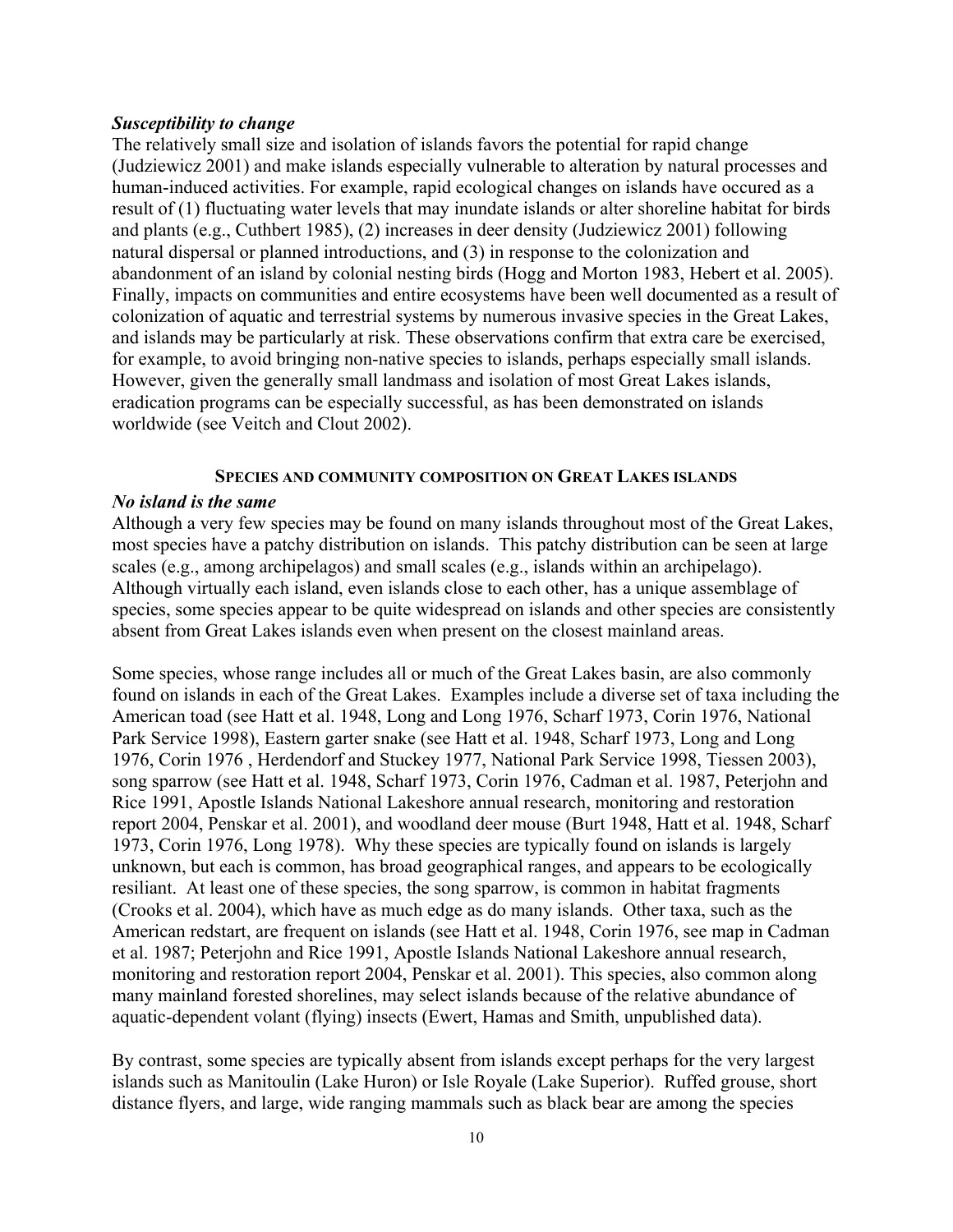### *Susceptibility to change*

The relatively small size and isolation of islands favors the potential for rapid change (Judziewicz 2001) and make islands especially vulnerable to alteration by natural processes and human-induced activities. For example, rapid ecological changes on islands have occured as a result of (1) fluctuating water levels that may inundate islands or alter shoreline habitat for birds and plants (e.g., Cuthbert 1985), (2) increases in deer density (Judziewicz 2001) following natural dispersal or planned introductions, and (3) in response to the colonization and abandonment of an island by colonial nesting birds (Hogg and Morton 1983, Hebert et al. 2005). Finally, impacts on communities and entire ecosystems have been well documented as a result of colonization of aquatic and terrestrial systems by numerous invasive species in the Great Lakes, and islands may be particularly at risk. These observations confirm that extra care be exercised, for example, to avoid bringing non-native species to islands, perhaps especially small islands. However, given the generally small landmass and isolation of most Great Lakes islands, eradication programs can be especially successful, as has been demonstrated on islands worldwide (see Veitch and Clout 2002).

## SPECIES AND COMMUNITY COMPOSITION ON GREAT LAKES ISLANDS

### *No island is the same*

Although a very few species may be found on many islands throughout most of the Great Lakes, most species have a patchy distribution on islands. This patchy distribution can be seen at large scales (e.g., among archipelagos) and small scales (e.g., islands within an archipelago). Although virtually each island, even islands close to each other, has a unique assemblage of species, some species appear to be quite widespread on islands and other species are consistently absent from Great Lakes islands even when present on the closest mainland areas.

Some species, whose range includes all or much of the Great Lakes basin, are also commonly found on islands in each of the Great Lakes. Examples include a diverse set of taxa including the American toad (see Hatt et al. 1948, Long and Long 1976, Scharf 1973, Corin 1976, National Park Service 1998), Eastern garter snake (see Hatt et al. 1948, Scharf 1973, Long and Long 1976, Corin 1976 , Herdendorf and Stuckey 1977, National Park Service 1998, Tiessen 2003), song sparrow (see Hatt et al. 1948, Scharf 1973, Corin 1976, Cadman et al. 1987, Peterjohn and Rice 1991, Apostle Islands National Lakeshore annual research, monitoring and restoration report 2004, Penskar et al. 2001), and woodland deer mouse (Burt 1948, Hatt et al. 1948, Scharf 1973, Corin 1976, Long 1978). Why these species are typically found on islands is largely unknown, but each is common, has broad geographical ranges, and appears to be ecologically resiliant. At least one of these species, the song sparrow, is common in habitat fragments (Crooks et al. 2004), which have as much edge as do many islands. Other taxa, such as the American redstart, are frequent on islands (see Hatt et al. 1948, Corin 1976, see map in Cadman et al. 1987; Peterjohn and Rice 1991, Apostle Islands National Lakeshore annual research, monitoring and restoration report 2004, Penskar et al. 2001). This species, also common along many mainland forested shorelines, may select islands because of the relative abundance of aquatic-dependent volant (flying) insects (Ewert, Hamas and Smith, unpublished data).

By contrast, some species are typically absent from islands except perhaps for the very largest islands such as Manitoulin (Lake Huron) or Isle Royale (Lake Superior). Ruffed grouse, short distance flyers, and large, wide ranging mammals such as black bear are among the species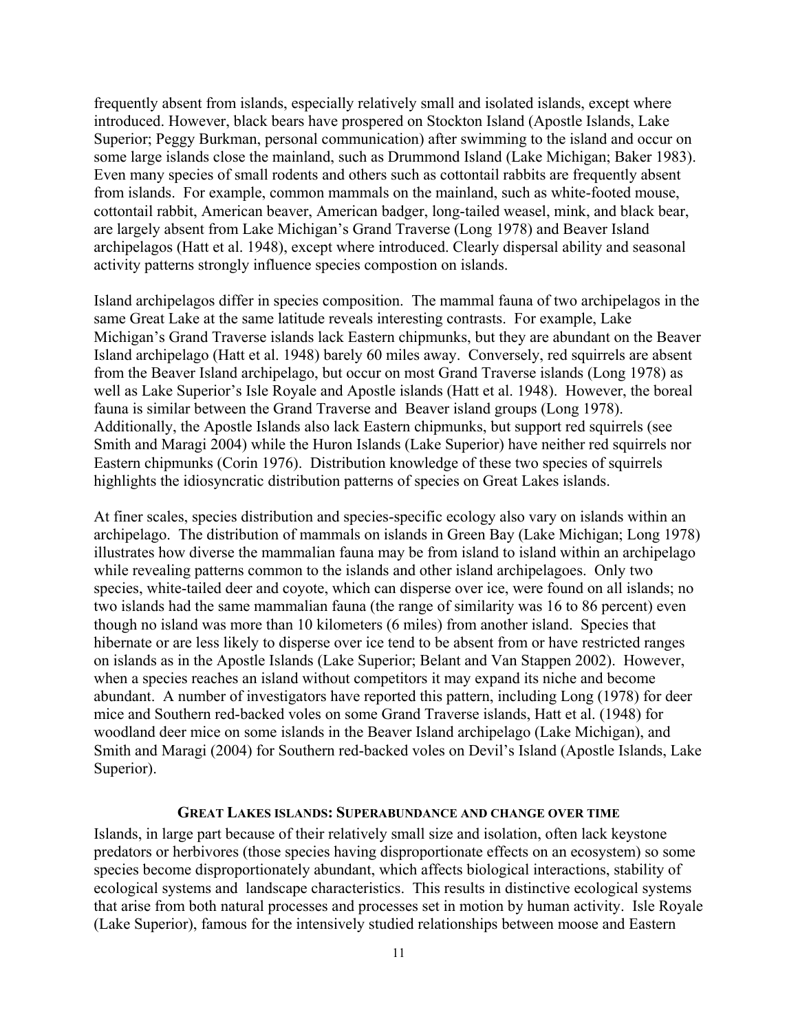frequently absent from islands, especially relatively small and isolated islands, except where introduced. However, black bears have prospered on Stockton Island (Apostle Islands, Lake Superior; Peggy Burkman, personal communication) after swimming to the island and occur on some large islands close the mainland, such as Drummond Island (Lake Michigan; Baker 1983). Even many species of small rodents and others such as cottontail rabbits are frequently absent from islands. For example, common mammals on the mainland, such as white-footed mouse, cottontail rabbit, American beaver, American badger, long-tailed weasel, mink, and black bear, are largely absent from Lake Michigan's Grand Traverse (Long 1978) and Beaver Island archipelagos (Hatt et al. 1948), except where introduced. Clearly dispersal ability and seasonal activity patterns strongly influence species compostion on islands.

Island archipelagos differ in species composition. The mammal fauna of two archipelagos in the same Great Lake at the same latitude reveals interesting contrasts. For example, Lake Michigan's Grand Traverse islands lack Eastern chipmunks, but they are abundant on the Beaver Island archipelago (Hatt et al. 1948) barely 60 miles away. Conversely, red squirrels are absent from the Beaver Island archipelago, but occur on most Grand Traverse islands (Long 1978) as well as Lake Superior's Isle Royale and Apostle islands (Hatt et al. 1948). However, the boreal fauna is similar between the Grand Traverse and Beaver island groups (Long 1978). Additionally, the Apostle Islands also lack Eastern chipmunks, but support red squirrels (see Smith and Maragi 2004) while the Huron Islands (Lake Superior) have neither red squirrels nor Eastern chipmunks (Corin 1976). Distribution knowledge of these two species of squirrels highlights the idiosyncratic distribution patterns of species on Great Lakes islands.

At finer scales, species distribution and species-specific ecology also vary on islands within an archipelago. The distribution of mammals on islands in Green Bay (Lake Michigan; Long 1978) illustrates how diverse the mammalian fauna may be from island to island within an archipelago while revealing patterns common to the islands and other island archipelagoes. Only two species, white-tailed deer and coyote, which can disperse over ice, were found on all islands; no two islands had the same mammalian fauna (the range of similarity was 16 to 86 percent) even though no island was more than 10 kilometers (6 miles) from another island. Species that hibernate or are less likely to disperse over ice tend to be absent from or have restricted ranges on islands as in the Apostle Islands (Lake Superior; Belant and Van Stappen 2002). However, when a species reaches an island without competitors it may expand its niche and become abundant. A number of investigators have reported this pattern, including Long (1978) for deer mice and Southern red-backed voles on some Grand Traverse islands, Hatt et al. (1948) for woodland deer mice on some islands in the Beaver Island archipelago (Lake Michigan), and Smith and Maragi (2004) for Southern red-backed voles on Devil's Island (Apostle Islands, Lake Superior).

## GREAT LAKES ISLANDS: SUPERABUNDANCE AND CHANGE OVER TIME

Islands, in large part because of their relatively small size and isolation, often lack keystone predators or herbivores (those species having disproportionate effects on an ecosystem) so some species become disproportionately abundant, which affects biological interactions, stability of ecological systems and landscape characteristics. This results in distinctive ecological systems that arise from both natural processes and processes set in motion by human activity. Isle Royale (Lake Superior), famous for the intensively studied relationships between moose and Eastern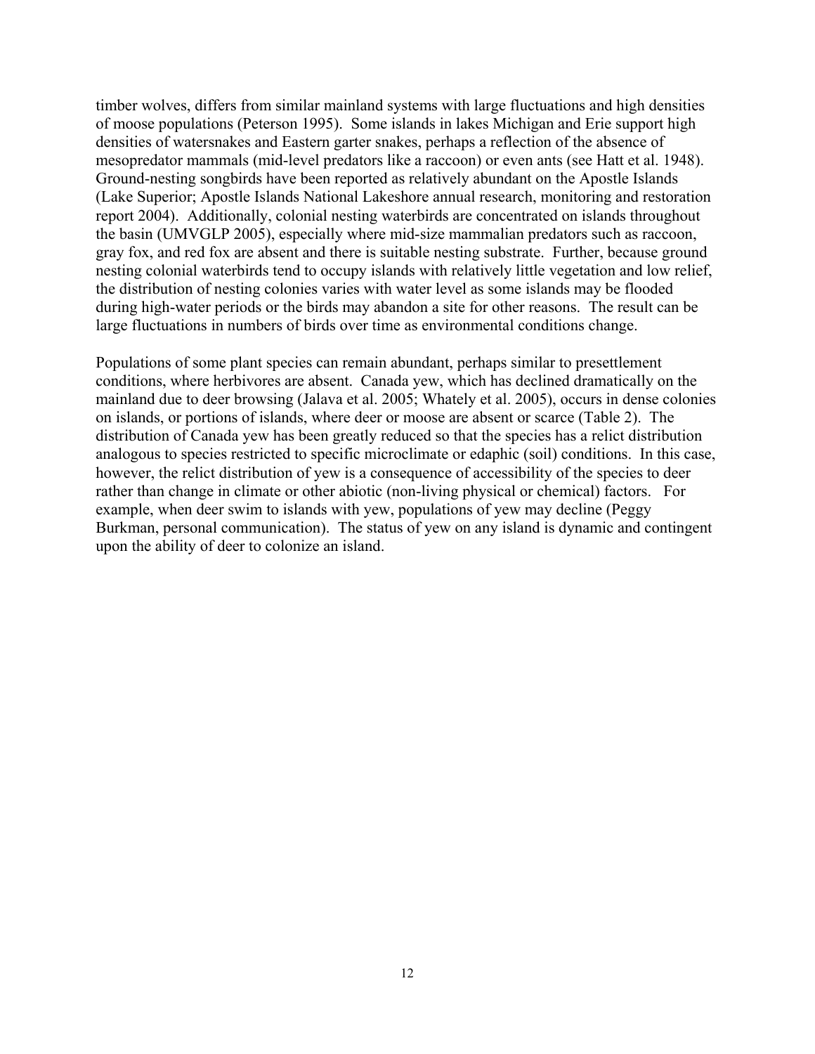timber wolves, differs from similar mainland systems with large fluctuations and high densities of moose populations (Peterson 1995). Some islands in lakes Michigan and Erie support high densities of watersnakes and Eastern garter snakes, perhaps a reflection of the absence of mesopredator mammals (mid-level predators like a raccoon) or even ants (see Hatt et al. 1948). Ground-nesting songbirds have been reported as relatively abundant on the Apostle Islands (Lake Superior; Apostle Islands National Lakeshore annual research, monitoring and restoration report 2004). Additionally, colonial nesting waterbirds are concentrated on islands throughout the basin (UMVGLP 2005), especially where mid-size mammalian predators such as raccoon, gray fox, and red fox are absent and there is suitable nesting substrate. Further, because ground nesting colonial waterbirds tend to occupy islands with relatively little vegetation and low relief, the distribution of nesting colonies varies with water level as some islands may be flooded during high-water periods or the birds may abandon a site for other reasons. The result can be large fluctuations in numbers of birds over time as environmental conditions change.

Populations of some plant species can remain abundant, perhaps similar to presettlement conditions, where herbivores are absent. Canada yew, which has declined dramatically on the mainland due to deer browsing (Jalava et al. 2005; Whately et al. 2005), occurs in dense colonies on islands, or portions of islands, where deer or moose are absent or scarce (Table 2). The distribution of Canada yew has been greatly reduced so that the species has a relict distribution analogous to species restricted to specific microclimate or edaphic (soil) conditions. In this case, however, the relict distribution of yew is a consequence of accessibility of the species to deer rather than change in climate or other abiotic (non-living physical or chemical) factors. For example, when deer swim to islands with yew, populations of yew may decline (Peggy Burkman, personal communication). The status of yew on any island is dynamic and contingent upon the ability of deer to colonize an island.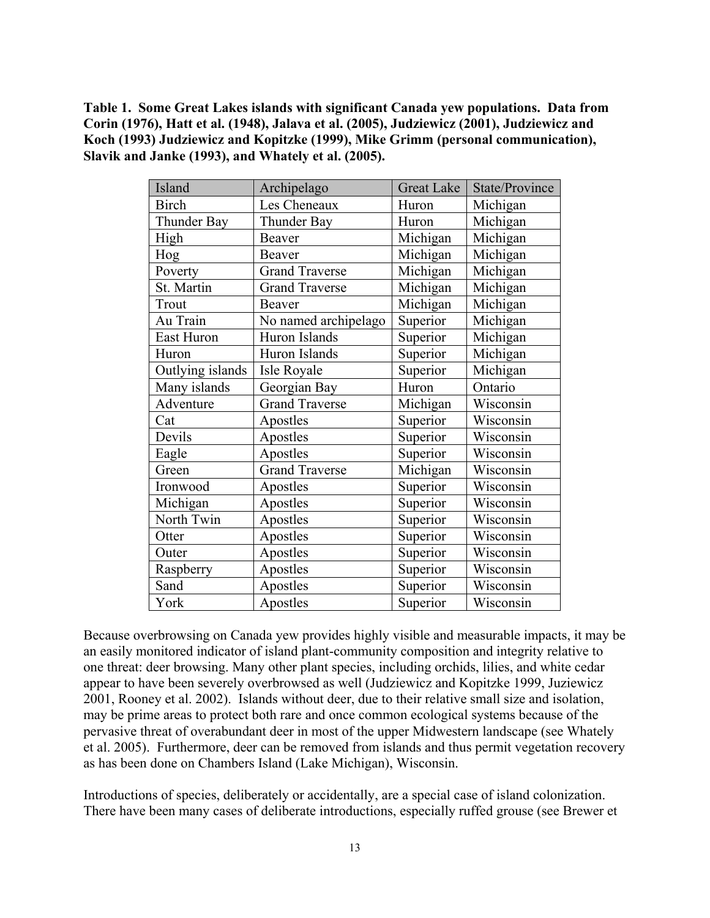**Table 1. Some Great Lakes islands with significant Canada yew populations. Data from Corin (1976), Hatt et al. (1948), Jalava et al. (2005), Judziewicz (2001), Judziewicz and Koch (1993) Judziewicz and Kopitzke (1999), Mike Grimm (personal communication), Slavik and Janke (1993), and Whately et al. (2005).**

| Island | Archipelago | Great Lake | State/Province |
|---|---|---|---|
| Birch | Les Cheneaux | Huron | Michigan |
| Thunder Bay | Thunder Bay | Huron | Michigan |
| High | Beaver | Michigan | Michigan |
| Hog | Beaver | Michigan | Michigan |
| Poverty | Grand Traverse | Michigan | Michigan |
| St. Martin | Grand Traverse | Michigan | Michigan |
| Trout | Beaver | Michigan | Michigan |
| Au Train | No named archipelago | Superior | Michigan |
| East Huron | Huron Islands | Superior | Michigan |
| Huron | Huron Islands | Superior | Michigan |
| Outlying islands | Isle Royale | Superior | Michigan |
| Many islands | Georgian Bay | Huron | Ontario |
| Adventure | Grand Traverse | Michigan | Wisconsin |
| Cat | Apostles | Superior | Wisconsin |
| Devils | Apostles | Superior | Wisconsin |
| Eagle | Apostles | Superior | Wisconsin |
| Green | Grand Traverse | Michigan | Wisconsin |
| Ironwood | Apostles | Superior | Wisconsin |
| Michigan | Apostles | Superior | Wisconsin |
| North Twin | Apostles | Superior | Wisconsin |
| Otter | Apostles | Superior | Wisconsin |
| Outer | Apostles | Superior | Wisconsin |
| Raspberry | Apostles | Superior | Wisconsin |
| Sand | Apostles | Superior | Wisconsin |
| York | Apostles | Superior | Wisconsin |

Because overbrowsing on Canada yew provides highly visible and measurable impacts, it may be an easily monitored indicator of island plant-community composition and integrity relative to one threat: deer browsing. Many other plant species, including orchids, lilies, and white cedar appear to have been severely overbrowsed as well (Judziewicz and Kopitzke 1999, Juziewicz 2001, Rooney et al. 2002). Islands without deer, due to their relative small size and isolation, may be prime areas to protect both rare and once common ecological systems because of the pervasive threat of overabundant deer in most of the upper Midwestern landscape (see Whately et al. 2005). Furthermore, deer can be removed from islands and thus permit vegetation recovery as has been done on Chambers Island (Lake Michigan), Wisconsin.

Introductions of species, deliberately or accidentally, are a special case of island colonization. There have been many cases of deliberate introductions, especially ruffed grouse (see Brewer et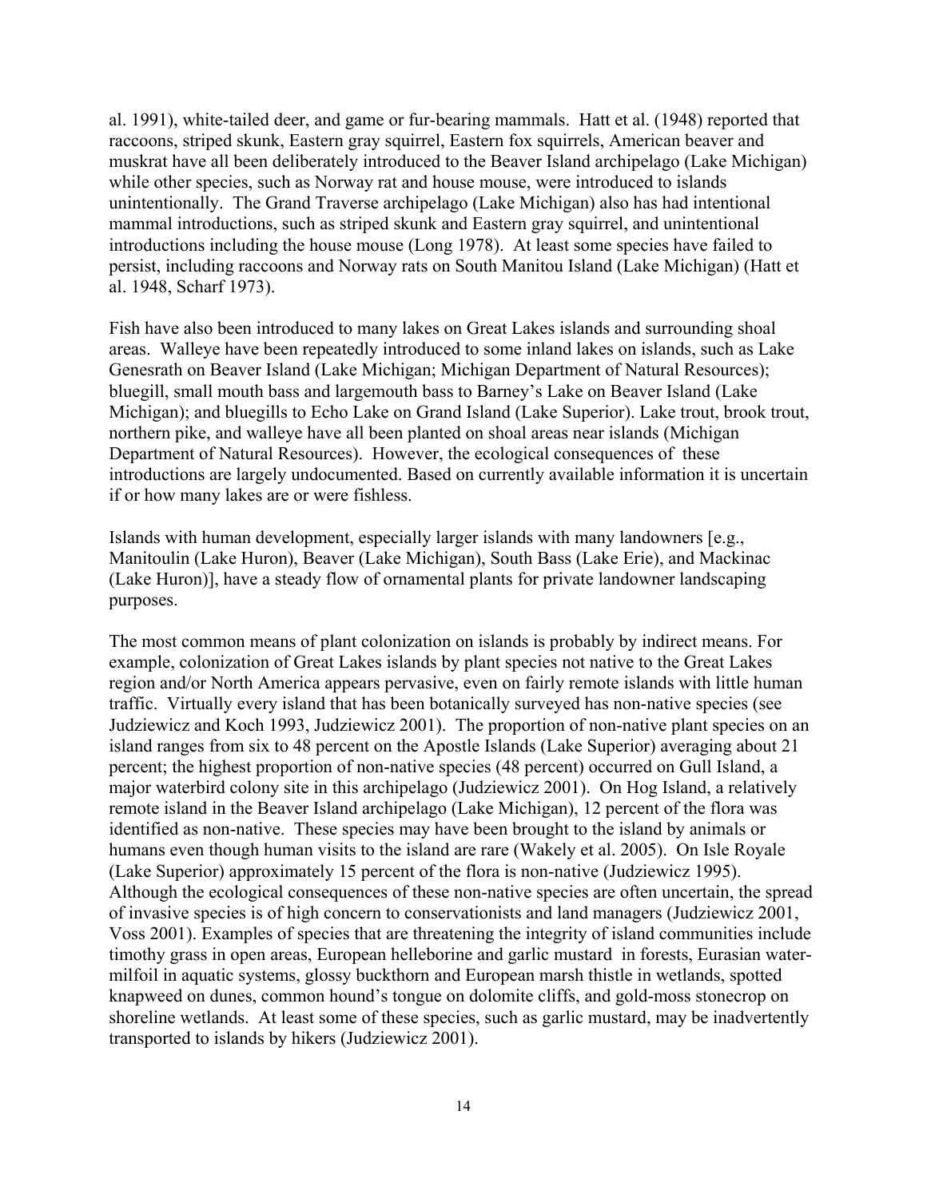al. 1991), white-tailed deer, and game or fur-bearing mammals. Hatt et al. (1948) reported that raccoons, striped skunk, Eastern gray squirrel, Eastern fox squirrels, American beaver and muskrat have all been deliberately introduced to the Beaver Island archipelago (Lake Michigan) while other species, such as Norway rat and house mouse, were introduced to islands unintentionally. The Grand Traverse archipelago (Lake Michigan) also has had intentional mammal introductions, such as striped skunk and Eastern gray squirrel, and unintentional introductions including the house mouse (Long 1978). At least some species have failed to persist, including raccoons and Norway rats on South Manitou Island (Lake Michigan) (Hatt et al. 1948, Scharf 1973).

Fish have also been introduced to many lakes on Great Lakes islands and surrounding shoal areas. Walleye have been repeatedly introduced to some inland lakes on islands, such as Lake Genesrath on Beaver Island (Lake Michigan; Michigan Department of Natural Resources); bluegill, small mouth bass and largemouth bass to Barney's Lake on Beaver Island (Lake Michigan); and bluegills to Echo Lake on Grand Island (Lake Superior). Lake trout, brook trout, northern pike, and walleye have all been planted on shoal areas near islands (Michigan Department of Natural Resources). However, the ecological consequences of these introductions are largely undocumented. Based on currently available information it is uncertain if or how many lakes are or were fishless.

Islands with human development, especially larger islands with many landowners [e.g., Manitoulin (Lake Huron), Beaver (Lake Michigan), South Bass (Lake Erie), and Mackinac (Lake Huron)], have a steady flow of ornamental plants for private landowner landscaping purposes.

The most common means of plant colonization on islands is probably by indirect means. For example, colonization of Great Lakes islands by plant species not native to the Great Lakes region and/or North America appears pervasive, even on fairly remote islands with little human traffic. Virtually every island that has been botanically surveyed has non-native species (see Judziewicz and Koch 1993, Judziewicz 2001). The proportion of non-native plant species on an island ranges from six to 48 percent on the Apostle Islands (Lake Superior) averaging about 21 percent; the highest proportion of non-native species (48 percent) occurred on Gull Island, a major waterbird colony site in this archipelago (Judziewicz 2001). On Hog Island, a relatively remote island in the Beaver Island archipelago (Lake Michigan), 12 percent of the flora was identified as non-native. These species may have been brought to the island by animals or humans even though human visits to the island are rare (Wakely et al. 2005). On Isle Royale (Lake Superior) approximately 15 percent of the flora is non-native (Judziewicz 1995). Although the ecological consequences of these non-native species are often uncertain, the spread of invasive species is of high concern to conservationists and land managers (Judziewicz 2001, Voss 2001). Examples of species that are threatening the integrity of island communities include timothy grass in open areas, European helleborine and garlic mustard in forests, Eurasian water-milfoil in aquatic systems, glossy buckthorn and European marsh thistle in wetlands, spotted knapweed on dunes, common hound's tongue on dolomite cliffs, and gold-moss stonecrop on shoreline wetlands. At least some of these species, such as garlic mustard, may be inadvertently transported to islands by hikers (Judziewicz 2001).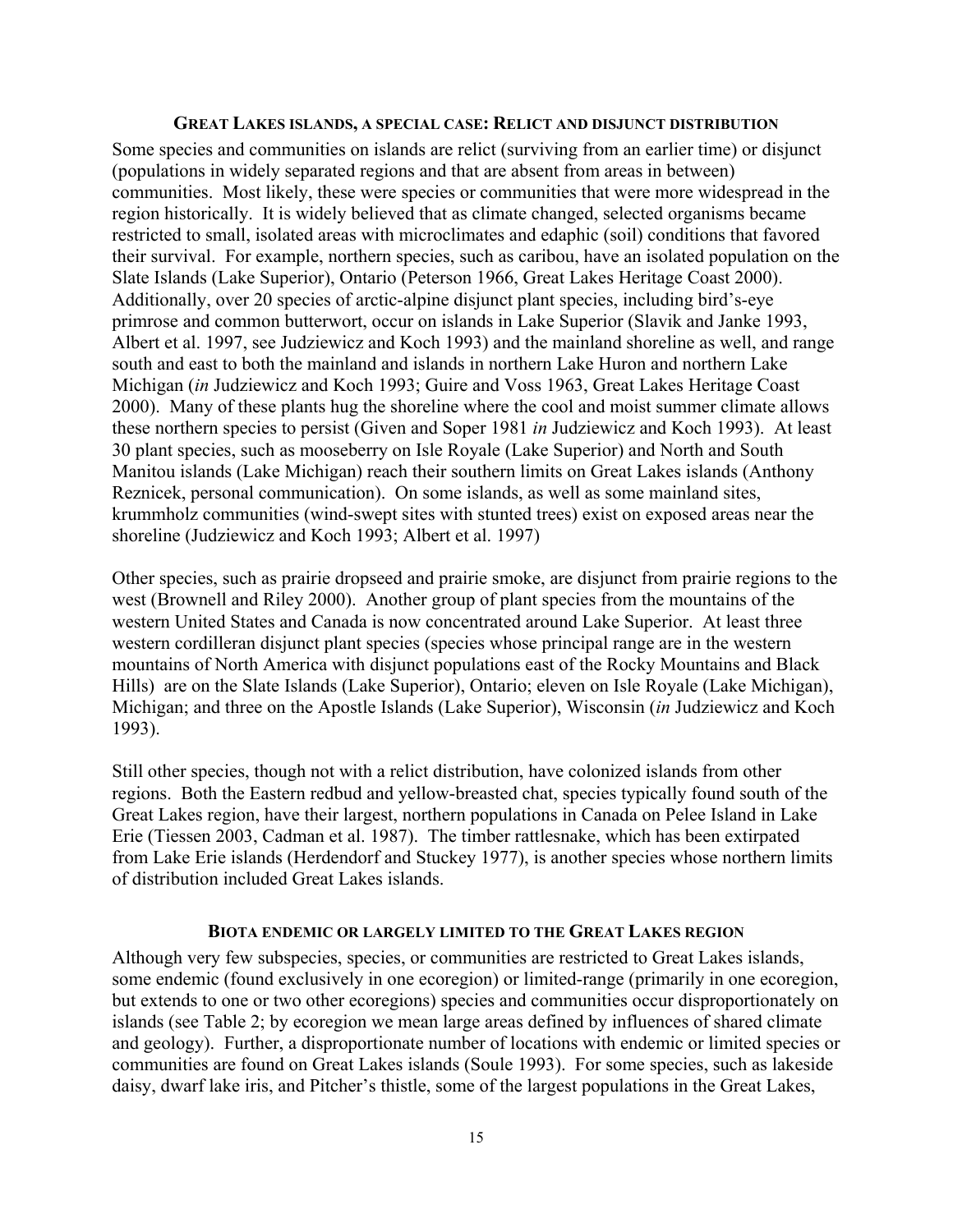## Great Lakes islands, a special case: Relict and disjunct distribution

Some species and communities on islands are relict (surviving from an earlier time) or disjunct (populations in widely separated regions and that are absent from areas in between) communities. Most likely, these were species or communities that were more widespread in the region historically. It is widely believed that as climate changed, selected organisms became restricted to small, isolated areas with microclimates and edaphic (soil) conditions that favored their survival. For example, northern species, such as caribou, have an isolated population on the Slate Islands (Lake Superior), Ontario (Peterson 1966, Great Lakes Heritage Coast 2000). Additionally, over 20 species of arctic-alpine disjunct plant species, including bird's-eye primrose and common butterwort, occur on islands in Lake Superior (Slavik and Janke 1993, Albert et al. 1997, see Judziewicz and Koch 1993) and the mainland shoreline as well, and range south and east to both the mainland and islands in northern Lake Huron and northern Lake Michigan (*in* Judziewicz and Koch 1993; Guire and Voss 1963, Great Lakes Heritage Coast 2000). Many of these plants hug the shoreline where the cool and moist summer climate allows these northern species to persist (Given and Soper 1981 *in* Judziewicz and Koch 1993). At least 30 plant species, such as mooseberry on Isle Royale (Lake Superior) and North and South Manitou islands (Lake Michigan) reach their southern limits on Great Lakes islands (Anthony Reznicek, personal communication). On some islands, as well as some mainland sites, krummholz communities (wind-swept sites with stunted trees) exist on exposed areas near the shoreline (Judziewicz and Koch 1993; Albert et al. 1997)

Other species, such as prairie dropseed and prairie smoke, are disjunct from prairie regions to the west (Brownell and Riley 2000). Another group of plant species from the mountains of the western United States and Canada is now concentrated around Lake Superior. At least three western cordilleran disjunct plant species (species whose principal range are in the western mountains of North America with disjunct populations east of the Rocky Mountains and Black Hills) are on the Slate Islands (Lake Superior), Ontario; eleven on Isle Royale (Lake Michigan), Michigan; and three on the Apostle Islands (Lake Superior), Wisconsin (*in* Judziewicz and Koch 1993).

Still other species, though not with a relict distribution, have colonized islands from other regions. Both the Eastern redbud and yellow-breasted chat, species typically found south of the Great Lakes region, have their largest, northern populations in Canada on Pelee Island in Lake Erie (Tiessen 2003, Cadman et al. 1987). The timber rattlesnake, which has been extirpated from Lake Erie islands (Herdendorf and Stuckey 1977), is another species whose northern limits of distribution included Great Lakes islands.

## Biota endemic or largely limited to the Great Lakes region

Although very few subspecies, species, or communities are restricted to Great Lakes islands, some endemic (found exclusively in one ecoregion) or limited-range (primarily in one ecoregion, but extends to one or two other ecoregions) species and communities occur disproportionately on islands (see Table 2; by ecoregion we mean large areas defined by influences of shared climate and geology). Further, a disproportionate number of locations with endemic or limited species or communities are found on Great Lakes islands (Soule 1993). For some species, such as lakeside daisy, dwarf lake iris, and Pitcher's thistle, some of the largest populations in the Great Lakes,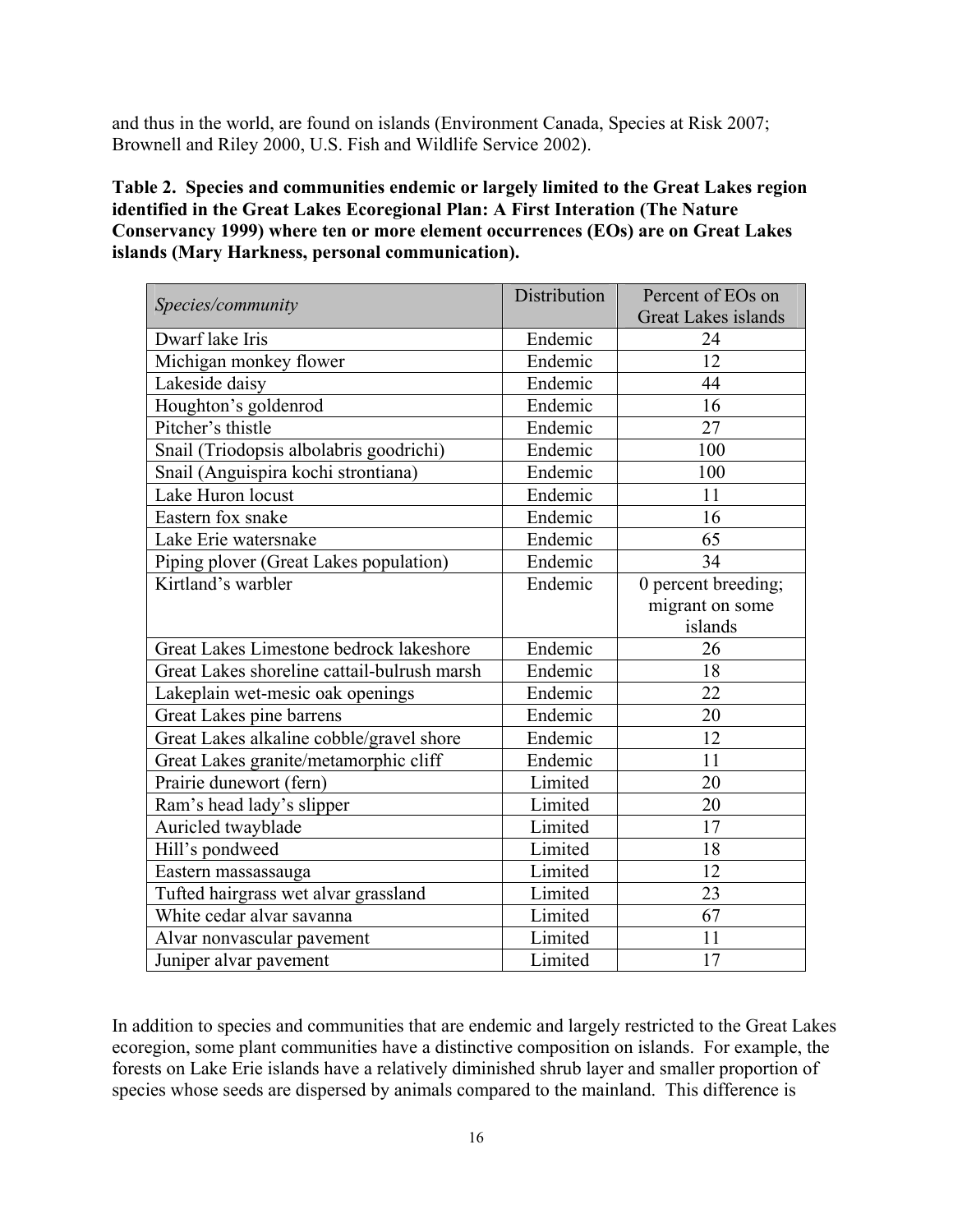and thus in the world, are found on islands (Environment Canada, Species at Risk 2007; Brownell and Riley 2000, U.S. Fish and Wildlife Service 2002).

**Table 2. Species and communities endemic or largely limited to the Great Lakes region identified in the Great Lakes Ecoregional Plan: A First Interation (The Nature Conservancy 1999) where ten or more element occurrences (EOs) are on Great Lakes islands (Mary Harkness, personal communication).**

| *Species/community* | Distribution | Percent of EOs on Great Lakes islands |
|---|---|---|
| Dwarf lake Iris | Endemic | 24 |
| Michigan monkey flower | Endemic | 12 |
| Lakeside daisy | Endemic | 44 |
| Houghton's goldenrod | Endemic | 16 |
| Pitcher's thistle | Endemic | 27 |
| Snail (Triodopsis albolabris goodrichi) | Endemic | 100 |
| Snail (Anguispira kochi strontiana) | Endemic | 100 |
| Lake Huron locust | Endemic | 11 |
| Eastern fox snake | Endemic | 16 |
| Lake Erie watersnake | Endemic | 65 |
| Piping plover (Great Lakes population) | Endemic | 34 |
| Kirtland's warbler | Endemic | 0 percent breeding; migrant on some islands |
| Great Lakes Limestone bedrock lakeshore | Endemic | 26 |
| Great Lakes shoreline cattail-bulrush marsh | Endemic | 18 |
| Lakeplain wet-mesic oak openings | Endemic | 22 |
| Great Lakes pine barrens | Endemic | 20 |
| Great Lakes alkaline cobble/gravel shore | Endemic | 12 |
| Great Lakes granite/metamorphic cliff | Endemic | 11 |
| Prairie dunewort (fern) | Limited | 20 |
| Ram's head lady's slipper | Limited | 20 |
| Auricled twayblade | Limited | 17 |
| Hill's pondweed | Limited | 18 |
| Eastern massassauga | Limited | 12 |
| Tufted hairgrass wet alvar grassland | Limited | 23 |
| White cedar alvar savanna | Limited | 67 |
| Alvar nonvascular pavement | Limited | 11 |
| Juniper alvar pavement | Limited | 17 |

In addition to species and communities that are endemic and largely restricted to the Great Lakes ecoregion, some plant communities have a distinctive composition on islands. For example, the forests on Lake Erie islands have a relatively diminished shrub layer and smaller proportion of species whose seeds are dispersed by animals compared to the mainland. This difference is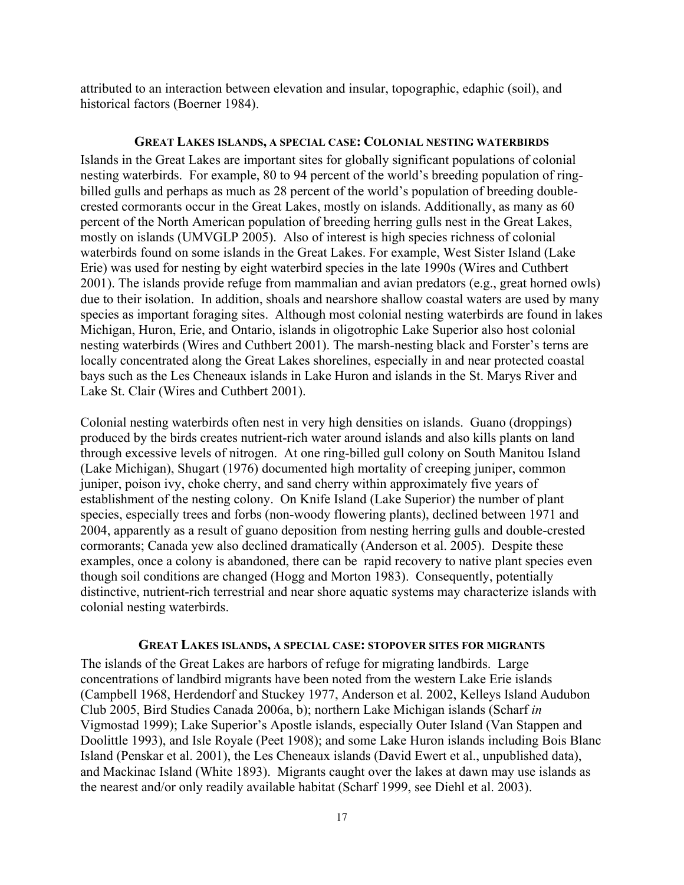attributed to an interaction between elevation and insular, topographic, edaphic (soil), and historical factors (Boerner 1984).

### GREAT LAKES ISLANDS, A SPECIAL CASE: COLONIAL NESTING WATERBIRDS

Islands in the Great Lakes are important sites for globally significant populations of colonial nesting waterbirds. For example, 80 to 94 percent of the world's breeding population of ring-billed gulls and perhaps as much as 28 percent of the world's population of breeding double-crested cormorants occur in the Great Lakes, mostly on islands. Additionally, as many as 60 percent of the North American population of breeding herring gulls nest in the Great Lakes, mostly on islands (UMVGLP 2005). Also of interest is high species richness of colonial waterbirds found on some islands in the Great Lakes. For example, West Sister Island (Lake Erie) was used for nesting by eight waterbird species in the late 1990s (Wires and Cuthbert 2001). The islands provide refuge from mammalian and avian predators (e.g., great horned owls) due to their isolation. In addition, shoals and nearshore shallow coastal waters are used by many species as important foraging sites. Although most colonial nesting waterbirds are found in lakes Michigan, Huron, Erie, and Ontario, islands in oligotrophic Lake Superior also host colonial nesting waterbirds (Wires and Cuthbert 2001). The marsh-nesting black and Forster's terns are locally concentrated along the Great Lakes shorelines, especially in and near protected coastal bays such as the Les Cheneaux islands in Lake Huron and islands in the St. Marys River and Lake St. Clair (Wires and Cuthbert 2001).

Colonial nesting waterbirds often nest in very high densities on islands. Guano (droppings) produced by the birds creates nutrient-rich water around islands and also kills plants on land through excessive levels of nitrogen. At one ring-billed gull colony on South Manitou Island (Lake Michigan), Shugart (1976) documented high mortality of creeping juniper, common juniper, poison ivy, choke cherry, and sand cherry within approximately five years of establishment of the nesting colony. On Knife Island (Lake Superior) the number of plant species, especially trees and forbs (non-woody flowering plants), declined between 1971 and 2004, apparently as a result of guano deposition from nesting herring gulls and double-crested cormorants; Canada yew also declined dramatically (Anderson et al. 2005). Despite these examples, once a colony is abandoned, there can be rapid recovery to native plant species even though soil conditions are changed (Hogg and Morton 1983). Consequently, potentially distinctive, nutrient-rich terrestrial and near shore aquatic systems may characterize islands with colonial nesting waterbirds.

### GREAT LAKES ISLANDS, A SPECIAL CASE: STOPOVER SITES FOR MIGRANTS

The islands of the Great Lakes are harbors of refuge for migrating landbirds. Large concentrations of landbird migrants have been noted from the western Lake Erie islands (Campbell 1968, Herdendorf and Stuckey 1977, Anderson et al. 2002, Kelleys Island Audubon Club 2005, Bird Studies Canada 2006a, b); northern Lake Michigan islands (Scharf *in* Vigmostad 1999); Lake Superior's Apostle islands, especially Outer Island (Van Stappen and Doolittle 1993), and Isle Royale (Peet 1908); and some Lake Huron islands including Bois Blanc Island (Penskar et al. 2001), the Les Cheneaux islands (David Ewert et al., unpublished data), and Mackinac Island (White 1893). Migrants caught over the lakes at dawn may use islands as the nearest and/or only readily available habitat (Scharf 1999, see Diehl et al. 2003).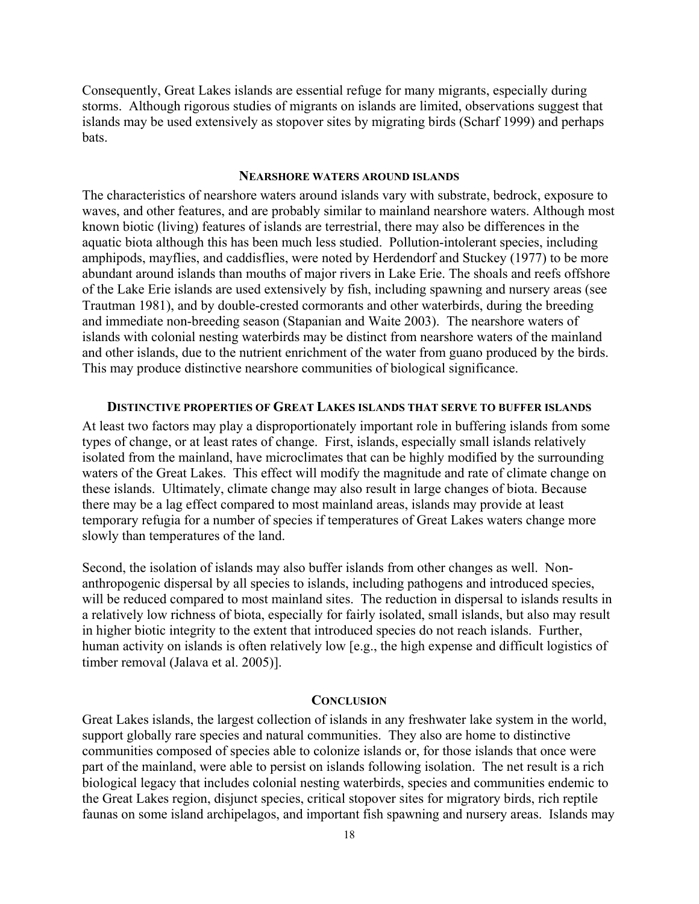Consequently, Great Lakes islands are essential refuge for many migrants, especially during storms. Although rigorous studies of migrants on islands are limited, observations suggest that islands may be used extensively as stopover sites by migrating birds (Scharf 1999) and perhaps bats.

## Nearshore waters around islands

The characteristics of nearshore waters around islands vary with substrate, bedrock, exposure to waves, and other features, and are probably similar to mainland nearshore waters. Although most known biotic (living) features of islands are terrestrial, there may also be differences in the aquatic biota although this has been much less studied. Pollution-intolerant species, including amphipods, mayflies, and caddisflies, were noted by Herdendorf and Stuckey (1977) to be more abundant around islands than mouths of major rivers in Lake Erie. The shoals and reefs offshore of the Lake Erie islands are used extensively by fish, including spawning and nursery areas (see Trautman 1981), and by double-crested cormorants and other waterbirds, during the breeding and immediate non-breeding season (Stapanian and Waite 2003). The nearshore waters of islands with colonial nesting waterbirds may be distinct from nearshore waters of the mainland and other islands, due to the nutrient enrichment of the water from guano produced by the birds. This may produce distinctive nearshore communities of biological significance.

## Distinctive properties of Great Lakes islands that serve to buffer islands

At least two factors may play a disproportionately important role in buffering islands from some types of change, or at least rates of change. First, islands, especially small islands relatively isolated from the mainland, have microclimates that can be highly modified by the surrounding waters of the Great Lakes. This effect will modify the magnitude and rate of climate change on these islands. Ultimately, climate change may also result in large changes of biota. Because there may be a lag effect compared to most mainland areas, islands may provide at least temporary refugia for a number of species if temperatures of Great Lakes waters change more slowly than temperatures of the land.

Second, the isolation of islands may also buffer islands from other changes as well. Non-anthropogenic dispersal by all species to islands, including pathogens and introduced species, will be reduced compared to most mainland sites. The reduction in dispersal to islands results in a relatively low richness of biota, especially for fairly isolated, small islands, but also may result in higher biotic integrity to the extent that introduced species do not reach islands. Further, human activity on islands is often relatively low [e.g., the high expense and difficult logistics of timber removal (Jalava et al. 2005)].

## Conclusion

Great Lakes islands, the largest collection of islands in any freshwater lake system in the world, support globally rare species and natural communities. They also are home to distinctive communities composed of species able to colonize islands or, for those islands that once were part of the mainland, were able to persist on islands following isolation. The net result is a rich biological legacy that includes colonial nesting waterbirds, species and communities endemic to the Great Lakes region, disjunct species, critical stopover sites for migratory birds, rich reptile faunas on some island archipelagos, and important fish spawning and nursery areas. Islands may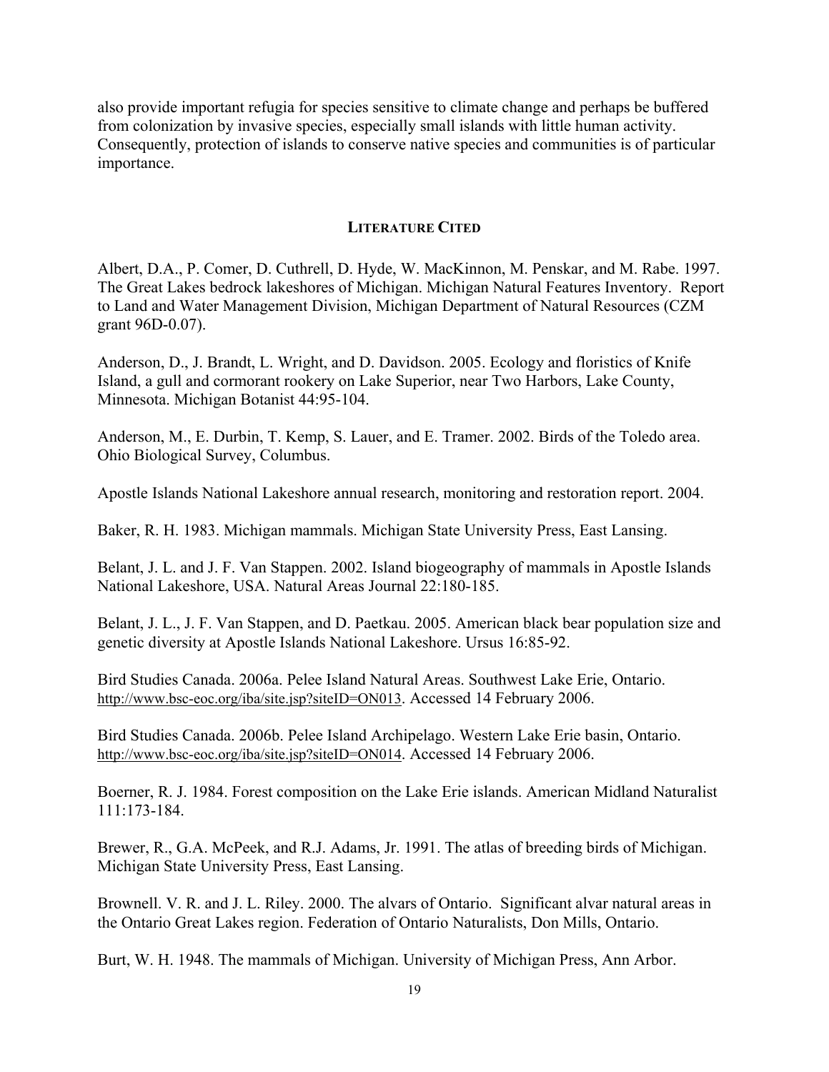also provide important refugia for species sensitive to climate change and perhaps be buffered from colonization by invasive species, especially small islands with little human activity. Consequently, protection of islands to conserve native species and communities is of particular importance.

## LITERATURE CITED

Albert, D.A., P. Comer, D. Cuthrell, D. Hyde, W. MacKinnon, M. Penskar, and M. Rabe. 1997. The Great Lakes bedrock lakeshores of Michigan. Michigan Natural Features Inventory. Report to Land and Water Management Division, Michigan Department of Natural Resources (CZM grant 96D-0.07).

Anderson, D., J. Brandt, L. Wright, and D. Davidson. 2005. Ecology and floristics of Knife Island, a gull and cormorant rookery on Lake Superior, near Two Harbors, Lake County, Minnesota. Michigan Botanist 44:95-104.

Anderson, M., E. Durbin, T. Kemp, S. Lauer, and E. Tramer. 2002. Birds of the Toledo area. Ohio Biological Survey, Columbus.

Apostle Islands National Lakeshore annual research, monitoring and restoration report. 2004.

Baker, R. H. 1983. Michigan mammals. Michigan State University Press, East Lansing.

Belant, J. L. and J. F. Van Stappen. 2002. Island biogeography of mammals in Apostle Islands National Lakeshore, USA. Natural Areas Journal 22:180-185.

Belant, J. L., J. F. Van Stappen, and D. Paetkau. 2005. American black bear population size and genetic diversity at Apostle Islands National Lakeshore. Ursus 16:85-92.

Bird Studies Canada. 2006a. Pelee Island Natural Areas. Southwest Lake Erie, Ontario. http://www.bsc-eoc.org/iba/site.jsp?siteID=ON013. Accessed 14 February 2006.

Bird Studies Canada. 2006b. Pelee Island Archipelago. Western Lake Erie basin, Ontario. http://www.bsc-eoc.org/iba/site.jsp?siteID=ON014. Accessed 14 February 2006.

Boerner, R. J. 1984. Forest composition on the Lake Erie islands. American Midland Naturalist 111:173-184.

Brewer, R., G.A. McPeek, and R.J. Adams, Jr. 1991. The atlas of breeding birds of Michigan. Michigan State University Press, East Lansing.

Brownell. V. R. and J. L. Riley. 2000. The alvars of Ontario. Significant alvar natural areas in the Ontario Great Lakes region. Federation of Ontario Naturalists, Don Mills, Ontario.

Burt, W. H. 1948. The mammals of Michigan. University of Michigan Press, Ann Arbor.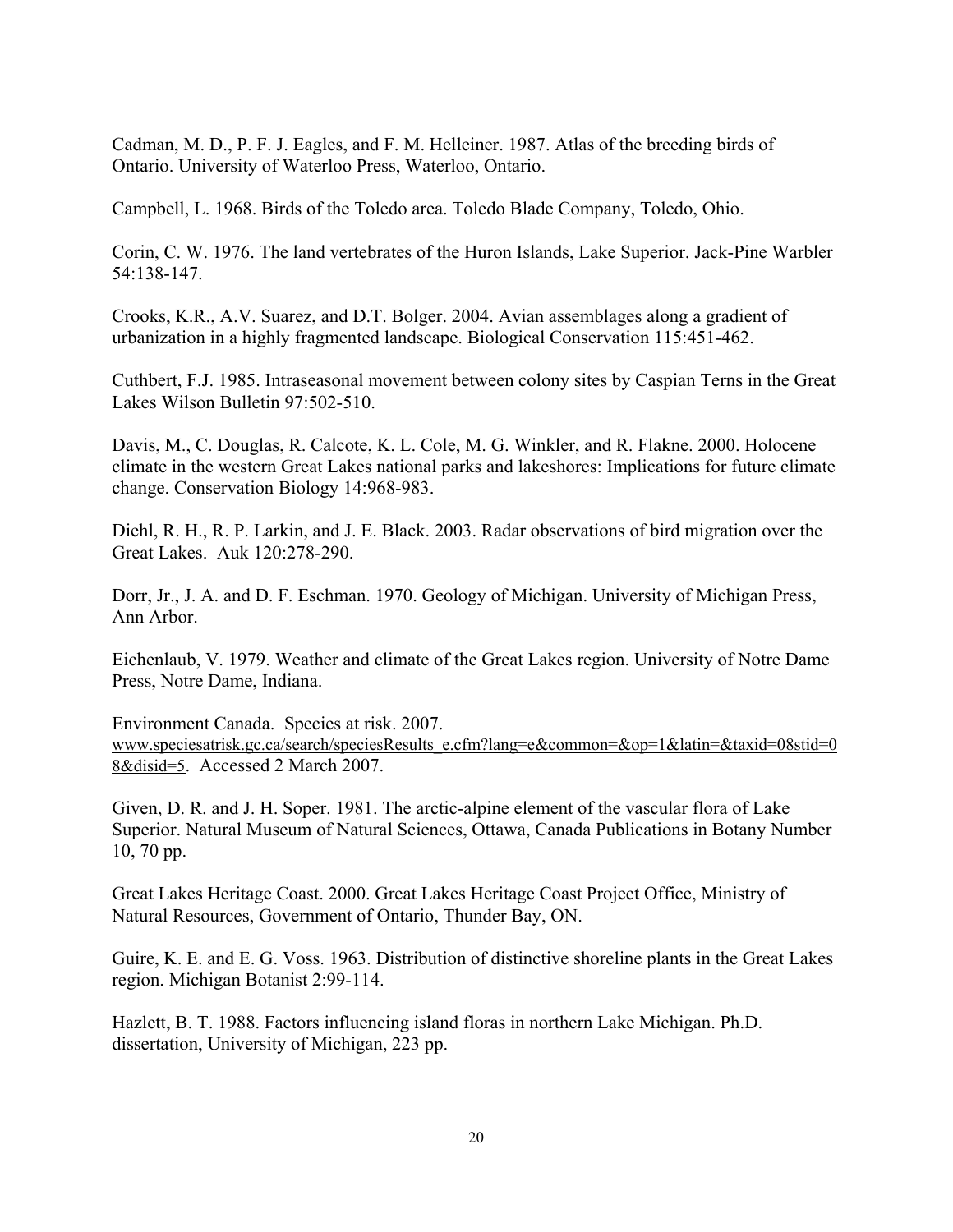Cadman, M. D., P. F. J. Eagles, and F. M. Helleiner. 1987. Atlas of the breeding birds of Ontario. University of Waterloo Press, Waterloo, Ontario.

Campbell, L. 1968. Birds of the Toledo area. Toledo Blade Company, Toledo, Ohio.

Corin, C. W. 1976. The land vertebrates of the Huron Islands, Lake Superior. Jack-Pine Warbler 54:138-147.

Crooks, K.R., A.V. Suarez, and D.T. Bolger. 2004. Avian assemblages along a gradient of urbanization in a highly fragmented landscape. Biological Conservation 115:451-462.

Cuthbert, F.J. 1985. Intraseasonal movement between colony sites by Caspian Terns in the Great Lakes Wilson Bulletin 97:502-510.

Davis, M., C. Douglas, R. Calcote, K. L. Cole, M. G. Winkler, and R. Flakne. 2000. Holocene climate in the western Great Lakes national parks and lakeshores: Implications for future climate change. Conservation Biology 14:968-983.

Diehl, R. H., R. P. Larkin, and J. E. Black. 2003. Radar observations of bird migration over the Great Lakes. Auk 120:278-290.

Dorr, Jr., J. A. and D. F. Eschman. 1970. Geology of Michigan. University of Michigan Press, Ann Arbor.

Eichenlaub, V. 1979. Weather and climate of the Great Lakes region. University of Notre Dame Press, Notre Dame, Indiana.

Environment Canada. Species at risk. 2007. www.speciesatrisk.gc.ca/search/speciesResults_e.cfm?lang=e&common=&op=1&latin=&taxid=08stid=08&disid=5. Accessed 2 March 2007.

Given, D. R. and J. H. Soper. 1981. The arctic-alpine element of the vascular flora of Lake Superior. Natural Museum of Natural Sciences, Ottawa, Canada Publications in Botany Number 10, 70 pp.

Great Lakes Heritage Coast. 2000. Great Lakes Heritage Coast Project Office, Ministry of Natural Resources, Government of Ontario, Thunder Bay, ON.

Guire, K. E. and E. G. Voss. 1963. Distribution of distinctive shoreline plants in the Great Lakes region. Michigan Botanist 2:99-114.

Hazlett, B. T. 1988. Factors influencing island floras in northern Lake Michigan. Ph.D. dissertation, University of Michigan, 223 pp.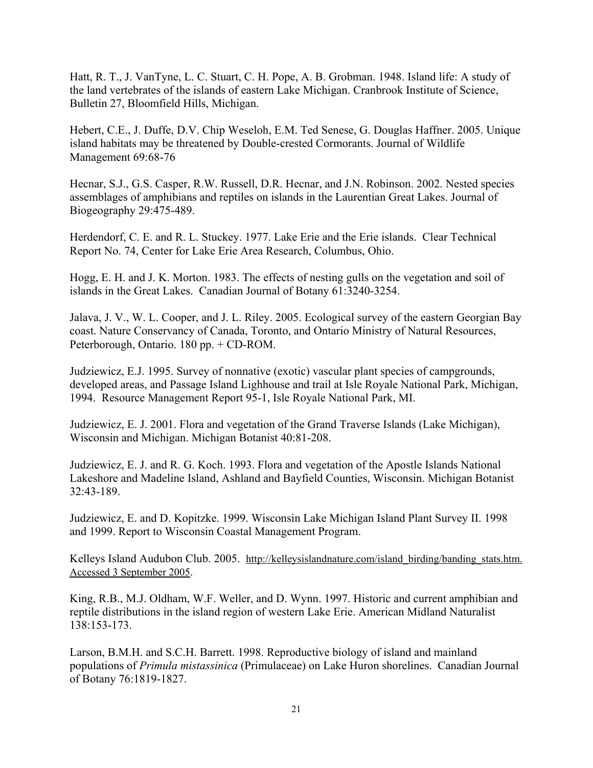Hatt, R. T., J. VanTyne, L. C. Stuart, C. H. Pope, A. B. Grobman. 1948. Island life: A study of the land vertebrates of the islands of eastern Lake Michigan. Cranbrook Institute of Science, Bulletin 27, Bloomfield Hills, Michigan.

Hebert, C.E., J. Duffe, D.V. Chip Weseloh, E.M. Ted Senese, G. Douglas Haffner. 2005. Unique island habitats may be threatened by Double-crested Cormorants. Journal of Wildlife Management 69:68-76

Hecnar, S.J., G.S. Casper, R.W. Russell, D.R. Hecnar, and J.N. Robinson. 2002. Nested species assemblages of amphibians and reptiles on islands in the Laurentian Great Lakes. Journal of Biogeography 29:475-489.

Herdendorf, C. E. and R. L. Stuckey. 1977. Lake Erie and the Erie islands. Clear Technical Report No. 74, Center for Lake Erie Area Research, Columbus, Ohio.

Hogg, E. H. and J. K. Morton. 1983. The effects of nesting gulls on the vegetation and soil of islands in the Great Lakes. Canadian Journal of Botany 61:3240-3254.

Jalava, J. V., W. L. Cooper, and J. L. Riley. 2005. Ecological survey of the eastern Georgian Bay coast. Nature Conservancy of Canada, Toronto, and Ontario Ministry of Natural Resources, Peterborough, Ontario. 180 pp. + CD-ROM.

Judziewicz, E.J. 1995. Survey of nonnative (exotic) vascular plant species of campgrounds, developed areas, and Passage Island Lighhouse and trail at Isle Royale National Park, Michigan, 1994. Resource Management Report 95-1, Isle Royale National Park, MI.

Judziewicz, E. J. 2001. Flora and vegetation of the Grand Traverse Islands (Lake Michigan), Wisconsin and Michigan. Michigan Botanist 40:81-208.

Judziewicz, E. J. and R. G. Koch. 1993. Flora and vegetation of the Apostle Islands National Lakeshore and Madeline Island, Ashland and Bayfield Counties, Wisconsin. Michigan Botanist 32:43-189.

Judziewicz, E. and D. Kopitzke. 1999. Wisconsin Lake Michigan Island Plant Survey II. 1998 and 1999. Report to Wisconsin Coastal Management Program.

Kelleys Island Audubon Club. 2005. http://kelleysislandnature.com/island_birding/banding_stats.htm. Accessed 3 September 2005.

King, R.B., M.J. Oldham, W.F. Weller, and D. Wynn. 1997. Historic and current amphibian and reptile distributions in the island region of western Lake Erie. American Midland Naturalist 138:153-173.

Larson, B.M.H. and S.C.H. Barrett. 1998. Reproductive biology of island and mainland populations of *Primula mistassinica* (Primulaceae) on Lake Huron shorelines. Canadian Journal of Botany 76:1819-1827.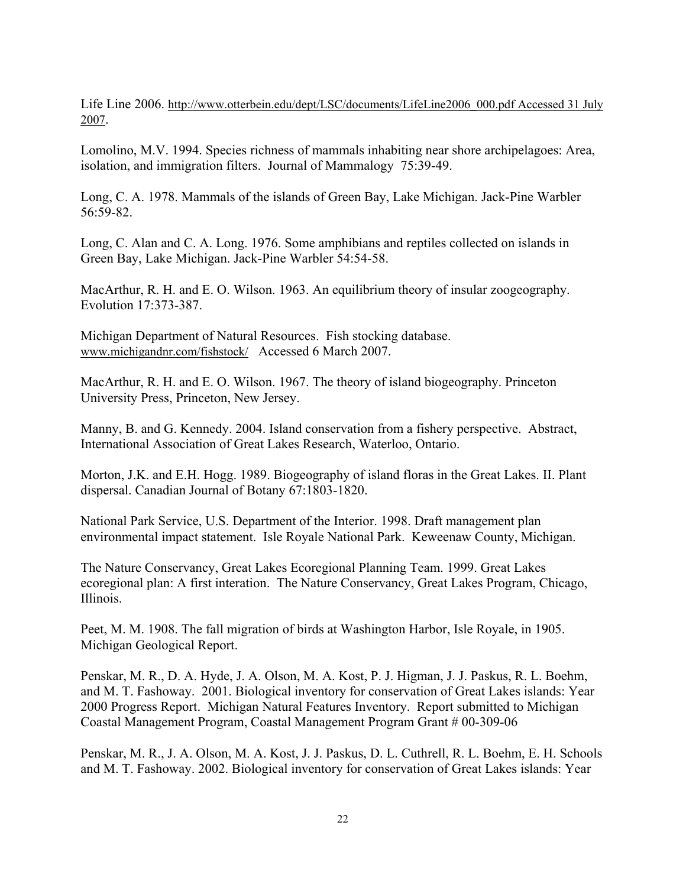Life Line 2006. http://www.otterbein.edu/dept/LSC/documents/LifeLine2006_000.pdf Accessed 31 July 2007.

Lomolino, M.V. 1994. Species richness of mammals inhabiting near shore archipelagoes: Area, isolation, and immigration filters. Journal of Mammalogy 75:39-49.

Long, C. A. 1978. Mammals of the islands of Green Bay, Lake Michigan. Jack-Pine Warbler 56:59-82.

Long, C. Alan and C. A. Long. 1976. Some amphibians and reptiles collected on islands in Green Bay, Lake Michigan. Jack-Pine Warbler 54:54-58.

MacArthur, R. H. and E. O. Wilson. 1963. An equilibrium theory of insular zoogeography. Evolution 17:373-387.

Michigan Department of Natural Resources. Fish stocking database. www.michigandnr.com/fishstock/ Accessed 6 March 2007.

MacArthur, R. H. and E. O. Wilson. 1967. The theory of island biogeography. Princeton University Press, Princeton, New Jersey.

Manny, B. and G. Kennedy. 2004. Island conservation from a fishery perspective. Abstract, International Association of Great Lakes Research, Waterloo, Ontario.

Morton, J.K. and E.H. Hogg. 1989. Biogeography of island floras in the Great Lakes. II. Plant dispersal. Canadian Journal of Botany 67:1803-1820.

National Park Service, U.S. Department of the Interior. 1998. Draft management plan environmental impact statement. Isle Royale National Park. Keweenaw County, Michigan.

The Nature Conservancy, Great Lakes Ecoregional Planning Team. 1999. Great Lakes ecoregional plan: A first interation. The Nature Conservancy, Great Lakes Program, Chicago, Illinois.

Peet, M. M. 1908. The fall migration of birds at Washington Harbor, Isle Royale, in 1905. Michigan Geological Report.

Penskar, M. R., D. A. Hyde, J. A. Olson, M. A. Kost, P. J. Higman, J. J. Paskus, R. L. Boehm, and M. T. Fashoway. 2001. Biological inventory for conservation of Great Lakes islands: Year 2000 Progress Report. Michigan Natural Features Inventory. Report submitted to Michigan Coastal Management Program, Coastal Management Program Grant # 00-309-06

Penskar, M. R., J. A. Olson, M. A. Kost, J. J. Paskus, D. L. Cuthrell, R. L. Boehm, E. H. Schools and M. T. Fashoway. 2002. Biological inventory for conservation of Great Lakes islands: Year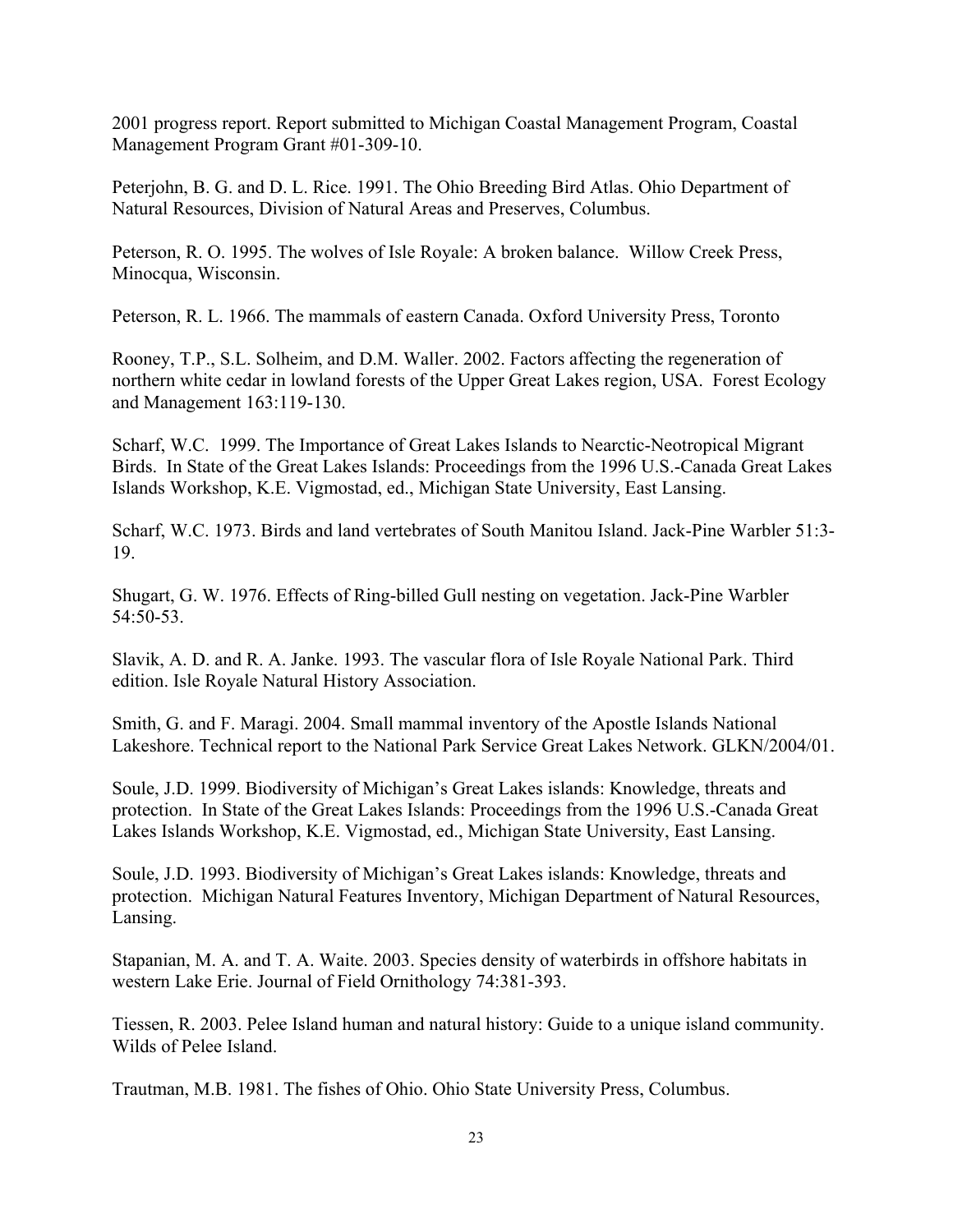2001 progress report. Report submitted to Michigan Coastal Management Program, Coastal Management Program Grant #01-309-10.

Peterjohn, B. G. and D. L. Rice. 1991. The Ohio Breeding Bird Atlas. Ohio Department of Natural Resources, Division of Natural Areas and Preserves, Columbus.

Peterson, R. O. 1995. The wolves of Isle Royale: A broken balance. Willow Creek Press, Minocqua, Wisconsin.

Peterson, R. L. 1966. The mammals of eastern Canada. Oxford University Press, Toronto

Rooney, T.P., S.L. Solheim, and D.M. Waller. 2002. Factors affecting the regeneration of northern white cedar in lowland forests of the Upper Great Lakes region, USA. Forest Ecology and Management 163:119-130.

Scharf, W.C. 1999. The Importance of Great Lakes Islands to Nearctic-Neotropical Migrant Birds. In State of the Great Lakes Islands: Proceedings from the 1996 U.S.-Canada Great Lakes Islands Workshop, K.E. Vigmostad, ed., Michigan State University, East Lansing.

Scharf, W.C. 1973. Birds and land vertebrates of South Manitou Island. Jack-Pine Warbler 51:3-19.

Shugart, G. W. 1976. Effects of Ring-billed Gull nesting on vegetation. Jack-Pine Warbler 54:50-53.

Slavik, A. D. and R. A. Janke. 1993. The vascular flora of Isle Royale National Park. Third edition. Isle Royale Natural History Association.

Smith, G. and F. Maragi. 2004. Small mammal inventory of the Apostle Islands National Lakeshore. Technical report to the National Park Service Great Lakes Network. GLKN/2004/01.

Soule, J.D. 1999. Biodiversity of Michigan's Great Lakes islands: Knowledge, threats and protection. In State of the Great Lakes Islands: Proceedings from the 1996 U.S.-Canada Great Lakes Islands Workshop, K.E. Vigmostad, ed., Michigan State University, East Lansing.

Soule, J.D. 1993. Biodiversity of Michigan's Great Lakes islands: Knowledge, threats and protection. Michigan Natural Features Inventory, Michigan Department of Natural Resources, Lansing.

Stapanian, M. A. and T. A. Waite. 2003. Species density of waterbirds in offshore habitats in western Lake Erie. Journal of Field Ornithology 74:381-393.

Tiessen, R. 2003. Pelee Island human and natural history: Guide to a unique island community. Wilds of Pelee Island.

Trautman, M.B. 1981. The fishes of Ohio. Ohio State University Press, Columbus.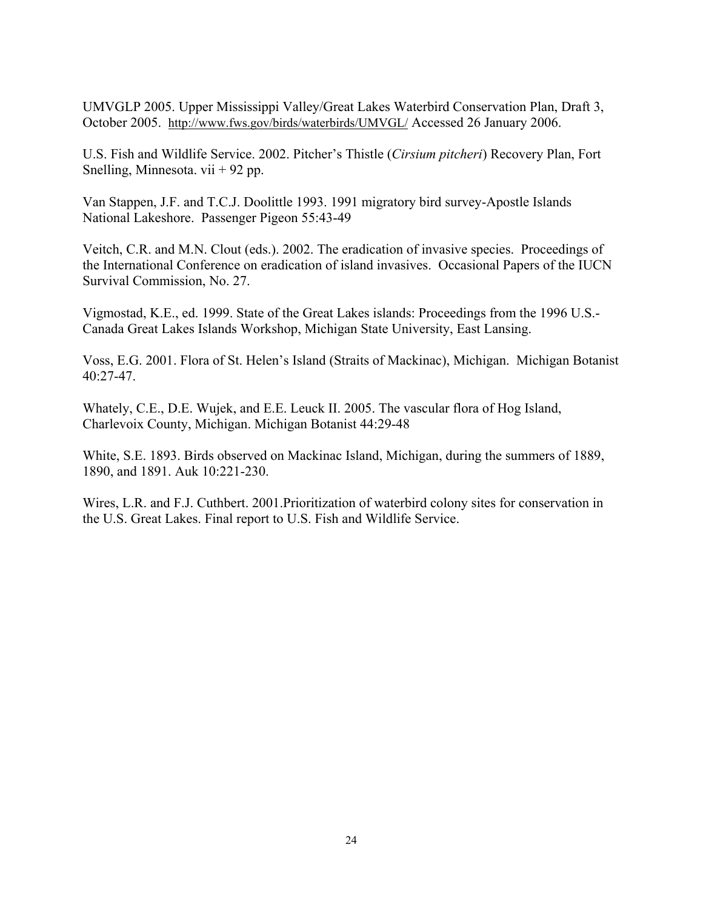UMVGLP 2005. Upper Mississippi Valley/Great Lakes Waterbird Conservation Plan, Draft 3, October 2005. http://www.fws.gov/birds/waterbirds/UMVGL/ Accessed 26 January 2006.

U.S. Fish and Wildlife Service. 2002. Pitcher's Thistle (*Cirsium pitcheri*) Recovery Plan, Fort Snelling, Minnesota. vii + 92 pp.

Van Stappen, J.F. and T.C.J. Doolittle 1993. 1991 migratory bird survey-Apostle Islands National Lakeshore. Passenger Pigeon 55:43-49

Veitch, C.R. and M.N. Clout (eds.). 2002. The eradication of invasive species. Proceedings of the International Conference on eradication of island invasives. Occasional Papers of the IUCN Survival Commission, No. 27.

Vigmostad, K.E., ed. 1999. State of the Great Lakes islands: Proceedings from the 1996 U.S.-Canada Great Lakes Islands Workshop, Michigan State University, East Lansing.

Voss, E.G. 2001. Flora of St. Helen's Island (Straits of Mackinac), Michigan. Michigan Botanist 40:27-47.

Whately, C.E., D.E. Wujek, and E.E. Leuck II. 2005. The vascular flora of Hog Island, Charlevoix County, Michigan. Michigan Botanist 44:29-48

White, S.E. 1893. Birds observed on Mackinac Island, Michigan, during the summers of 1889, 1890, and 1891. Auk 10:221-230.

Wires, L.R. and F.J. Cuthbert. 2001.Prioritization of waterbird colony sites for conservation in the U.S. Great Lakes. Final report to U.S. Fish and Wildlife Service.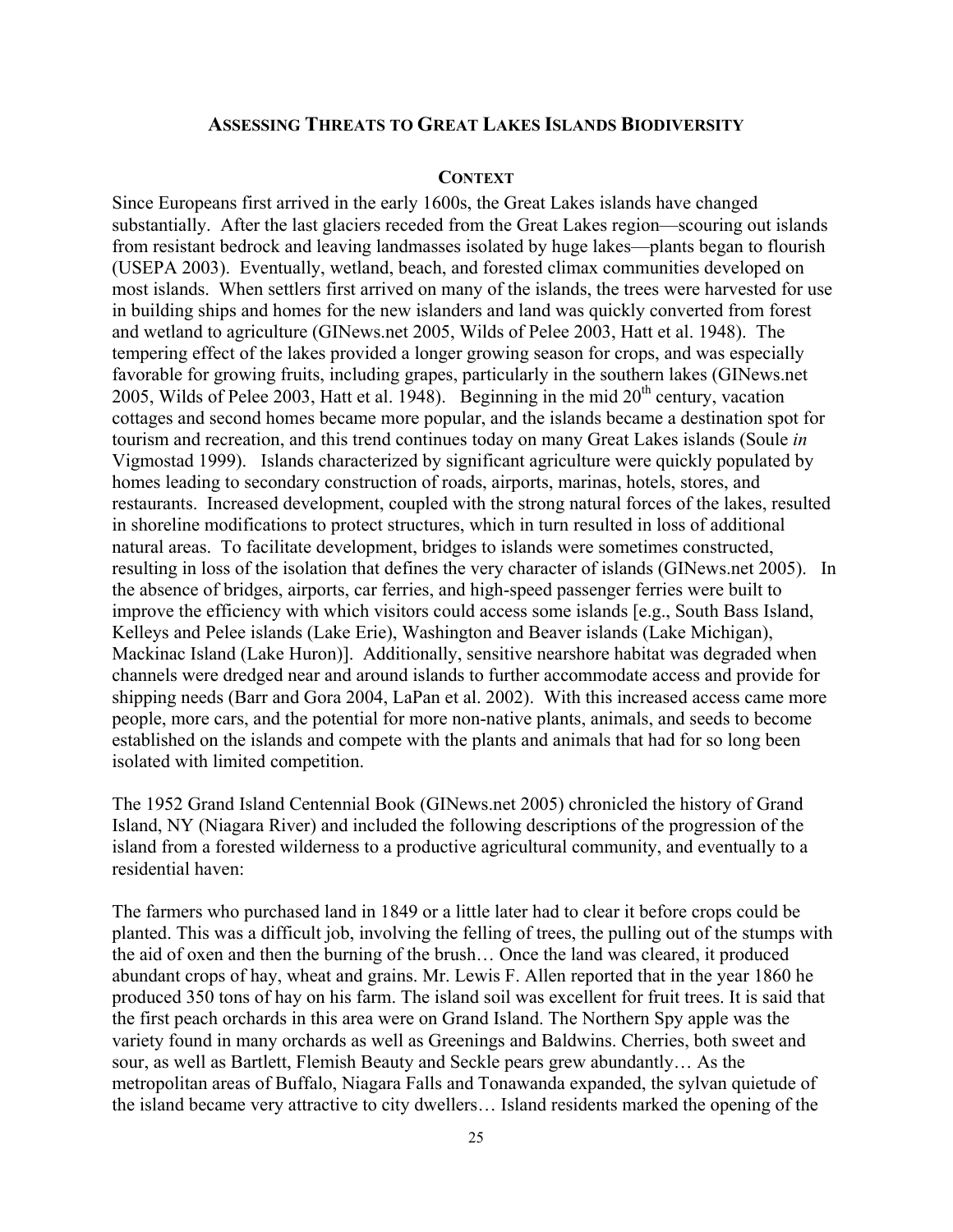## Assessing Threats to Great Lakes Islands Biodiversity

### Context

Since Europeans first arrived in the early 1600s, the Great Lakes islands have changed substantially. After the last glaciers receded from the Great Lakes region—scouring out islands from resistant bedrock and leaving landmasses isolated by huge lakes—plants began to flourish (USEPA 2003). Eventually, wetland, beach, and forested climax communities developed on most islands. When settlers first arrived on many of the islands, the trees were harvested for use in building ships and homes for the new islanders and land was quickly converted from forest and wetland to agriculture (GINews.net 2005, Wilds of Pelee 2003, Hatt et al. 1948). The tempering effect of the lakes provided a longer growing season for crops, and was especially favorable for growing fruits, including grapes, particularly in the southern lakes (GINews.net 2005, Wilds of Pelee 2003, Hatt et al. 1948). Beginning in the mid 20th century, vacation cottages and second homes became more popular, and the islands became a destination spot for tourism and recreation, and this trend continues today on many Great Lakes islands (Soule *in* Vigmostad 1999). Islands characterized by significant agriculture were quickly populated by homes leading to secondary construction of roads, airports, marinas, hotels, stores, and restaurants. Increased development, coupled with the strong natural forces of the lakes, resulted in shoreline modifications to protect structures, which in turn resulted in loss of additional natural areas. To facilitate development, bridges to islands were sometimes constructed, resulting in loss of the isolation that defines the very character of islands (GINews.net 2005). In the absence of bridges, airports, car ferries, and high-speed passenger ferries were built to improve the efficiency with which visitors could access some islands [e.g., South Bass Island, Kelleys and Pelee islands (Lake Erie), Washington and Beaver islands (Lake Michigan), Mackinac Island (Lake Huron)]. Additionally, sensitive nearshore habitat was degraded when channels were dredged near and around islands to further accommodate access and provide for shipping needs (Barr and Gora 2004, LaPan et al. 2002). With this increased access came more people, more cars, and the potential for more non-native plants, animals, and seeds to become established on the islands and compete with the plants and animals that had for so long been isolated with limited competition.

The 1952 Grand Island Centennial Book (GINews.net 2005) chronicled the history of Grand Island, NY (Niagara River) and included the following descriptions of the progression of the island from a forested wilderness to a productive agricultural community, and eventually to a residential haven:

The farmers who purchased land in 1849 or a little later had to clear it before crops could be planted. This was a difficult job, involving the felling of trees, the pulling out of the stumps with the aid of oxen and then the burning of the brush… Once the land was cleared, it produced abundant crops of hay, wheat and grains. Mr. Lewis F. Allen reported that in the year 1860 he produced 350 tons of hay on his farm. The island soil was excellent for fruit trees. It is said that the first peach orchards in this area were on Grand Island. The Northern Spy apple was the variety found in many orchards as well as Greenings and Baldwins. Cherries, both sweet and sour, as well as Bartlett, Flemish Beauty and Seckle pears grew abundantly… As the metropolitan areas of Buffalo, Niagara Falls and Tonawanda expanded, the sylvan quietude of the island became very attractive to city dwellers… Island residents marked the opening of the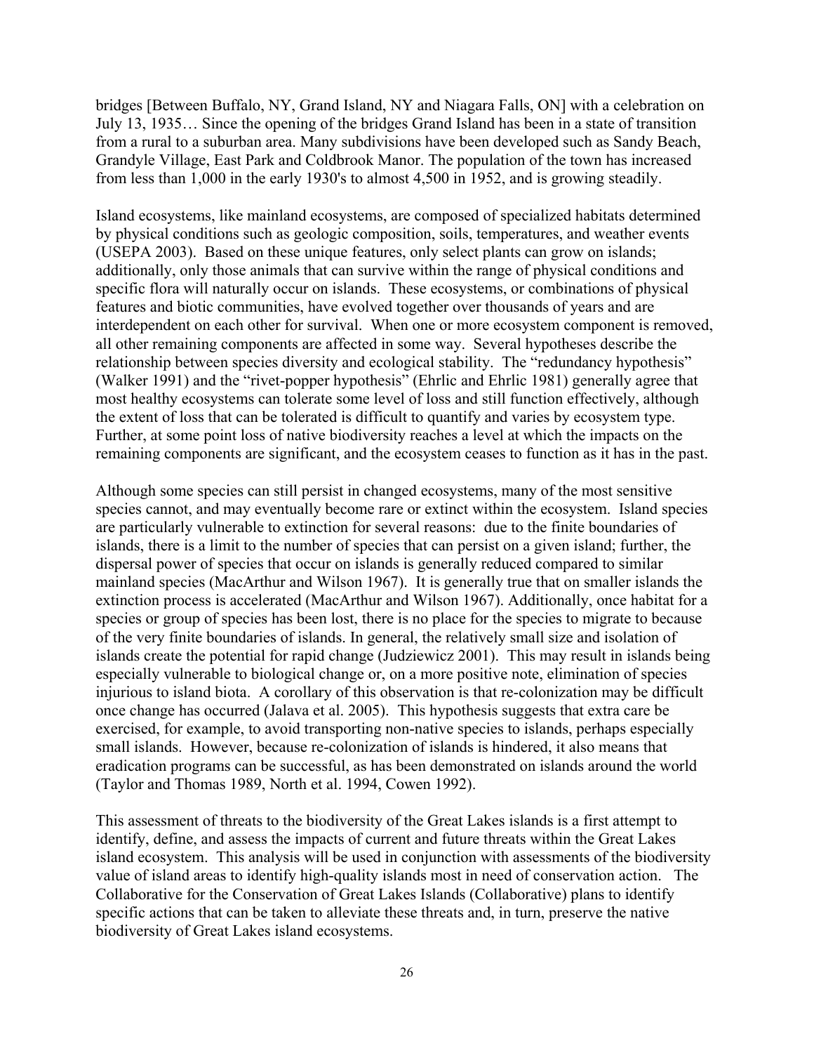bridges [Between Buffalo, NY, Grand Island, NY and Niagara Falls, ON] with a celebration on July 13, 1935… Since the opening of the bridges Grand Island has been in a state of transition from a rural to a suburban area. Many subdivisions have been developed such as Sandy Beach, Grandyle Village, East Park and Coldbrook Manor. The population of the town has increased from less than 1,000 in the early 1930's to almost 4,500 in 1952, and is growing steadily.

Island ecosystems, like mainland ecosystems, are composed of specialized habitats determined by physical conditions such as geologic composition, soils, temperatures, and weather events (USEPA 2003). Based on these unique features, only select plants can grow on islands; additionally, only those animals that can survive within the range of physical conditions and specific flora will naturally occur on islands. These ecosystems, or combinations of physical features and biotic communities, have evolved together over thousands of years and are interdependent on each other for survival. When one or more ecosystem component is removed, all other remaining components are affected in some way. Several hypotheses describe the relationship between species diversity and ecological stability. The "redundancy hypothesis" (Walker 1991) and the "rivet-popper hypothesis" (Ehrlic and Ehrlic 1981) generally agree that most healthy ecosystems can tolerate some level of loss and still function effectively, although the extent of loss that can be tolerated is difficult to quantify and varies by ecosystem type. Further, at some point loss of native biodiversity reaches a level at which the impacts on the remaining components are significant, and the ecosystem ceases to function as it has in the past.

Although some species can still persist in changed ecosystems, many of the most sensitive species cannot, and may eventually become rare or extinct within the ecosystem. Island species are particularly vulnerable to extinction for several reasons: due to the finite boundaries of islands, there is a limit to the number of species that can persist on a given island; further, the dispersal power of species that occur on islands is generally reduced compared to similar mainland species (MacArthur and Wilson 1967). It is generally true that on smaller islands the extinction process is accelerated (MacArthur and Wilson 1967). Additionally, once habitat for a species or group of species has been lost, there is no place for the species to migrate to because of the very finite boundaries of islands. In general, the relatively small size and isolation of islands create the potential for rapid change (Judziewicz 2001). This may result in islands being especially vulnerable to biological change or, on a more positive note, elimination of species injurious to island biota. A corollary of this observation is that re-colonization may be difficult once change has occurred (Jalava et al. 2005). This hypothesis suggests that extra care be exercised, for example, to avoid transporting non-native species to islands, perhaps especially small islands. However, because re-colonization of islands is hindered, it also means that eradication programs can be successful, as has been demonstrated on islands around the world (Taylor and Thomas 1989, North et al. 1994, Cowen 1992).

This assessment of threats to the biodiversity of the Great Lakes islands is a first attempt to identify, define, and assess the impacts of current and future threats within the Great Lakes island ecosystem. This analysis will be used in conjunction with assessments of the biodiversity value of island areas to identify high-quality islands most in need of conservation action. The Collaborative for the Conservation of Great Lakes Islands (Collaborative) plans to identify specific actions that can be taken to alleviate these threats and, in turn, preserve the native biodiversity of Great Lakes island ecosystems.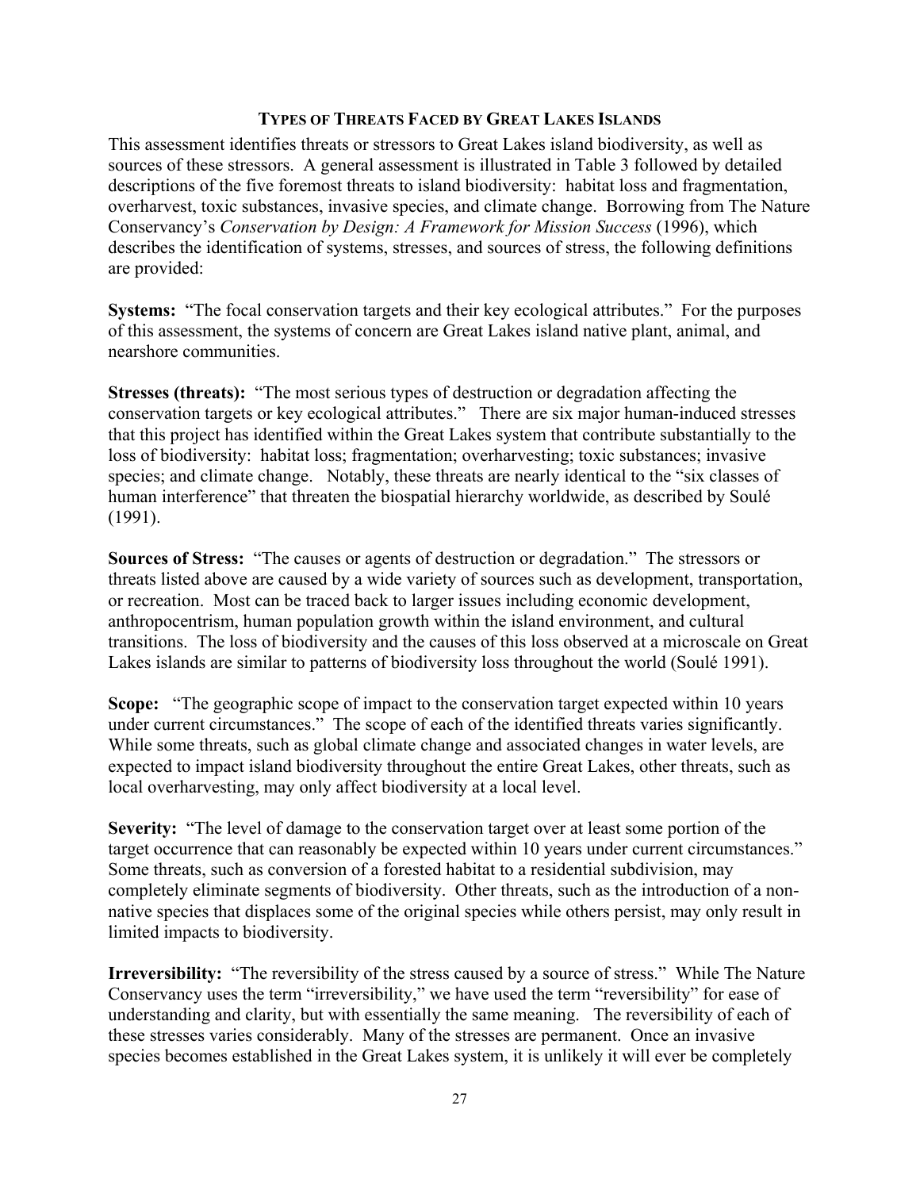## Types of Threats Faced by Great Lakes Islands

This assessment identifies threats or stressors to Great Lakes island biodiversity, as well as sources of these stressors. A general assessment is illustrated in Table 3 followed by detailed descriptions of the five foremost threats to island biodiversity: habitat loss and fragmentation, overharvest, toxic substances, invasive species, and climate change. Borrowing from The Nature Conservancy's *Conservation by Design: A Framework for Mission Success* (1996), which describes the identification of systems, stresses, and sources of stress, the following definitions are provided:

**Systems:** "The focal conservation targets and their key ecological attributes." For the purposes of this assessment, the systems of concern are Great Lakes island native plant, animal, and nearshore communities.

**Stresses (threats):** "The most serious types of destruction or degradation affecting the conservation targets or key ecological attributes." There are six major human-induced stresses that this project has identified within the Great Lakes system that contribute substantially to the loss of biodiversity: habitat loss; fragmentation; overharvesting; toxic substances; invasive species; and climate change. Notably, these threats are nearly identical to the "six classes of human interference" that threaten the biospatial hierarchy worldwide, as described by Soulé (1991).

**Sources of Stress:** "The causes or agents of destruction or degradation." The stressors or threats listed above are caused by a wide variety of sources such as development, transportation, or recreation. Most can be traced back to larger issues including economic development, anthropocentrism, human population growth within the island environment, and cultural transitions. The loss of biodiversity and the causes of this loss observed at a microscale on Great Lakes islands are similar to patterns of biodiversity loss throughout the world (Soulé 1991).

**Scope:** "The geographic scope of impact to the conservation target expected within 10 years under current circumstances." The scope of each of the identified threats varies significantly. While some threats, such as global climate change and associated changes in water levels, are expected to impact island biodiversity throughout the entire Great Lakes, other threats, such as local overharvesting, may only affect biodiversity at a local level.

**Severity:** "The level of damage to the conservation target over at least some portion of the target occurrence that can reasonably be expected within 10 years under current circumstances." Some threats, such as conversion of a forested habitat to a residential subdivision, may completely eliminate segments of biodiversity. Other threats, such as the introduction of a non-native species that displaces some of the original species while others persist, may only result in limited impacts to biodiversity.

**Irreversibility:** "The reversibility of the stress caused by a source of stress." While The Nature Conservancy uses the term "irreversibility," we have used the term "reversibility" for ease of understanding and clarity, but with essentially the same meaning. The reversibility of each of these stresses varies considerably. Many of the stresses are permanent. Once an invasive species becomes established in the Great Lakes system, it is unlikely it will ever be completely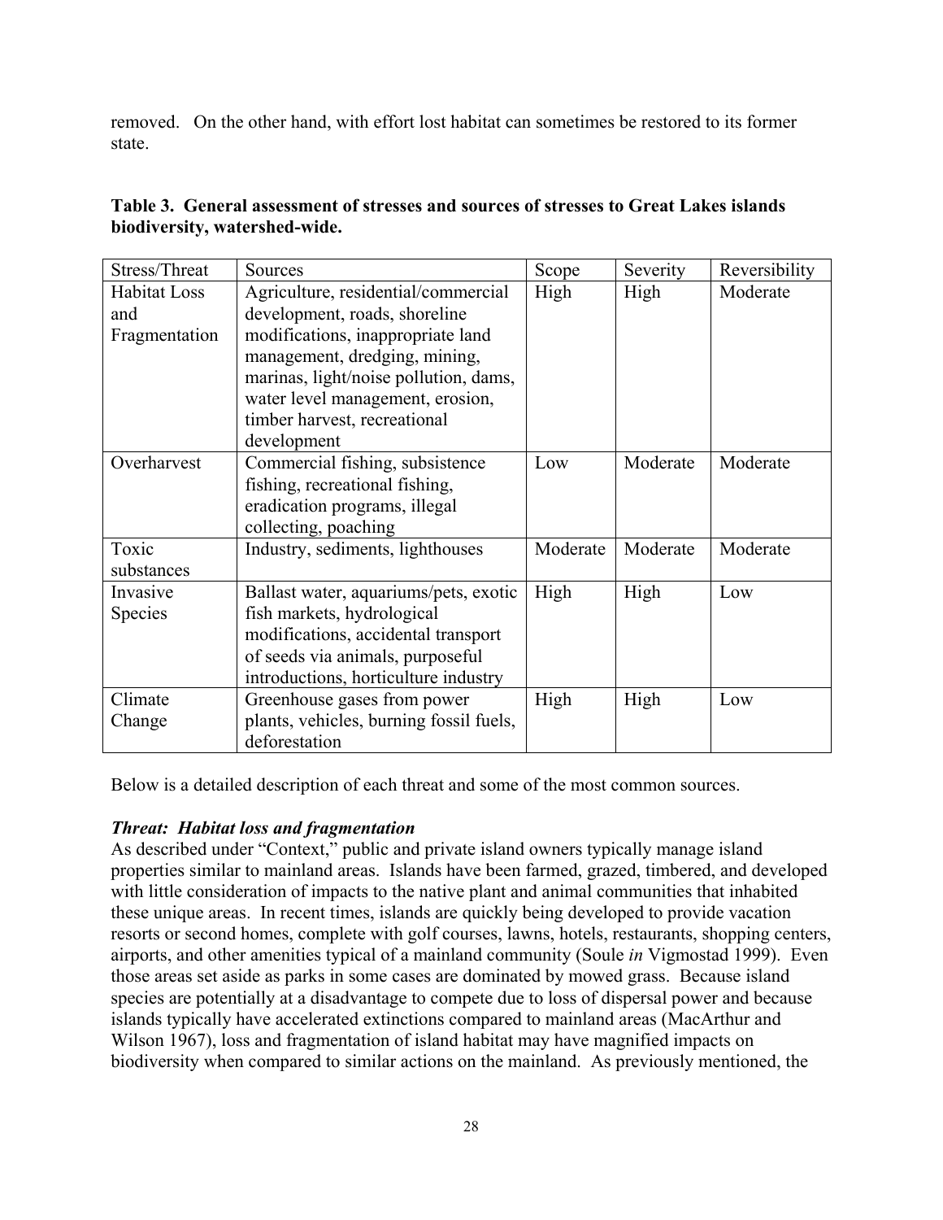removed. On the other hand, with effort lost habitat can sometimes be restored to its former state.

**Table 3. General assessment of stresses and sources of stresses to Great Lakes islands biodiversity, watershed-wide.**

| Stress/Threat | Sources | Scope | Severity | Reversibility |
|---|---|---|---|---|
| Habitat Loss and Fragmentation | Agriculture, residential/commercial development, roads, shoreline modifications, inappropriate land management, dredging, mining, marinas, light/noise pollution, dams, water level management, erosion, timber harvest, recreational development | High | High | Moderate |
| Overharvest | Commercial fishing, subsistence fishing, recreational fishing, eradication programs, illegal collecting, poaching | Low | Moderate | Moderate |
| Toxic substances | Industry, sediments, lighthouses | Moderate | Moderate | Moderate |
| Invasive Species | Ballast water, aquariums/pets, exotic fish markets, hydrological modifications, accidental transport of seeds via animals, purposeful introductions, horticulture industry | High | High | Low |
| Climate Change | Greenhouse gases from power plants, vehicles, burning fossil fuels, deforestation | High | High | Low |

Below is a detailed description of each threat and some of the most common sources.

***Threat: Habitat loss and fragmentation***

As described under "Context," public and private island owners typically manage island properties similar to mainland areas. Islands have been farmed, grazed, timbered, and developed with little consideration of impacts to the native plant and animal communities that inhabited these unique areas. In recent times, islands are quickly being developed to provide vacation resorts or second homes, complete with golf courses, lawns, hotels, restaurants, shopping centers, airports, and other amenities typical of a mainland community (Soule *in* Vigmostad 1999). Even those areas set aside as parks in some cases are dominated by mowed grass. Because island species are potentially at a disadvantage to compete due to loss of dispersal power and because islands typically have accelerated extinctions compared to mainland areas (MacArthur and Wilson 1967), loss and fragmentation of island habitat may have magnified impacts on biodiversity when compared to similar actions on the mainland. As previously mentioned, the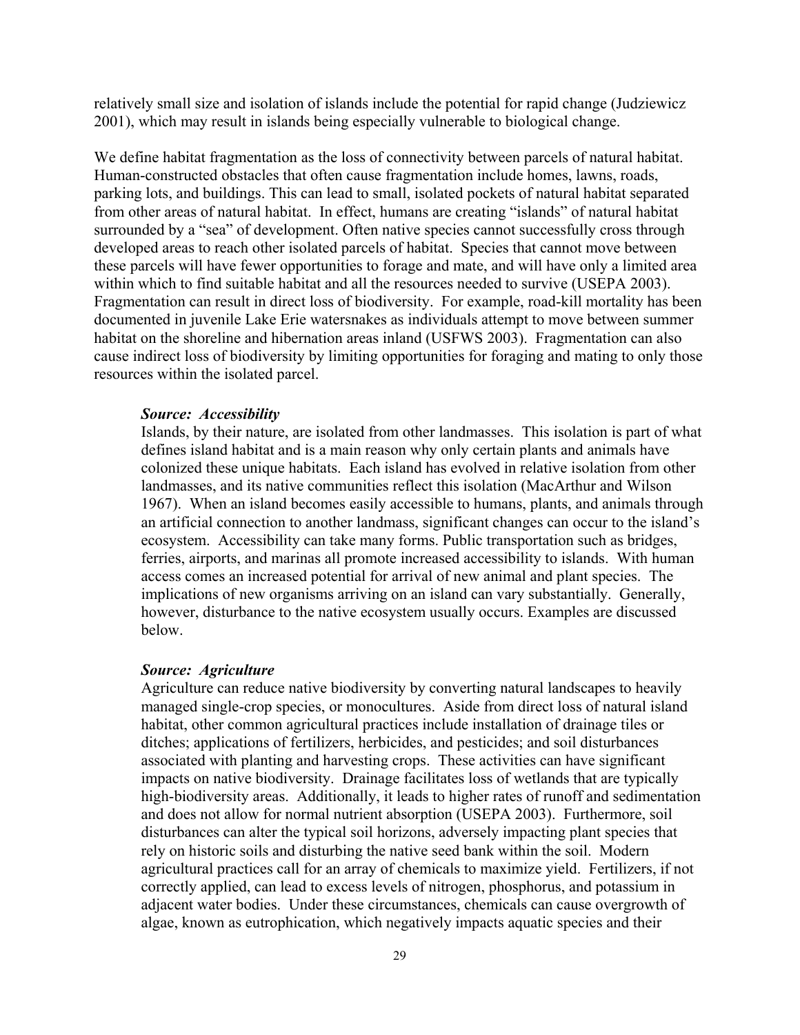relatively small size and isolation of islands include the potential for rapid change (Judziewicz 2001), which may result in islands being especially vulnerable to biological change.

We define habitat fragmentation as the loss of connectivity between parcels of natural habitat. Human-constructed obstacles that often cause fragmentation include homes, lawns, roads, parking lots, and buildings. This can lead to small, isolated pockets of natural habitat separated from other areas of natural habitat. In effect, humans are creating "islands" of natural habitat surrounded by a "sea" of development. Often native species cannot successfully cross through developed areas to reach other isolated parcels of habitat. Species that cannot move between these parcels will have fewer opportunities to forage and mate, and will have only a limited area within which to find suitable habitat and all the resources needed to survive (USEPA 2003). Fragmentation can result in direct loss of biodiversity. For example, road-kill mortality has been documented in juvenile Lake Erie watersnakes as individuals attempt to move between summer habitat on the shoreline and hibernation areas inland (USFWS 2003). Fragmentation can also cause indirect loss of biodiversity by limiting opportunities for foraging and mating to only those resources within the isolated parcel.

***Source: Accessibility***

Islands, by their nature, are isolated from other landmasses. This isolation is part of what defines island habitat and is a main reason why only certain plants and animals have colonized these unique habitats. Each island has evolved in relative isolation from other landmasses, and its native communities reflect this isolation (MacArthur and Wilson 1967). When an island becomes easily accessible to humans, plants, and animals through an artificial connection to another landmass, significant changes can occur to the island's ecosystem. Accessibility can take many forms. Public transportation such as bridges, ferries, airports, and marinas all promote increased accessibility to islands. With human access comes an increased potential for arrival of new animal and plant species. The implications of new organisms arriving on an island can vary substantially. Generally, however, disturbance to the native ecosystem usually occurs. Examples are discussed below.

***Source: Agriculture***

Agriculture can reduce native biodiversity by converting natural landscapes to heavily managed single-crop species, or monocultures. Aside from direct loss of natural island habitat, other common agricultural practices include installation of drainage tiles or ditches; applications of fertilizers, herbicides, and pesticides; and soil disturbances associated with planting and harvesting crops. These activities can have significant impacts on native biodiversity. Drainage facilitates loss of wetlands that are typically high-biodiversity areas. Additionally, it leads to higher rates of runoff and sedimentation and does not allow for normal nutrient absorption (USEPA 2003). Furthermore, soil disturbances can alter the typical soil horizons, adversely impacting plant species that rely on historic soils and disturbing the native seed bank within the soil. Modern agricultural practices call for an array of chemicals to maximize yield. Fertilizers, if not correctly applied, can lead to excess levels of nitrogen, phosphorus, and potassium in adjacent water bodies. Under these circumstances, chemicals can cause overgrowth of algae, known as eutrophication, which negatively impacts aquatic species and their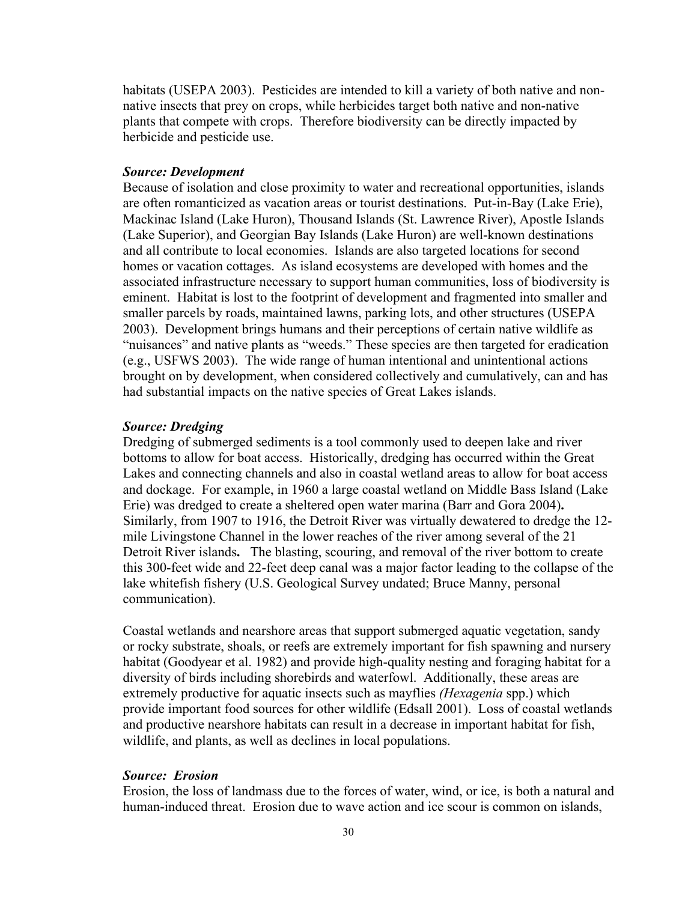habitats (USEPA 2003). Pesticides are intended to kill a variety of both native and non-native insects that prey on crops, while herbicides target both native and non-native plants that compete with crops. Therefore biodiversity can be directly impacted by herbicide and pesticide use.

***Source: Development***

Because of isolation and close proximity to water and recreational opportunities, islands are often romanticized as vacation areas or tourist destinations. Put-in-Bay (Lake Erie), Mackinac Island (Lake Huron), Thousand Islands (St. Lawrence River), Apostle Islands (Lake Superior), and Georgian Bay Islands (Lake Huron) are well-known destinations and all contribute to local economies. Islands are also targeted locations for second homes or vacation cottages. As island ecosystems are developed with homes and the associated infrastructure necessary to support human communities, loss of biodiversity is eminent. Habitat is lost to the footprint of development and fragmented into smaller and smaller parcels by roads, maintained lawns, parking lots, and other structures (USEPA 2003). Development brings humans and their perceptions of certain native wildlife as "nuisances" and native plants as "weeds." These species are then targeted for eradication (e.g., USFWS 2003). The wide range of human intentional and unintentional actions brought on by development, when considered collectively and cumulatively, can and has had substantial impacts on the native species of Great Lakes islands.

***Source: Dredging***

Dredging of submerged sediments is a tool commonly used to deepen lake and river bottoms to allow for boat access. Historically, dredging has occurred within the Great Lakes and connecting channels and also in coastal wetland areas to allow for boat access and dockage. For example, in 1960 a large coastal wetland on Middle Bass Island (Lake Erie) was dredged to create a sheltered open water marina (Barr and Gora 2004). Similarly, from 1907 to 1916, the Detroit River was virtually dewatered to dredge the 12-mile Livingstone Channel in the lower reaches of the river among several of the 21 Detroit River islands. The blasting, scouring, and removal of the river bottom to create this 300-feet wide and 22-feet deep canal was a major factor leading to the collapse of the lake whitefish fishery (U.S. Geological Survey undated; Bruce Manny, personal communication).

Coastal wetlands and nearshore areas that support submerged aquatic vegetation, sandy or rocky substrate, shoals, or reefs are extremely important for fish spawning and nursery habitat (Goodyear et al. 1982) and provide high-quality nesting and foraging habitat for a diversity of birds including shorebirds and waterfowl. Additionally, these areas are extremely productive for aquatic insects such as mayflies *(Hexagenia* spp.) which provide important food sources for other wildlife (Edsall 2001). Loss of coastal wetlands and productive nearshore habitats can result in a decrease in important habitat for fish, wildlife, and plants, as well as declines in local populations.

***Source: Erosion***

Erosion, the loss of landmass due to the forces of water, wind, or ice, is both a natural and human-induced threat. Erosion due to wave action and ice scour is common on islands,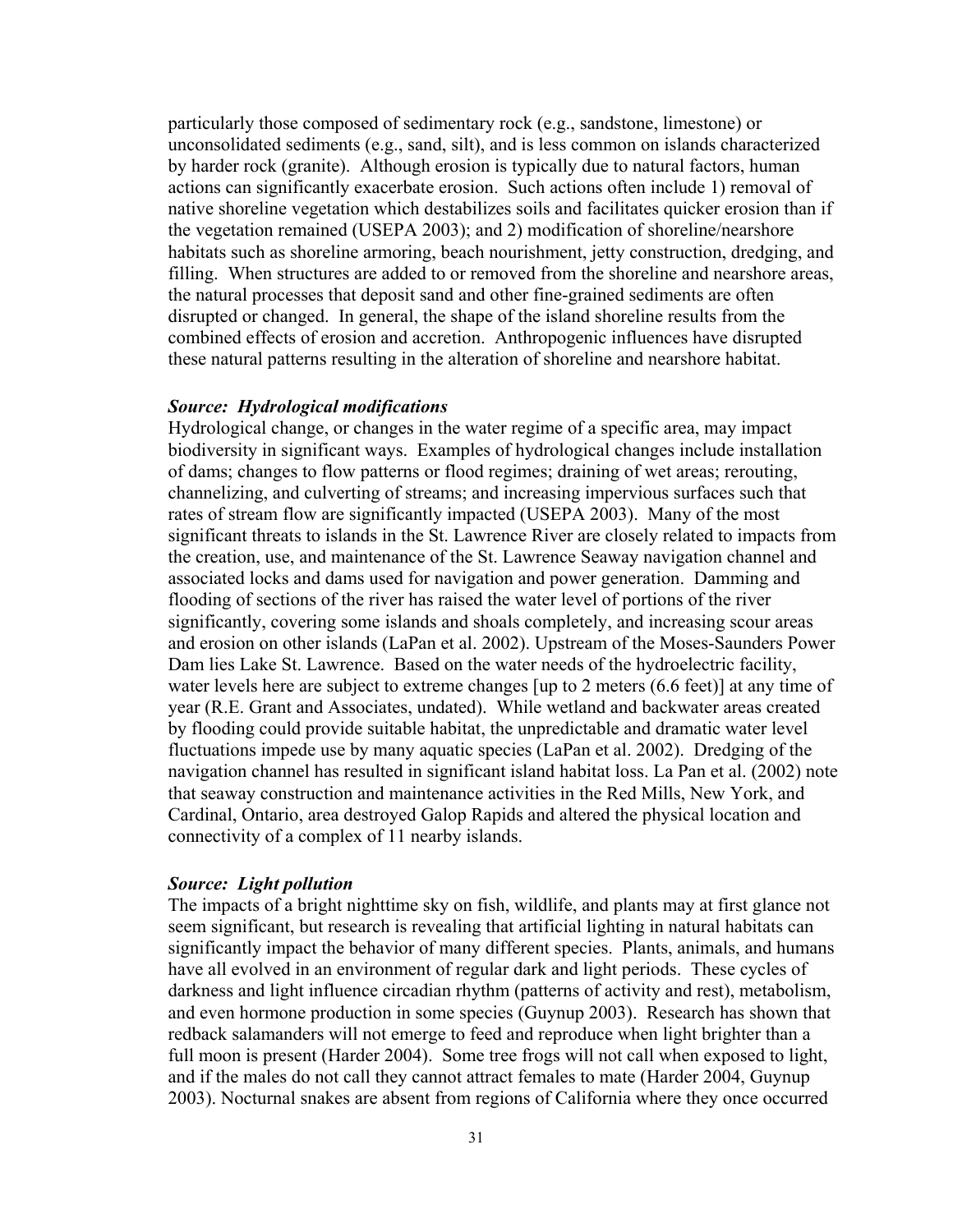particularly those composed of sedimentary rock (e.g., sandstone, limestone) or unconsolidated sediments (e.g., sand, silt), and is less common on islands characterized by harder rock (granite). Although erosion is typically due to natural factors, human actions can significantly exacerbate erosion. Such actions often include 1) removal of native shoreline vegetation which destabilizes soils and facilitates quicker erosion than if the vegetation remained (USEPA 2003); and 2) modification of shoreline/nearshore habitats such as shoreline armoring, beach nourishment, jetty construction, dredging, and filling. When structures are added to or removed from the shoreline and nearshore areas, the natural processes that deposit sand and other fine-grained sediments are often disrupted or changed. In general, the shape of the island shoreline results from the combined effects of erosion and accretion. Anthropogenic influences have disrupted these natural patterns resulting in the alteration of shoreline and nearshore habitat.

***Source: Hydrological modifications***

Hydrological change, or changes in the water regime of a specific area, may impact biodiversity in significant ways. Examples of hydrological changes include installation of dams; changes to flow patterns or flood regimes; draining of wet areas; rerouting, channelizing, and culverting of streams; and increasing impervious surfaces such that rates of stream flow are significantly impacted (USEPA 2003). Many of the most significant threats to islands in the St. Lawrence River are closely related to impacts from the creation, use, and maintenance of the St. Lawrence Seaway navigation channel and associated locks and dams used for navigation and power generation. Damming and flooding of sections of the river has raised the water level of portions of the river significantly, covering some islands and shoals completely, and increasing scour areas and erosion on other islands (LaPan et al. 2002). Upstream of the Moses-Saunders Power Dam lies Lake St. Lawrence. Based on the water needs of the hydroelectric facility, water levels here are subject to extreme changes [up to 2 meters (6.6 feet)] at any time of year (R.E. Grant and Associates, undated). While wetland and backwater areas created by flooding could provide suitable habitat, the unpredictable and dramatic water level fluctuations impede use by many aquatic species (LaPan et al. 2002). Dredging of the navigation channel has resulted in significant island habitat loss. La Pan et al. (2002) note that seaway construction and maintenance activities in the Red Mills, New York, and Cardinal, Ontario, area destroyed Galop Rapids and altered the physical location and connectivity of a complex of 11 nearby islands.

***Source: Light pollution***

The impacts of a bright nighttime sky on fish, wildlife, and plants may at first glance not seem significant, but research is revealing that artificial lighting in natural habitats can significantly impact the behavior of many different species. Plants, animals, and humans have all evolved in an environment of regular dark and light periods. These cycles of darkness and light influence circadian rhythm (patterns of activity and rest), metabolism, and even hormone production in some species (Guynup 2003). Research has shown that redback salamanders will not emerge to feed and reproduce when light brighter than a full moon is present (Harder 2004). Some tree frogs will not call when exposed to light, and if the males do not call they cannot attract females to mate (Harder 2004, Guynup 2003). Nocturnal snakes are absent from regions of California where they once occurred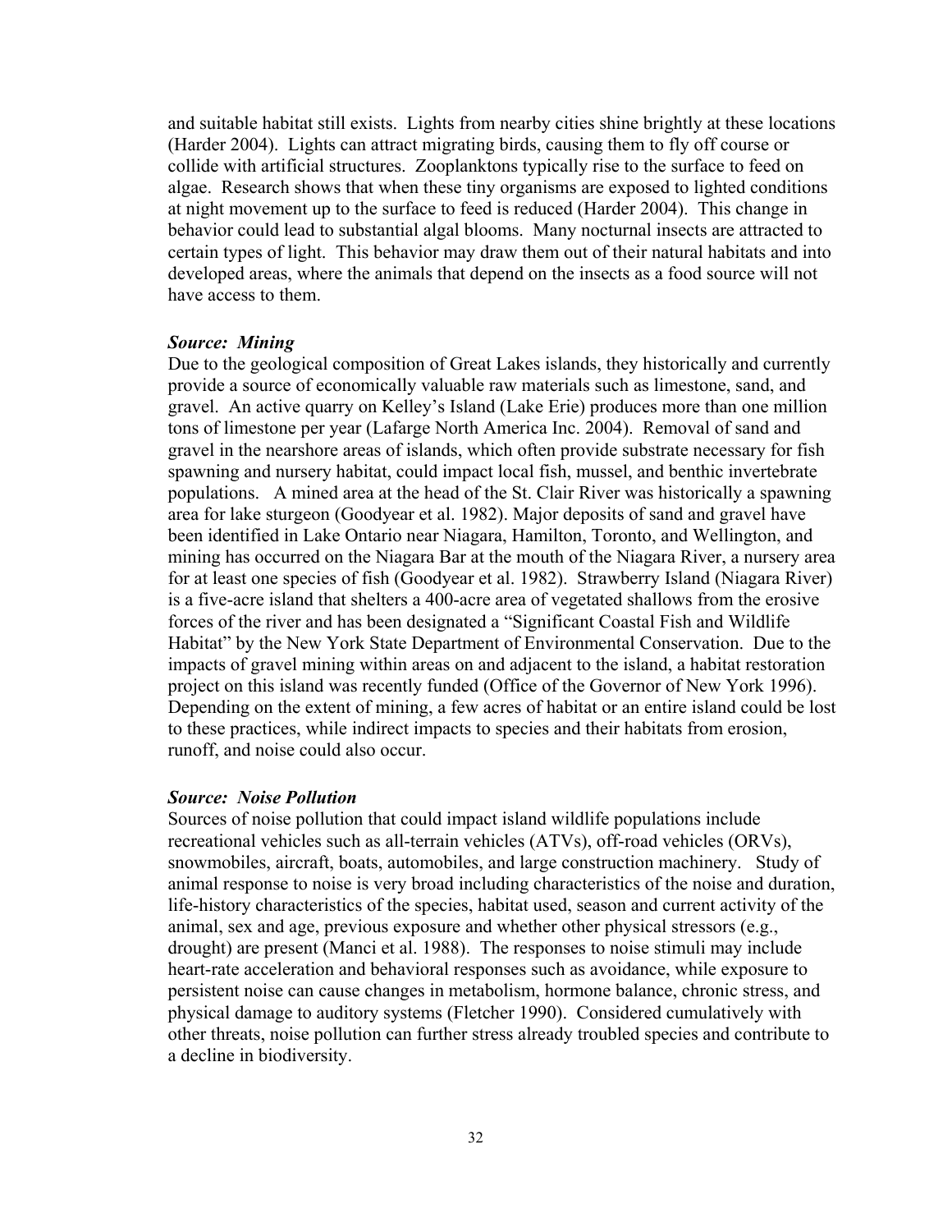and suitable habitat still exists. Lights from nearby cities shine brightly at these locations (Harder 2004). Lights can attract migrating birds, causing them to fly off course or collide with artificial structures. Zooplanktons typically rise to the surface to feed on algae. Research shows that when these tiny organisms are exposed to lighted conditions at night movement up to the surface to feed is reduced (Harder 2004). This change in behavior could lead to substantial algal blooms. Many nocturnal insects are attracted to certain types of light. This behavior may draw them out of their natural habitats and into developed areas, where the animals that depend on the insects as a food source will not have access to them.

***Source: Mining***

Due to the geological composition of Great Lakes islands, they historically and currently provide a source of economically valuable raw materials such as limestone, sand, and gravel. An active quarry on Kelley's Island (Lake Erie) produces more than one million tons of limestone per year (Lafarge North America Inc. 2004). Removal of sand and gravel in the nearshore areas of islands, which often provide substrate necessary for fish spawning and nursery habitat, could impact local fish, mussel, and benthic invertebrate populations. A mined area at the head of the St. Clair River was historically a spawning area for lake sturgeon (Goodyear et al. 1982). Major deposits of sand and gravel have been identified in Lake Ontario near Niagara, Hamilton, Toronto, and Wellington, and mining has occurred on the Niagara Bar at the mouth of the Niagara River, a nursery area for at least one species of fish (Goodyear et al. 1982). Strawberry Island (Niagara River) is a five-acre island that shelters a 400-acre area of vegetated shallows from the erosive forces of the river and has been designated a "Significant Coastal Fish and Wildlife Habitat" by the New York State Department of Environmental Conservation. Due to the impacts of gravel mining within areas on and adjacent to the island, a habitat restoration project on this island was recently funded (Office of the Governor of New York 1996). Depending on the extent of mining, a few acres of habitat or an entire island could be lost to these practices, while indirect impacts to species and their habitats from erosion, runoff, and noise could also occur.

***Source: Noise Pollution***

Sources of noise pollution that could impact island wildlife populations include recreational vehicles such as all-terrain vehicles (ATVs), off-road vehicles (ORVs), snowmobiles, aircraft, boats, automobiles, and large construction machinery. Study of animal response to noise is very broad including characteristics of the noise and duration, life-history characteristics of the species, habitat used, season and current activity of the animal, sex and age, previous exposure and whether other physical stressors (e.g., drought) are present (Manci et al. 1988). The responses to noise stimuli may include heart-rate acceleration and behavioral responses such as avoidance, while exposure to persistent noise can cause changes in metabolism, hormone balance, chronic stress, and physical damage to auditory systems (Fletcher 1990). Considered cumulatively with other threats, noise pollution can further stress already troubled species and contribute to a decline in biodiversity.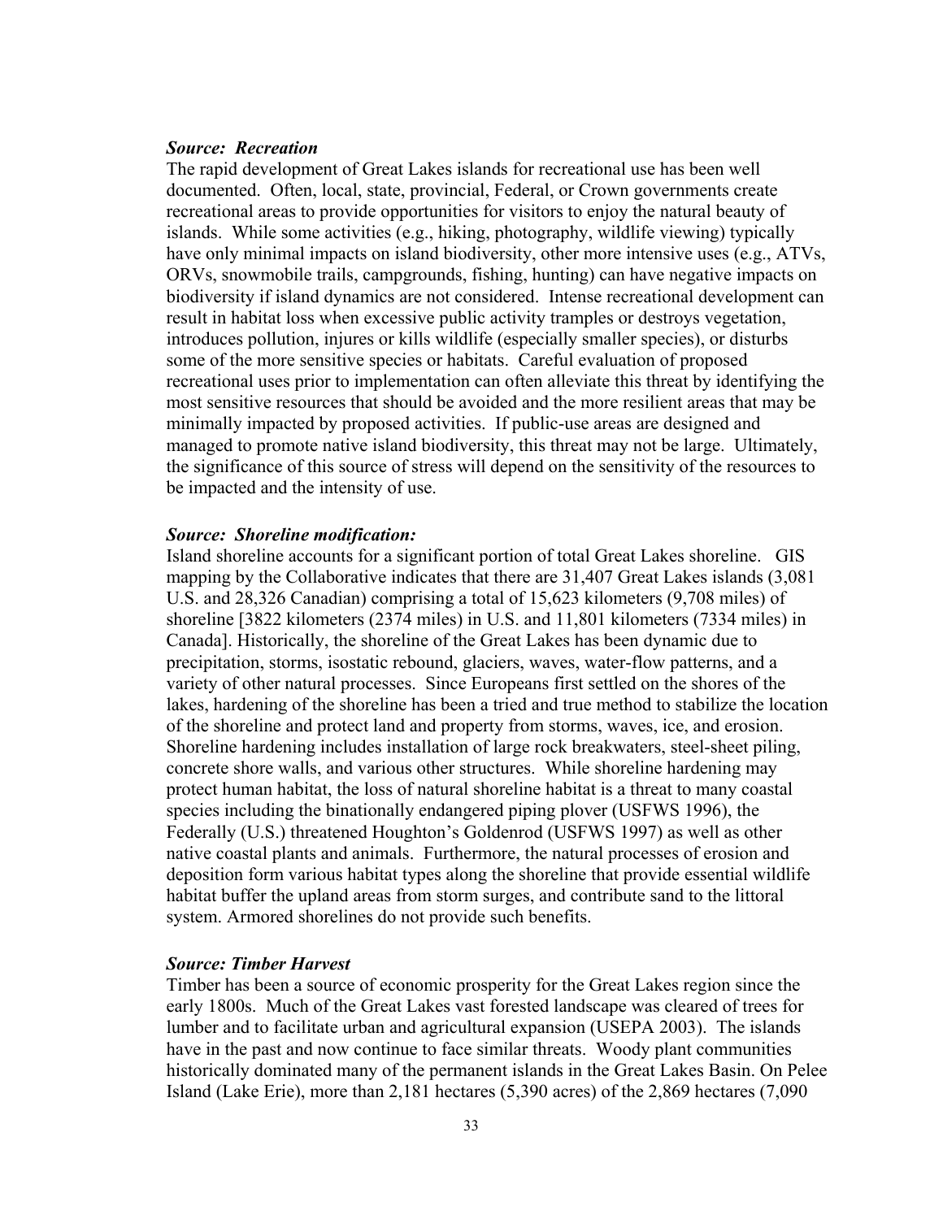***Source: Recreation***

The rapid development of Great Lakes islands for recreational use has been well documented. Often, local, state, provincial, Federal, or Crown governments create recreational areas to provide opportunities for visitors to enjoy the natural beauty of islands. While some activities (e.g., hiking, photography, wildlife viewing) typically have only minimal impacts on island biodiversity, other more intensive uses (e.g., ATVs, ORVs, snowmobile trails, campgrounds, fishing, hunting) can have negative impacts on biodiversity if island dynamics are not considered. Intense recreational development can result in habitat loss when excessive public activity tramples or destroys vegetation, introduces pollution, injures or kills wildlife (especially smaller species), or disturbs some of the more sensitive species or habitats. Careful evaluation of proposed recreational uses prior to implementation can often alleviate this threat by identifying the most sensitive resources that should be avoided and the more resilient areas that may be minimally impacted by proposed activities. If public-use areas are designed and managed to promote native island biodiversity, this threat may not be large. Ultimately, the significance of this source of stress will depend on the sensitivity of the resources to be impacted and the intensity of use.

***Source: Shoreline modification:***

Island shoreline accounts for a significant portion of total Great Lakes shoreline. GIS mapping by the Collaborative indicates that there are 31,407 Great Lakes islands (3,081 U.S. and 28,326 Canadian) comprising a total of 15,623 kilometers (9,708 miles) of shoreline [3822 kilometers (2374 miles) in U.S. and 11,801 kilometers (7334 miles) in Canada]. Historically, the shoreline of the Great Lakes has been dynamic due to precipitation, storms, isostatic rebound, glaciers, waves, water-flow patterns, and a variety of other natural processes. Since Europeans first settled on the shores of the lakes, hardening of the shoreline has been a tried and true method to stabilize the location of the shoreline and protect land and property from storms, waves, ice, and erosion. Shoreline hardening includes installation of large rock breakwaters, steel-sheet piling, concrete shore walls, and various other structures. While shoreline hardening may protect human habitat, the loss of natural shoreline habitat is a threat to many coastal species including the binationally endangered piping plover (USFWS 1996), the Federally (U.S.) threatened Houghton's Goldenrod (USFWS 1997) as well as other native coastal plants and animals. Furthermore, the natural processes of erosion and deposition form various habitat types along the shoreline that provide essential wildlife habitat buffer the upland areas from storm surges, and contribute sand to the littoral system. Armored shorelines do not provide such benefits.

***Source: Timber Harvest***

Timber has been a source of economic prosperity for the Great Lakes region since the early 1800s. Much of the Great Lakes vast forested landscape was cleared of trees for lumber and to facilitate urban and agricultural expansion (USEPA 2003). The islands have in the past and now continue to face similar threats. Woody plant communities historically dominated many of the permanent islands in the Great Lakes Basin. On Pelee Island (Lake Erie), more than 2,181 hectares (5,390 acres) of the 2,869 hectares (7,090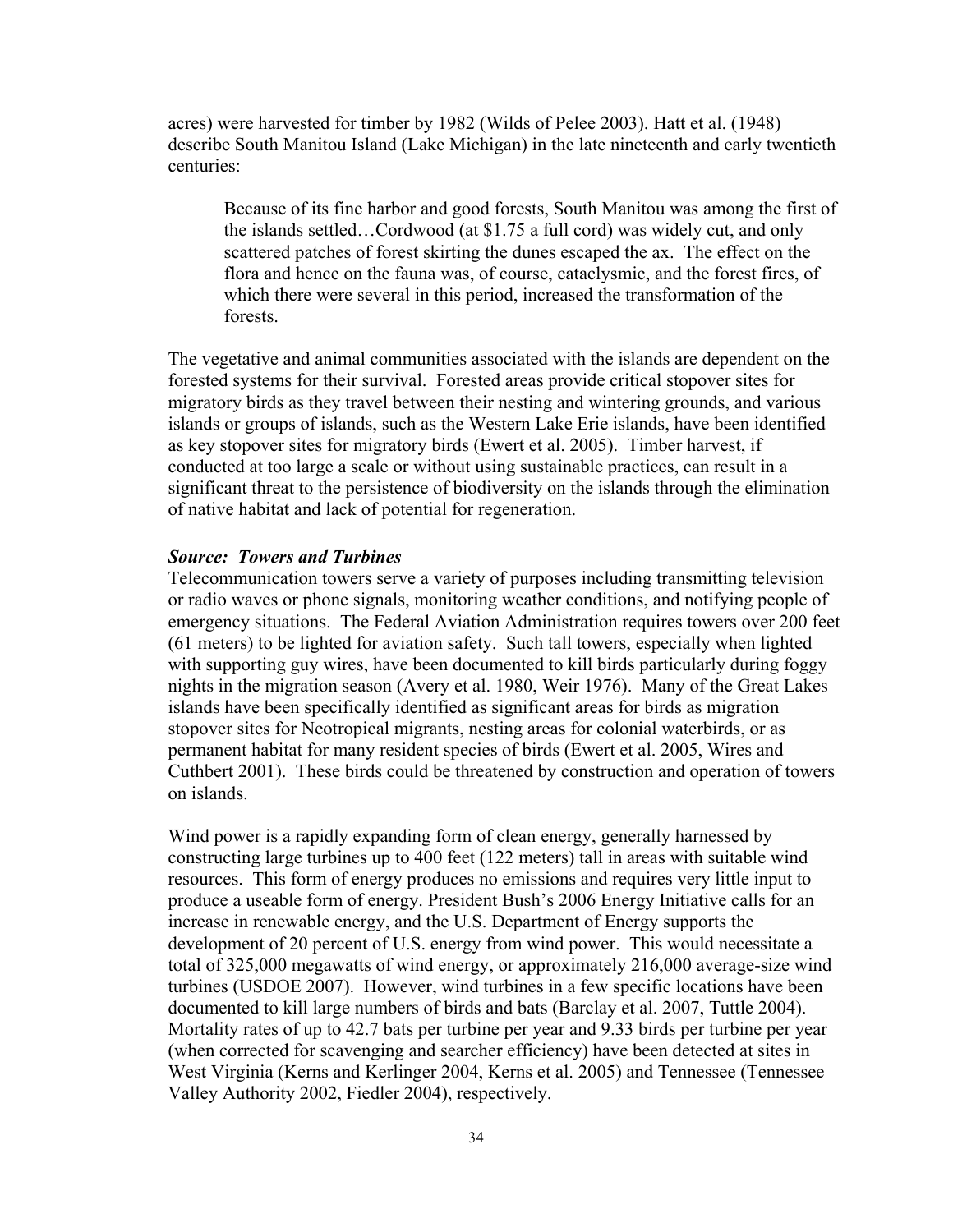acres) were harvested for timber by 1982 (Wilds of Pelee 2003). Hatt et al. (1948) describe South Manitou Island (Lake Michigan) in the late nineteenth and early twentieth centuries:

> Because of its fine harbor and good forests, South Manitou was among the first of the islands settled…Cordwood (at $1.75 a full cord) was widely cut, and only scattered patches of forest skirting the dunes escaped the ax. The effect on the flora and hence on the fauna was, of course, cataclysmic, and the forest fires, of which there were several in this period, increased the transformation of the forests.

The vegetative and animal communities associated with the islands are dependent on the forested systems for their survival. Forested areas provide critical stopover sites for migratory birds as they travel between their nesting and wintering grounds, and various islands or groups of islands, such as the Western Lake Erie islands, have been identified as key stopover sites for migratory birds (Ewert et al. 2005). Timber harvest, if conducted at too large a scale or without using sustainable practices, can result in a significant threat to the persistence of biodiversity on the islands through the elimination of native habitat and lack of potential for regeneration.

***Source: Towers and Turbines***

Telecommunication towers serve a variety of purposes including transmitting television or radio waves or phone signals, monitoring weather conditions, and notifying people of emergency situations. The Federal Aviation Administration requires towers over 200 feet (61 meters) to be lighted for aviation safety. Such tall towers, especially when lighted with supporting guy wires, have been documented to kill birds particularly during foggy nights in the migration season (Avery et al. 1980, Weir 1976). Many of the Great Lakes islands have been specifically identified as significant areas for birds as migration stopover sites for Neotropical migrants, nesting areas for colonial waterbirds, or as permanent habitat for many resident species of birds (Ewert et al. 2005, Wires and Cuthbert 2001). These birds could be threatened by construction and operation of towers on islands.

Wind power is a rapidly expanding form of clean energy, generally harnessed by constructing large turbines up to 400 feet (122 meters) tall in areas with suitable wind resources. This form of energy produces no emissions and requires very little input to produce a useable form of energy. President Bush's 2006 Energy Initiative calls for an increase in renewable energy, and the U.S. Department of Energy supports the development of 20 percent of U.S. energy from wind power. This would necessitate a total of 325,000 megawatts of wind energy, or approximately 216,000 average-size wind turbines (USDOE 2007). However, wind turbines in a few specific locations have been documented to kill large numbers of birds and bats (Barclay et al. 2007, Tuttle 2004). Mortality rates of up to 42.7 bats per turbine per year and 9.33 birds per turbine per year (when corrected for scavenging and searcher efficiency) have been detected at sites in West Virginia (Kerns and Kerlinger 2004, Kerns et al. 2005) and Tennessee (Tennessee Valley Authority 2002, Fiedler 2004), respectively.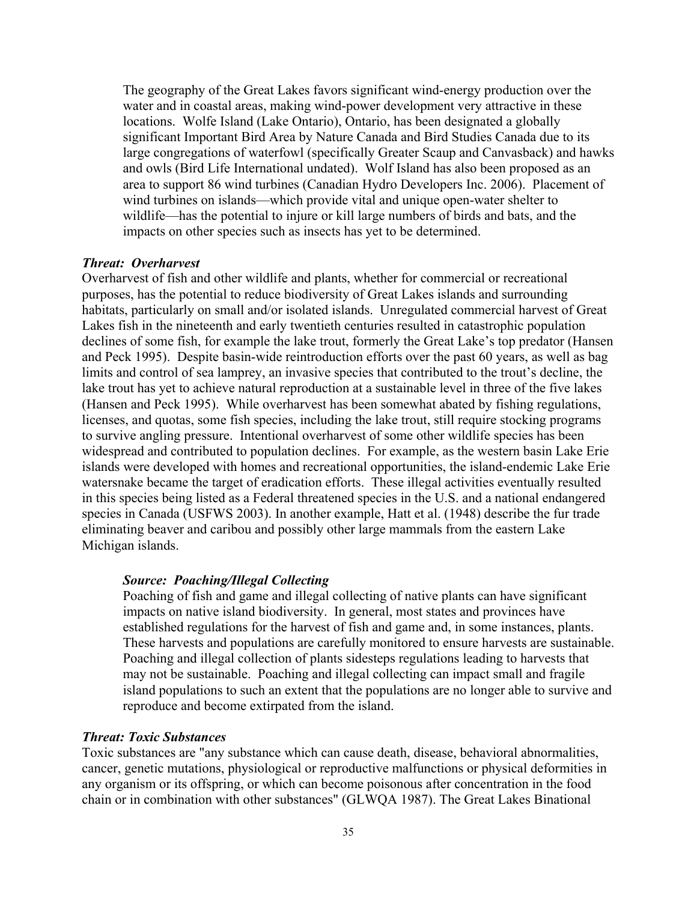The geography of the Great Lakes favors significant wind-energy production over the water and in coastal areas, making wind-power development very attractive in these locations. Wolfe Island (Lake Ontario), Ontario, has been designated a globally significant Important Bird Area by Nature Canada and Bird Studies Canada due to its large congregations of waterfowl (specifically Greater Scaup and Canvasback) and hawks and owls (Bird Life International undated). Wolf Island has also been proposed as an area to support 86 wind turbines (Canadian Hydro Developers Inc. 2006). Placement of wind turbines on islands—which provide vital and unique open-water shelter to wildlife—has the potential to injure or kill large numbers of birds and bats, and the impacts on other species such as insects has yet to be determined.

***Threat: Overharvest***

Overharvest of fish and other wildlife and plants, whether for commercial or recreational purposes, has the potential to reduce biodiversity of Great Lakes islands and surrounding habitats, particularly on small and/or isolated islands. Unregulated commercial harvest of Great Lakes fish in the nineteenth and early twentieth centuries resulted in catastrophic population declines of some fish, for example the lake trout, formerly the Great Lake's top predator (Hansen and Peck 1995). Despite basin-wide reintroduction efforts over the past 60 years, as well as bag limits and control of sea lamprey, an invasive species that contributed to the trout's decline, the lake trout has yet to achieve natural reproduction at a sustainable level in three of the five lakes (Hansen and Peck 1995). While overharvest has been somewhat abated by fishing regulations, licenses, and quotas, some fish species, including the lake trout, still require stocking programs to survive angling pressure. Intentional overharvest of some other wildlife species has been widespread and contributed to population declines. For example, as the western basin Lake Erie islands were developed with homes and recreational opportunities, the island-endemic Lake Erie watersnake became the target of eradication efforts. These illegal activities eventually resulted in this species being listed as a Federal threatened species in the U.S. and a national endangered species in Canada (USFWS 2003). In another example, Hatt et al. (1948) describe the fur trade eliminating beaver and caribou and possibly other large mammals from the eastern Lake Michigan islands.

***Source: Poaching/Illegal Collecting***

Poaching of fish and game and illegal collecting of native plants can have significant impacts on native island biodiversity. In general, most states and provinces have established regulations for the harvest of fish and game and, in some instances, plants. These harvests and populations are carefully monitored to ensure harvests are sustainable. Poaching and illegal collection of plants sidesteps regulations leading to harvests that may not be sustainable. Poaching and illegal collecting can impact small and fragile island populations to such an extent that the populations are no longer able to survive and reproduce and become extirpated from the island.

***Threat: Toxic Substances***

Toxic substances are "any substance which can cause death, disease, behavioral abnormalities, cancer, genetic mutations, physiological or reproductive malfunctions or physical deformities in any organism or its offspring, or which can become poisonous after concentration in the food chain or in combination with other substances" (GLWQA 1987). The Great Lakes Binational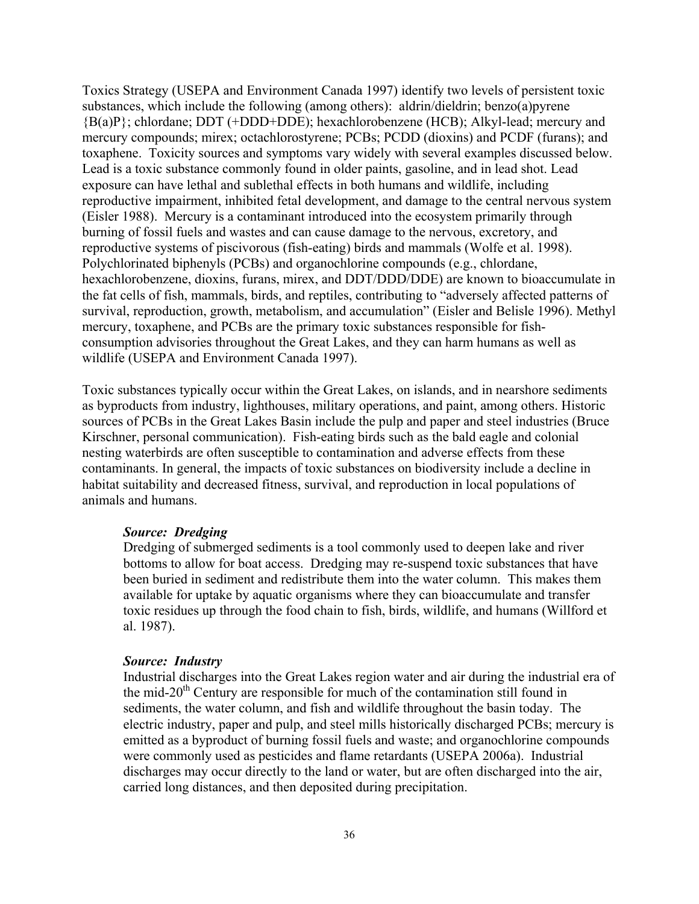Toxics Strategy (USEPA and Environment Canada 1997) identify two levels of persistent toxic substances, which include the following (among others): aldrin/dieldrin; benzo(a)pyrene {B(a)P}; chlordane; DDT (+DDD+DDE); hexachlorobenzene (HCB); Alkyl-lead; mercury and mercury compounds; mirex; octachlorostyrene; PCBs; PCDD (dioxins) and PCDF (furans); and toxaphene. Toxicity sources and symptoms vary widely with several examples discussed below. Lead is a toxic substance commonly found in older paints, gasoline, and in lead shot. Lead exposure can have lethal and sublethal effects in both humans and wildlife, including reproductive impairment, inhibited fetal development, and damage to the central nervous system (Eisler 1988). Mercury is a contaminant introduced into the ecosystem primarily through burning of fossil fuels and wastes and can cause damage to the nervous, excretory, and reproductive systems of piscivorous (fish-eating) birds and mammals (Wolfe et al. 1998). Polychlorinated biphenyls (PCBs) and organochlorine compounds (e.g., chlordane, hexachlorobenzene, dioxins, furans, mirex, and DDT/DDD/DDE) are known to bioaccumulate in the fat cells of fish, mammals, birds, and reptiles, contributing to "adversely affected patterns of survival, reproduction, growth, metabolism, and accumulation" (Eisler and Belisle 1996). Methyl mercury, toxaphene, and PCBs are the primary toxic substances responsible for fish-consumption advisories throughout the Great Lakes, and they can harm humans as well as wildlife (USEPA and Environment Canada 1997).

Toxic substances typically occur within the Great Lakes, on islands, and in nearshore sediments as byproducts from industry, lighthouses, military operations, and paint, among others. Historic sources of PCBs in the Great Lakes Basin include the pulp and paper and steel industries (Bruce Kirschner, personal communication). Fish-eating birds such as the bald eagle and colonial nesting waterbirds are often susceptible to contamination and adverse effects from these contaminants. In general, the impacts of toxic substances on biodiversity include a decline in habitat suitability and decreased fitness, survival, and reproduction in local populations of animals and humans.

***Source: Dredging***

Dredging of submerged sediments is a tool commonly used to deepen lake and river bottoms to allow for boat access. Dredging may re-suspend toxic substances that have been buried in sediment and redistribute them into the water column. This makes them available for uptake by aquatic organisms where they can bioaccumulate and transfer toxic residues up through the food chain to fish, birds, wildlife, and humans (Willford et al. 1987).

***Source: Industry***

Industrial discharges into the Great Lakes region water and air during the industrial era of the mid-20th Century are responsible for much of the contamination still found in sediments, the water column, and fish and wildlife throughout the basin today. The electric industry, paper and pulp, and steel mills historically discharged PCBs; mercury is emitted as a byproduct of burning fossil fuels and waste; and organochlorine compounds were commonly used as pesticides and flame retardants (USEPA 2006a). Industrial discharges may occur directly to the land or water, but are often discharged into the air, carried long distances, and then deposited during precipitation.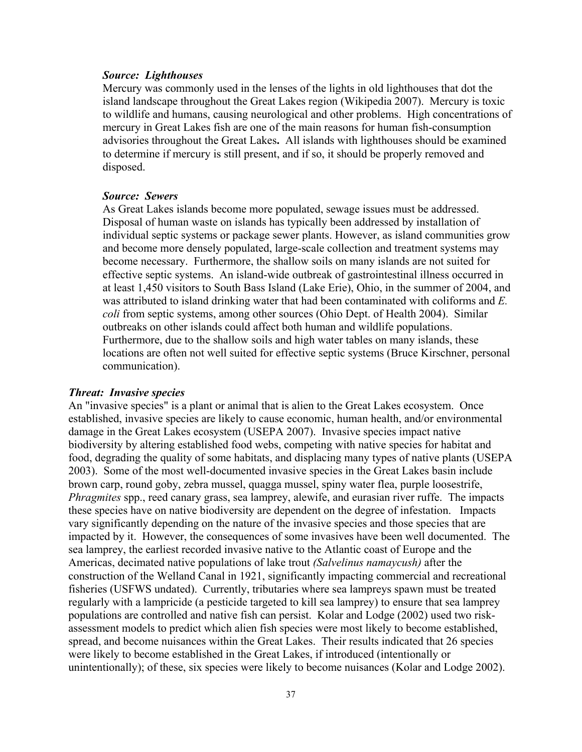***Source: Lighthouses***

Mercury was commonly used in the lenses of the lights in old lighthouses that dot the island landscape throughout the Great Lakes region (Wikipedia 2007). Mercury is toxic to wildlife and humans, causing neurological and other problems. High concentrations of mercury in Great Lakes fish are one of the main reasons for human fish-consumption advisories throughout the Great Lakes**.** All islands with lighthouses should be examined to determine if mercury is still present, and if so, it should be properly removed and disposed.

***Source: Sewers***

As Great Lakes islands become more populated, sewage issues must be addressed. Disposal of human waste on islands has typically been addressed by installation of individual septic systems or package sewer plants. However, as island communities grow and become more densely populated, large-scale collection and treatment systems may become necessary. Furthermore, the shallow soils on many islands are not suited for effective septic systems. An island-wide outbreak of gastrointestinal illness occurred in at least 1,450 visitors to South Bass Island (Lake Erie), Ohio, in the summer of 2004, and was attributed to island drinking water that had been contaminated with coliforms and *E. coli* from septic systems, among other sources (Ohio Dept. of Health 2004). Similar outbreaks on other islands could affect both human and wildlife populations. Furthermore, due to the shallow soils and high water tables on many islands, these locations are often not well suited for effective septic systems (Bruce Kirschner, personal communication).

***Threat: Invasive species***

An "invasive species" is a plant or animal that is alien to the Great Lakes ecosystem. Once established, invasive species are likely to cause economic, human health, and/or environmental damage in the Great Lakes ecosystem (USEPA 2007). Invasive species impact native biodiversity by altering established food webs, competing with native species for habitat and food, degrading the quality of some habitats, and displacing many types of native plants (USEPA 2003). Some of the most well-documented invasive species in the Great Lakes basin include brown carp, round goby, zebra mussel, quagga mussel, spiny water flea, purple loosestrife, *Phragmites* spp., reed canary grass, sea lamprey, alewife, and eurasian river ruffe. The impacts these species have on native biodiversity are dependent on the degree of infestation. Impacts vary significantly depending on the nature of the invasive species and those species that are impacted by it. However, the consequences of some invasives have been well documented. The sea lamprey, the earliest recorded invasive native to the Atlantic coast of Europe and the Americas, decimated native populations of lake trout *(Salvelinus namaycush)* after the construction of the Welland Canal in 1921, significantly impacting commercial and recreational fisheries (USFWS undated). Currently, tributaries where sea lampreys spawn must be treated regularly with a lampricide (a pesticide targeted to kill sea lamprey) to ensure that sea lamprey populations are controlled and native fish can persist. Kolar and Lodge (2002) used two risk-assessment models to predict which alien fish species were most likely to become established, spread, and become nuisances within the Great Lakes. Their results indicated that 26 species were likely to become established in the Great Lakes, if introduced (intentionally or unintentionally); of these, six species were likely to become nuisances (Kolar and Lodge 2002).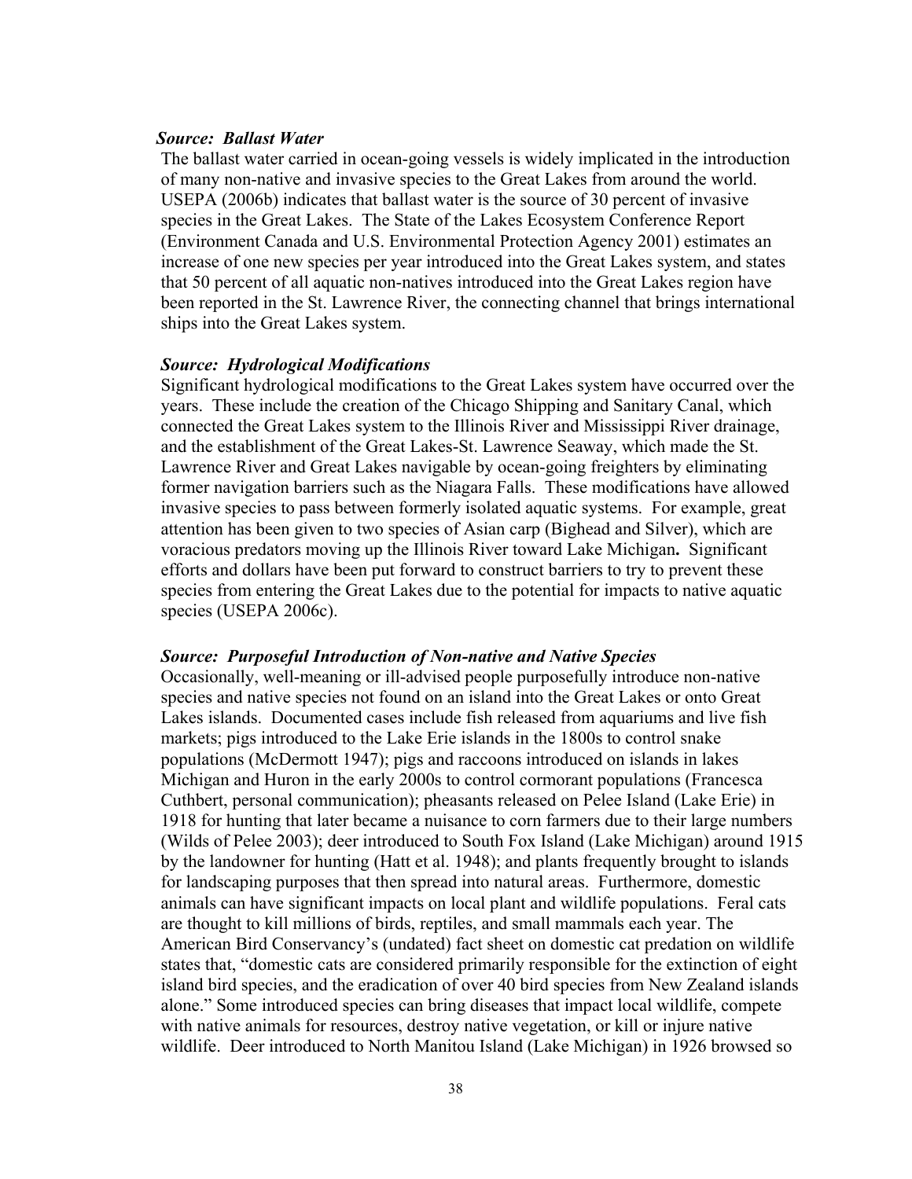***Source: Ballast Water***

The ballast water carried in ocean-going vessels is widely implicated in the introduction of many non-native and invasive species to the Great Lakes from around the world. USEPA (2006b) indicates that ballast water is the source of 30 percent of invasive species in the Great Lakes. The State of the Lakes Ecosystem Conference Report (Environment Canada and U.S. Environmental Protection Agency 2001) estimates an increase of one new species per year introduced into the Great Lakes system, and states that 50 percent of all aquatic non-natives introduced into the Great Lakes region have been reported in the St. Lawrence River, the connecting channel that brings international ships into the Great Lakes system.

***Source: Hydrological Modifications***

Significant hydrological modifications to the Great Lakes system have occurred over the years. These include the creation of the Chicago Shipping and Sanitary Canal, which connected the Great Lakes system to the Illinois River and Mississippi River drainage, and the establishment of the Great Lakes-St. Lawrence Seaway, which made the St. Lawrence River and Great Lakes navigable by ocean-going freighters by eliminating former navigation barriers such as the Niagara Falls. These modifications have allowed invasive species to pass between formerly isolated aquatic systems. For example, great attention has been given to two species of Asian carp (Bighead and Silver), which are voracious predators moving up the Illinois River toward Lake Michigan**.** Significant efforts and dollars have been put forward to construct barriers to try to prevent these species from entering the Great Lakes due to the potential for impacts to native aquatic species (USEPA 2006c).

***Source: Purposeful Introduction of Non-native and Native Species***

Occasionally, well-meaning or ill-advised people purposefully introduce non-native species and native species not found on an island into the Great Lakes or onto Great Lakes islands. Documented cases include fish released from aquariums and live fish markets; pigs introduced to the Lake Erie islands in the 1800s to control snake populations (McDermott 1947); pigs and raccoons introduced on islands in lakes Michigan and Huron in the early 2000s to control cormorant populations (Francesca Cuthbert, personal communication); pheasants released on Pelee Island (Lake Erie) in 1918 for hunting that later became a nuisance to corn farmers due to their large numbers (Wilds of Pelee 2003); deer introduced to South Fox Island (Lake Michigan) around 1915 by the landowner for hunting (Hatt et al. 1948); and plants frequently brought to islands for landscaping purposes that then spread into natural areas. Furthermore, domestic animals can have significant impacts on local plant and wildlife populations. Feral cats are thought to kill millions of birds, reptiles, and small mammals each year. The American Bird Conservancy's (undated) fact sheet on domestic cat predation on wildlife states that, "domestic cats are considered primarily responsible for the extinction of eight island bird species, and the eradication of over 40 bird species from New Zealand islands alone." Some introduced species can bring diseases that impact local wildlife, compete with native animals for resources, destroy native vegetation, or kill or injure native wildlife. Deer introduced to North Manitou Island (Lake Michigan) in 1926 browsed so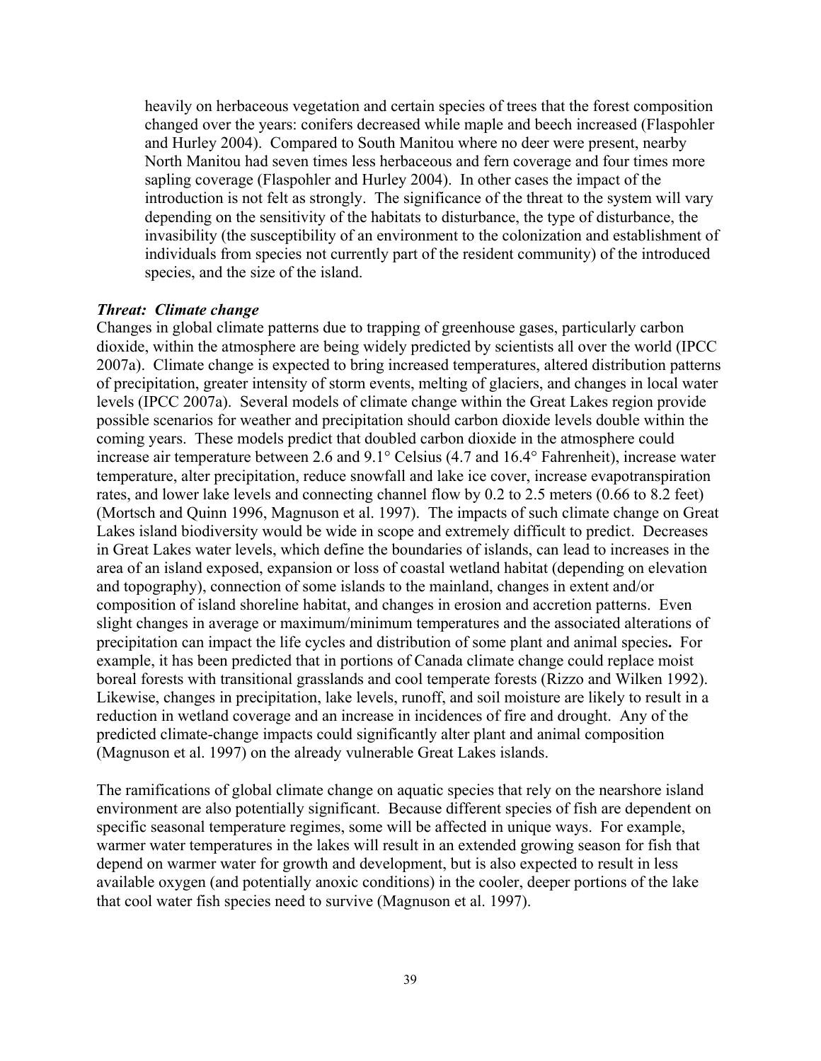heavily on herbaceous vegetation and certain species of trees that the forest composition changed over the years: conifers decreased while maple and beech increased (Flaspohler and Hurley 2004). Compared to South Manitou where no deer were present, nearby North Manitou had seven times less herbaceous and fern coverage and four times more sapling coverage (Flaspohler and Hurley 2004). In other cases the impact of the introduction is not felt as strongly. The significance of the threat to the system will vary depending on the sensitivity of the habitats to disturbance, the type of disturbance, the invasibility (the susceptibility of an environment to the colonization and establishment of individuals from species not currently part of the resident community) of the introduced species, and the size of the island.

***Threat: Climate change***

Changes in global climate patterns due to trapping of greenhouse gases, particularly carbon dioxide, within the atmosphere are being widely predicted by scientists all over the world (IPCC 2007a). Climate change is expected to bring increased temperatures, altered distribution patterns of precipitation, greater intensity of storm events, melting of glaciers, and changes in local water levels (IPCC 2007a). Several models of climate change within the Great Lakes region provide possible scenarios for weather and precipitation should carbon dioxide levels double within the coming years. These models predict that doubled carbon dioxide in the atmosphere could increase air temperature between 2.6 and 9.1° Celsius (4.7 and 16.4° Fahrenheit), increase water temperature, alter precipitation, reduce snowfall and lake ice cover, increase evapotranspiration rates, and lower lake levels and connecting channel flow by 0.2 to 2.5 meters (0.66 to 8.2 feet) (Mortsch and Quinn 1996, Magnuson et al. 1997). The impacts of such climate change on Great Lakes island biodiversity would be wide in scope and extremely difficult to predict. Decreases in Great Lakes water levels, which define the boundaries of islands, can lead to increases in the area of an island exposed, expansion or loss of coastal wetland habitat (depending on elevation and topography), connection of some islands to the mainland, changes in extent and/or composition of island shoreline habitat, and changes in erosion and accretion patterns. Even slight changes in average or maximum/minimum temperatures and the associated alterations of precipitation can impact the life cycles and distribution of some plant and animal species**.** For example, it has been predicted that in portions of Canada climate change could replace moist boreal forests with transitional grasslands and cool temperate forests (Rizzo and Wilken 1992). Likewise, changes in precipitation, lake levels, runoff, and soil moisture are likely to result in a reduction in wetland coverage and an increase in incidences of fire and drought. Any of the predicted climate-change impacts could significantly alter plant and animal composition (Magnuson et al. 1997) on the already vulnerable Great Lakes islands.

The ramifications of global climate change on aquatic species that rely on the nearshore island environment are also potentially significant. Because different species of fish are dependent on specific seasonal temperature regimes, some will be affected in unique ways. For example, warmer water temperatures in the lakes will result in an extended growing season for fish that depend on warmer water for growth and development, but is also expected to result in less available oxygen (and potentially anoxic conditions) in the cooler, deeper portions of the lake that cool water fish species need to survive (Magnuson et al. 1997).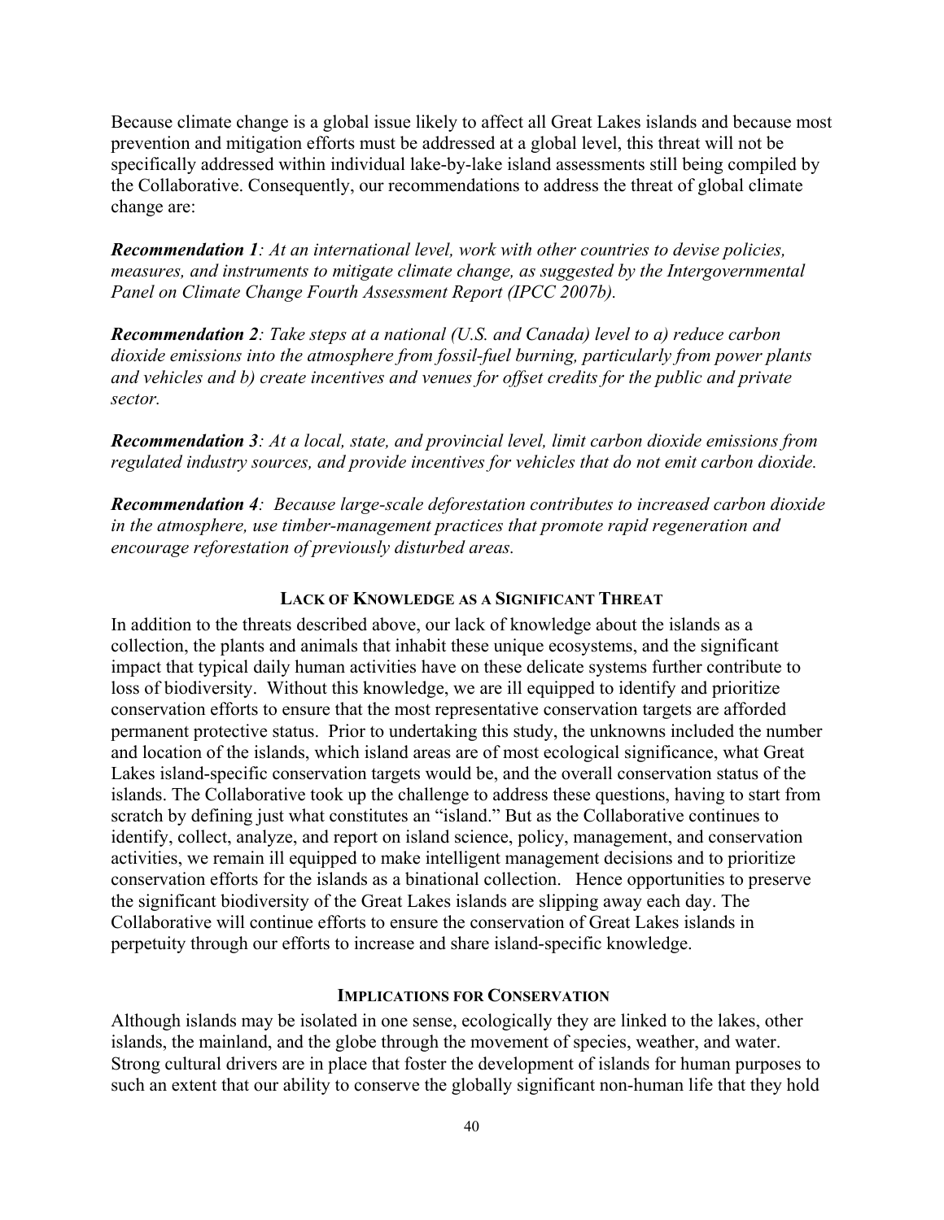Because climate change is a global issue likely to affect all Great Lakes islands and because most prevention and mitigation efforts must be addressed at a global level, this threat will not be specifically addressed within individual lake-by-lake island assessments still being compiled by the Collaborative. Consequently, our recommendations to address the threat of global climate change are:

***Recommendation 1****: At an international level, work with other countries to devise policies, measures, and instruments to mitigate climate change, as suggested by the Intergovernmental Panel on Climate Change Fourth Assessment Report (IPCC 2007b).*

***Recommendation 2****: Take steps at a national (U.S. and Canada) level to a) reduce carbon dioxide emissions into the atmosphere from fossil-fuel burning, particularly from power plants and vehicles and b) create incentives and venues for offset credits for the public and private sector.*

***Recommendation 3****: At a local, state, and provincial level, limit carbon dioxide emissions from regulated industry sources, and provide incentives for vehicles that do not emit carbon dioxide.*

***Recommendation 4****: Because large-scale deforestation contributes to increased carbon dioxide in the atmosphere, use timber-management practices that promote rapid regeneration and encourage reforestation of previously disturbed areas.*

## Lack of Knowledge as a Significant Threat

In addition to the threats described above, our lack of knowledge about the islands as a collection, the plants and animals that inhabit these unique ecosystems, and the significant impact that typical daily human activities have on these delicate systems further contribute to loss of biodiversity. Without this knowledge, we are ill equipped to identify and prioritize conservation efforts to ensure that the most representative conservation targets are afforded permanent protective status. Prior to undertaking this study, the unknowns included the number and location of the islands, which island areas are of most ecological significance, what Great Lakes island-specific conservation targets would be, and the overall conservation status of the islands. The Collaborative took up the challenge to address these questions, having to start from scratch by defining just what constitutes an "island." But as the Collaborative continues to identify, collect, analyze, and report on island science, policy, management, and conservation activities, we remain ill equipped to make intelligent management decisions and to prioritize conservation efforts for the islands as a binational collection. Hence opportunities to preserve the significant biodiversity of the Great Lakes islands are slipping away each day. The Collaborative will continue efforts to ensure the conservation of Great Lakes islands in perpetuity through our efforts to increase and share island-specific knowledge.

## Implications for Conservation

Although islands may be isolated in one sense, ecologically they are linked to the lakes, other islands, the mainland, and the globe through the movement of species, weather, and water. Strong cultural drivers are in place that foster the development of islands for human purposes to such an extent that our ability to conserve the globally significant non-human life that they hold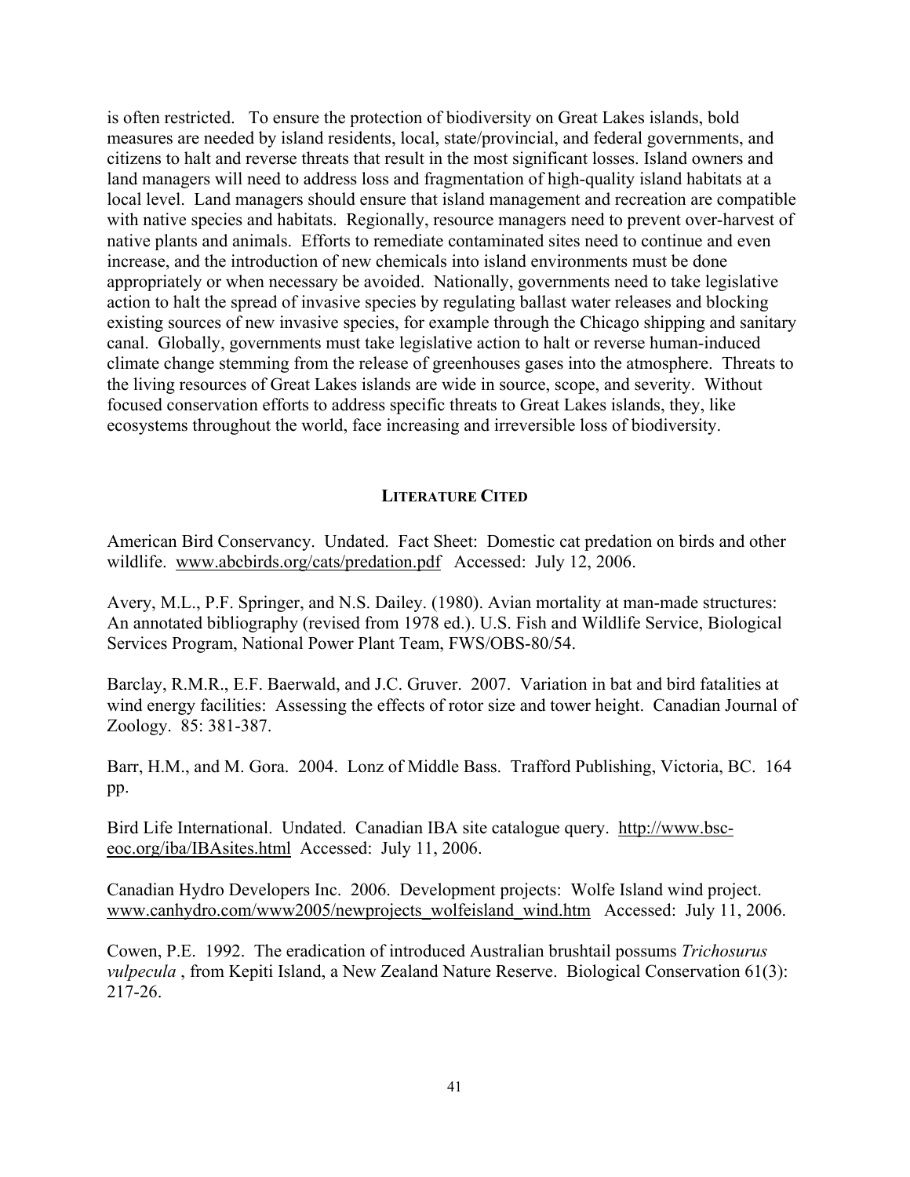is often restricted. To ensure the protection of biodiversity on Great Lakes islands, bold measures are needed by island residents, local, state/provincial, and federal governments, and citizens to halt and reverse threats that result in the most significant losses. Island owners and land managers will need to address loss and fragmentation of high-quality island habitats at a local level. Land managers should ensure that island management and recreation are compatible with native species and habitats. Regionally, resource managers need to prevent over-harvest of native plants and animals. Efforts to remediate contaminated sites need to continue and even increase, and the introduction of new chemicals into island environments must be done appropriately or when necessary be avoided. Nationally, governments need to take legislative action to halt the spread of invasive species by regulating ballast water releases and blocking existing sources of new invasive species, for example through the Chicago shipping and sanitary canal. Globally, governments must take legislative action to halt or reverse human-induced climate change stemming from the release of greenhouses gases into the atmosphere. Threats to the living resources of Great Lakes islands are wide in source, scope, and severity. Without focused conservation efforts to address specific threats to Great Lakes islands, they, like ecosystems throughout the world, face increasing and irreversible loss of biodiversity.

## LITERATURE CITED

American Bird Conservancy. Undated. Fact Sheet: Domestic cat predation on birds and other wildlife. www.abcbirds.org/cats/predation.pdf Accessed: July 12, 2006.

Avery, M.L., P.F. Springer, and N.S. Dailey. (1980). Avian mortality at man-made structures: An annotated bibliography (revised from 1978 ed.). U.S. Fish and Wildlife Service, Biological Services Program, National Power Plant Team, FWS/OBS-80/54.

Barclay, R.M.R., E.F. Baerwald, and J.C. Gruver. 2007. Variation in bat and bird fatalities at wind energy facilities: Assessing the effects of rotor size and tower height. Canadian Journal of Zoology. 85: 381-387.

Barr, H.M., and M. Gora. 2004. Lonz of Middle Bass. Trafford Publishing, Victoria, BC. 164 pp.

Bird Life International. Undated. Canadian IBA site catalogue query. http://www.bsc-eoc.org/iba/IBAsites.html Accessed: July 11, 2006.

Canadian Hydro Developers Inc. 2006. Development projects: Wolfe Island wind project. www.canhydro.com/www2005/newprojects_wolfeisland_wind.htm Accessed: July 11, 2006.

Cowen, P.E. 1992. The eradication of introduced Australian brushtail possums *Trichosurus vulpecula* , from Kepiti Island, a New Zealand Nature Reserve. Biological Conservation 61(3): 217-26.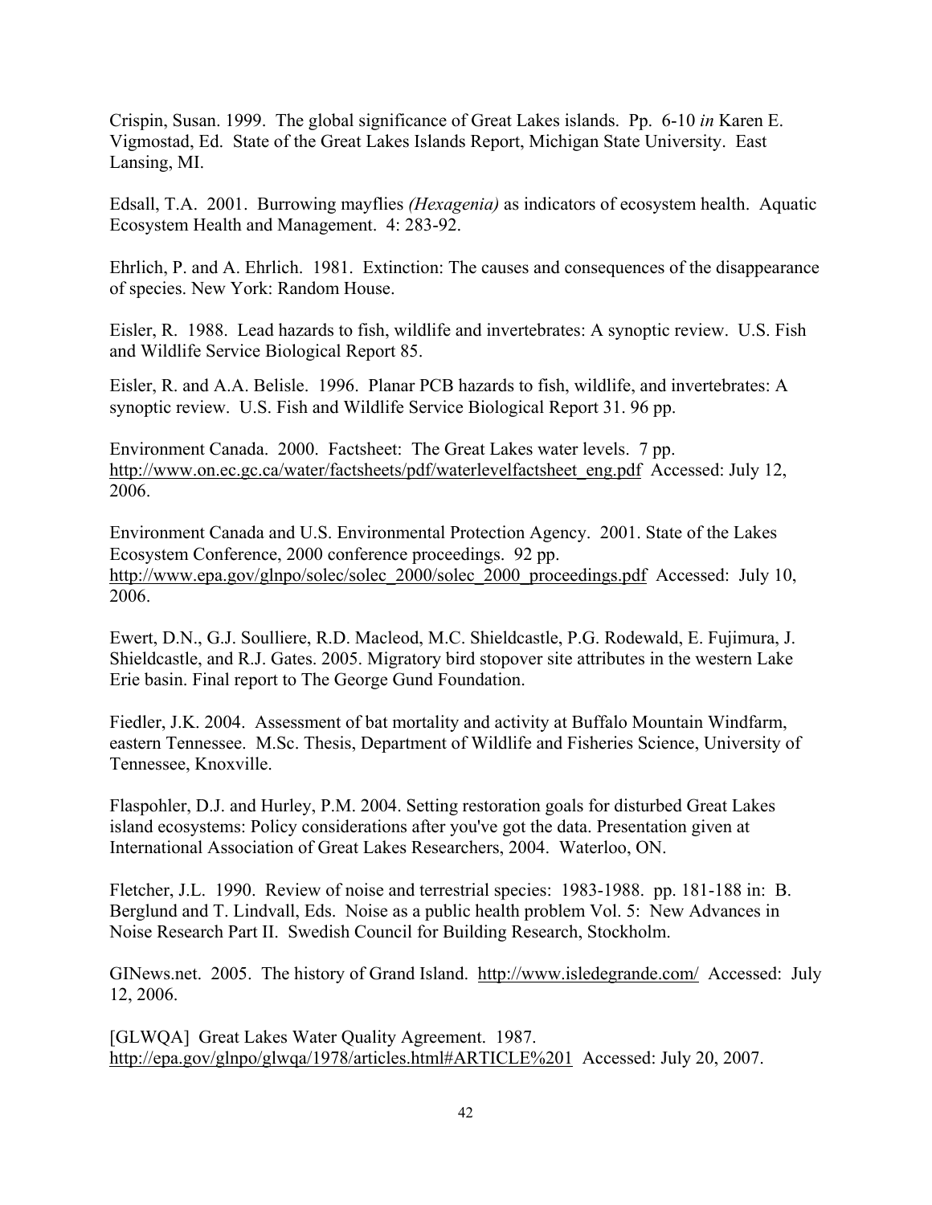Crispin, Susan. 1999. The global significance of Great Lakes islands. Pp. 6-10 *in* Karen E. Vigmostad, Ed. State of the Great Lakes Islands Report, Michigan State University. East Lansing, MI.

Edsall, T.A. 2001. Burrowing mayflies *(Hexagenia)* as indicators of ecosystem health. Aquatic Ecosystem Health and Management. 4: 283-92.

Ehrlich, P. and A. Ehrlich. 1981. Extinction: The causes and consequences of the disappearance of species. New York: Random House.

Eisler, R. 1988. Lead hazards to fish, wildlife and invertebrates: A synoptic review. U.S. Fish and Wildlife Service Biological Report 85.

Eisler, R. and A.A. Belisle. 1996. Planar PCB hazards to fish, wildlife, and invertebrates: A synoptic review. U.S. Fish and Wildlife Service Biological Report 31. 96 pp.

Environment Canada. 2000. Factsheet: The Great Lakes water levels. 7 pp. http://www.on.ec.gc.ca/water/factsheets/pdf/waterlevelfactsheet_eng.pdf Accessed: July 12, 2006.

Environment Canada and U.S. Environmental Protection Agency. 2001. State of the Lakes Ecosystem Conference, 2000 conference proceedings. 92 pp. http://www.epa.gov/glnpo/solec/solec_2000/solec_2000_proceedings.pdf Accessed: July 10, 2006.

Ewert, D.N., G.J. Soulliere, R.D. Macleod, M.C. Shieldcastle, P.G. Rodewald, E. Fujimura, J. Shieldcastle, and R.J. Gates. 2005. Migratory bird stopover site attributes in the western Lake Erie basin. Final report to The George Gund Foundation.

Fiedler, J.K. 2004. Assessment of bat mortality and activity at Buffalo Mountain Windfarm, eastern Tennessee. M.Sc. Thesis, Department of Wildlife and Fisheries Science, University of Tennessee, Knoxville.

Flaspohler, D.J. and Hurley, P.M. 2004. Setting restoration goals for disturbed Great Lakes island ecosystems: Policy considerations after you've got the data. Presentation given at International Association of Great Lakes Researchers, 2004. Waterloo, ON.

Fletcher, J.L. 1990. Review of noise and terrestrial species: 1983-1988. pp. 181-188 in: B. Berglund and T. Lindvall, Eds. Noise as a public health problem Vol. 5: New Advances in Noise Research Part II. Swedish Council for Building Research, Stockholm.

GINews.net. 2005. The history of Grand Island. http://www.isledegrande.com/ Accessed: July 12, 2006.

[GLWQA] Great Lakes Water Quality Agreement. 1987. http://epa.gov/glnpo/glwqa/1978/articles.html#ARTICLE%201 Accessed: July 20, 2007.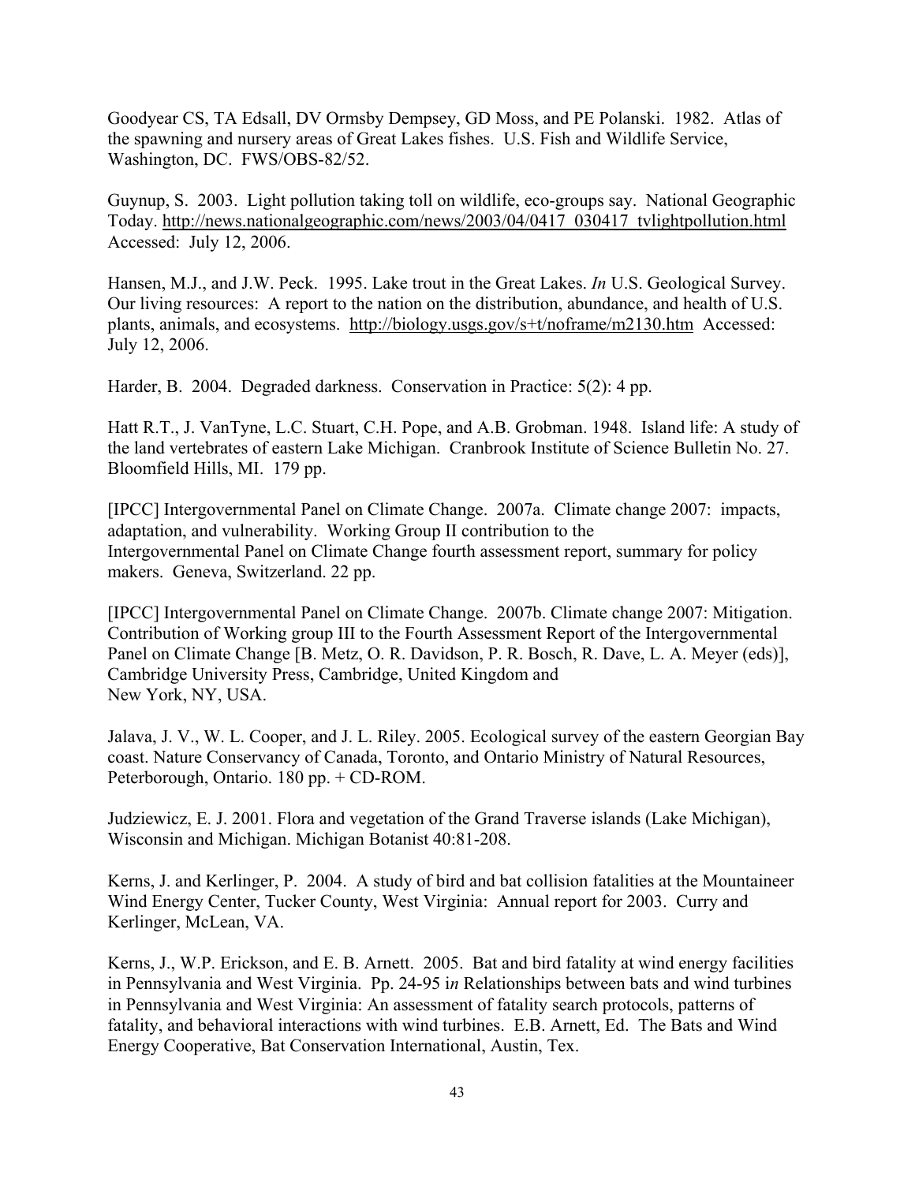Goodyear CS, TA Edsall, DV Ormsby Dempsey, GD Moss, and PE Polanski. 1982. Atlas of the spawning and nursery areas of Great Lakes fishes. U.S. Fish and Wildlife Service, Washington, DC. FWS/OBS-82/52.

Guynup, S. 2003. Light pollution taking toll on wildlife, eco-groups say. National Geographic Today. http://news.nationalgeographic.com/news/2003/04/0417_030417_tvlightpollution.html Accessed: July 12, 2006.

Hansen, M.J., and J.W. Peck. 1995. Lake trout in the Great Lakes. *In* U.S. Geological Survey. Our living resources: A report to the nation on the distribution, abundance, and health of U.S. plants, animals, and ecosystems. http://biology.usgs.gov/s+t/noframe/m2130.htm Accessed: July 12, 2006.

Harder, B. 2004. Degraded darkness. Conservation in Practice: 5(2): 4 pp.

Hatt R.T., J. VanTyne, L.C. Stuart, C.H. Pope, and A.B. Grobman. 1948. Island life: A study of the land vertebrates of eastern Lake Michigan. Cranbrook Institute of Science Bulletin No. 27. Bloomfield Hills, MI. 179 pp.

[IPCC] Intergovernmental Panel on Climate Change. 2007a. Climate change 2007: impacts, adaptation, and vulnerability. Working Group II contribution to the Intergovernmental Panel on Climate Change fourth assessment report, summary for policy makers. Geneva, Switzerland. 22 pp.

[IPCC] Intergovernmental Panel on Climate Change. 2007b. Climate change 2007: Mitigation. Contribution of Working group III to the Fourth Assessment Report of the Intergovernmental Panel on Climate Change [B. Metz, O. R. Davidson, P. R. Bosch, R. Dave, L. A. Meyer (eds)], Cambridge University Press, Cambridge, United Kingdom and New York, NY, USA.

Jalava, J. V., W. L. Cooper, and J. L. Riley. 2005. Ecological survey of the eastern Georgian Bay coast. Nature Conservancy of Canada, Toronto, and Ontario Ministry of Natural Resources, Peterborough, Ontario. 180 pp. + CD-ROM.

Judziewicz, E. J. 2001. Flora and vegetation of the Grand Traverse islands (Lake Michigan), Wisconsin and Michigan. Michigan Botanist 40:81-208.

Kerns, J. and Kerlinger, P. 2004. A study of bird and bat collision fatalities at the Mountaineer Wind Energy Center, Tucker County, West Virginia: Annual report for 2003. Curry and Kerlinger, McLean, VA.

Kerns, J., W.P. Erickson, and E. B. Arnett. 2005. Bat and bird fatality at wind energy facilities in Pennsylvania and West Virginia. Pp. 24-95 i*n* Relationships between bats and wind turbines in Pennsylvania and West Virginia: An assessment of fatality search protocols, patterns of fatality, and behavioral interactions with wind turbines. E.B. Arnett, Ed. The Bats and Wind Energy Cooperative, Bat Conservation International, Austin, Tex.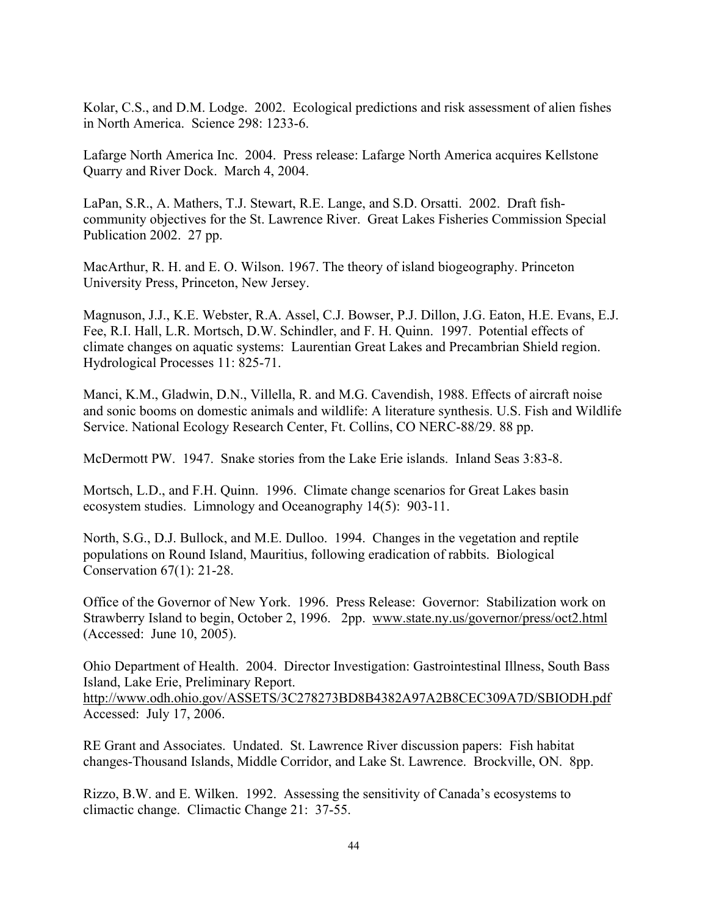Kolar, C.S., and D.M. Lodge. 2002. Ecological predictions and risk assessment of alien fishes in North America. Science 298: 1233-6.

Lafarge North America Inc. 2004. Press release: Lafarge North America acquires Kellstone Quarry and River Dock. March 4, 2004.

LaPan, S.R., A. Mathers, T.J. Stewart, R.E. Lange, and S.D. Orsatti. 2002. Draft fish-community objectives for the St. Lawrence River. Great Lakes Fisheries Commission Special Publication 2002. 27 pp.

MacArthur, R. H. and E. O. Wilson. 1967. The theory of island biogeography. Princeton University Press, Princeton, New Jersey.

Magnuson, J.J., K.E. Webster, R.A. Assel, C.J. Bowser, P.J. Dillon, J.G. Eaton, H.E. Evans, E.J. Fee, R.I. Hall, L.R. Mortsch, D.W. Schindler, and F. H. Quinn. 1997. Potential effects of climate changes on aquatic systems: Laurentian Great Lakes and Precambrian Shield region. Hydrological Processes 11: 825-71.

Manci, K.M., Gladwin, D.N., Villella, R. and M.G. Cavendish, 1988. Effects of aircraft noise and sonic booms on domestic animals and wildlife: A literature synthesis. U.S. Fish and Wildlife Service. National Ecology Research Center, Ft. Collins, CO NERC-88/29. 88 pp.

McDermott PW. 1947. Snake stories from the Lake Erie islands. Inland Seas 3:83-8.

Mortsch, L.D., and F.H. Quinn. 1996. Climate change scenarios for Great Lakes basin ecosystem studies. Limnology and Oceanography 14(5): 903-11.

North, S.G., D.J. Bullock, and M.E. Dulloo. 1994. Changes in the vegetation and reptile populations on Round Island, Mauritius, following eradication of rabbits. Biological Conservation 67(1): 21-28.

Office of the Governor of New York. 1996. Press Release: Governor: Stabilization work on Strawberry Island to begin, October 2, 1996. 2pp. www.state.ny.us/governor/press/oct2.html (Accessed: June 10, 2005).

Ohio Department of Health. 2004. Director Investigation: Gastrointestinal Illness, South Bass Island, Lake Erie, Preliminary Report. http://www.odh.ohio.gov/ASSETS/3C278273BD8B4382A97A2B8CEC309A7D/SBIODH.pdf Accessed: July 17, 2006.

RE Grant and Associates. Undated. St. Lawrence River discussion papers: Fish habitat changes-Thousand Islands, Middle Corridor, and Lake St. Lawrence. Brockville, ON. 8pp.

Rizzo, B.W. and E. Wilken. 1992. Assessing the sensitivity of Canada's ecosystems to climactic change. Climactic Change 21: 37-55.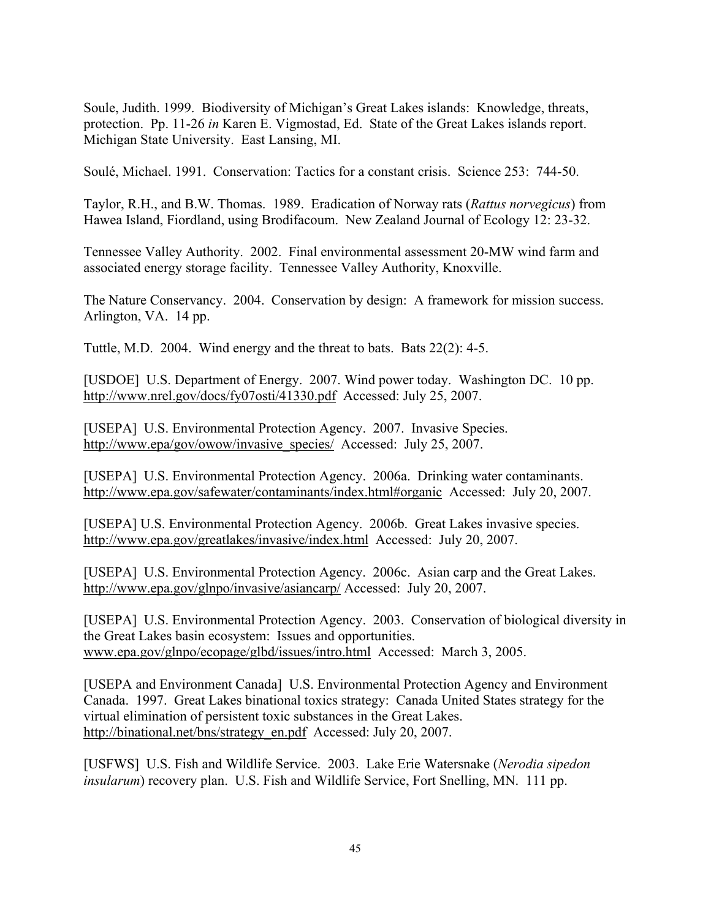Soule, Judith. 1999. Biodiversity of Michigan's Great Lakes islands: Knowledge, threats, protection. Pp. 11-26 *in* Karen E. Vigmostad, Ed. State of the Great Lakes islands report. Michigan State University. East Lansing, MI.

Soulé, Michael. 1991. Conservation: Tactics for a constant crisis. Science 253: 744-50.

Taylor, R.H., and B.W. Thomas. 1989. Eradication of Norway rats (*Rattus norvegicus*) from Hawea Island, Fiordland, using Brodifacoum. New Zealand Journal of Ecology 12: 23-32.

Tennessee Valley Authority. 2002. Final environmental assessment 20-MW wind farm and associated energy storage facility. Tennessee Valley Authority, Knoxville.

The Nature Conservancy. 2004. Conservation by design: A framework for mission success. Arlington, VA. 14 pp.

Tuttle, M.D. 2004. Wind energy and the threat to bats. Bats 22(2): 4-5.

[USDOE] U.S. Department of Energy. 2007. Wind power today. Washington DC. 10 pp. http://www.nrel.gov/docs/fy07osti/41330.pdf Accessed: July 25, 2007.

[USEPA] U.S. Environmental Protection Agency. 2007. Invasive Species. http://www.epa/gov/owow/invasive_species/ Accessed: July 25, 2007.

[USEPA] U.S. Environmental Protection Agency. 2006a. Drinking water contaminants. http://www.epa.gov/safewater/contaminants/index.html#organic Accessed: July 20, 2007.

[USEPA] U.S. Environmental Protection Agency. 2006b. Great Lakes invasive species. http://www.epa.gov/greatlakes/invasive/index.html Accessed: July 20, 2007.

[USEPA] U.S. Environmental Protection Agency. 2006c. Asian carp and the Great Lakes. http://www.epa.gov/glnpo/invasive/asiancarp/ Accessed: July 20, 2007.

[USEPA] U.S. Environmental Protection Agency. 2003. Conservation of biological diversity in the Great Lakes basin ecosystem: Issues and opportunities. www.epa.gov/glnpo/ecopage/glbd/issues/intro.html Accessed: March 3, 2005.

[USEPA and Environment Canada] U.S. Environmental Protection Agency and Environment Canada. 1997. Great Lakes binational toxics strategy: Canada United States strategy for the virtual elimination of persistent toxic substances in the Great Lakes. http://binational.net/bns/strategy_en.pdf Accessed: July 20, 2007.

[USFWS] U.S. Fish and Wildlife Service. 2003. Lake Erie Watersnake (*Nerodia sipedon insularum*) recovery plan. U.S. Fish and Wildlife Service, Fort Snelling, MN. 111 pp.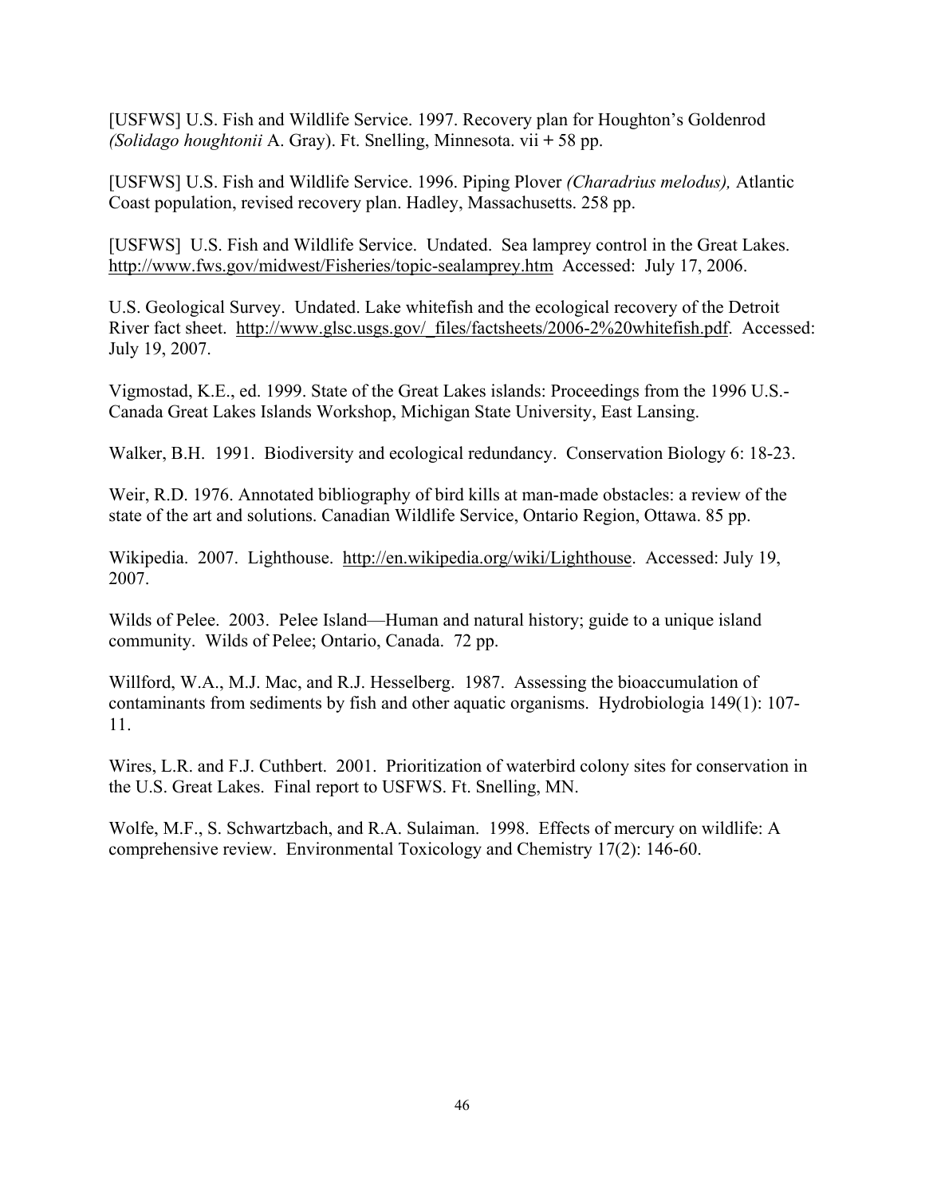[USFWS] U.S. Fish and Wildlife Service. 1997. Recovery plan for Houghton's Goldenrod *(Solidago houghtonii* A. Gray). Ft. Snelling, Minnesota. vii + 58 pp.

[USFWS] U.S. Fish and Wildlife Service. 1996. Piping Plover *(Charadrius melodus),* Atlantic Coast population, revised recovery plan. Hadley, Massachusetts. 258 pp.

[USFWS] U.S. Fish and Wildlife Service. Undated. Sea lamprey control in the Great Lakes. http://www.fws.gov/midwest/Fisheries/topic-sealamprey.htm Accessed: July 17, 2006.

U.S. Geological Survey. Undated. Lake whitefish and the ecological recovery of the Detroit River fact sheet. http://www.glsc.usgs.gov/_files/factsheets/2006-2%20whitefish.pdf. Accessed: July 19, 2007.

Vigmostad, K.E., ed. 1999. State of the Great Lakes islands: Proceedings from the 1996 U.S.-Canada Great Lakes Islands Workshop, Michigan State University, East Lansing.

Walker, B.H. 1991. Biodiversity and ecological redundancy. Conservation Biology 6: 18-23.

Weir, R.D. 1976. Annotated bibliography of bird kills at man-made obstacles: a review of the state of the art and solutions. Canadian Wildlife Service, Ontario Region, Ottawa. 85 pp.

Wikipedia. 2007. Lighthouse. http://en.wikipedia.org/wiki/Lighthouse. Accessed: July 19, 2007.

Wilds of Pelee. 2003. Pelee Island—Human and natural history; guide to a unique island community. Wilds of Pelee; Ontario, Canada. 72 pp.

Willford, W.A., M.J. Mac, and R.J. Hesselberg. 1987. Assessing the bioaccumulation of contaminants from sediments by fish and other aquatic organisms. Hydrobiologia 149(1): 107-11.

Wires, L.R. and F.J. Cuthbert. 2001. Prioritization of waterbird colony sites for conservation in the U.S. Great Lakes. Final report to USFWS. Ft. Snelling, MN.

Wolfe, M.F., S. Schwartzbach, and R.A. Sulaiman. 1998. Effects of mercury on wildlife: A comprehensive review. Environmental Toxicology and Chemistry 17(2): 146-60.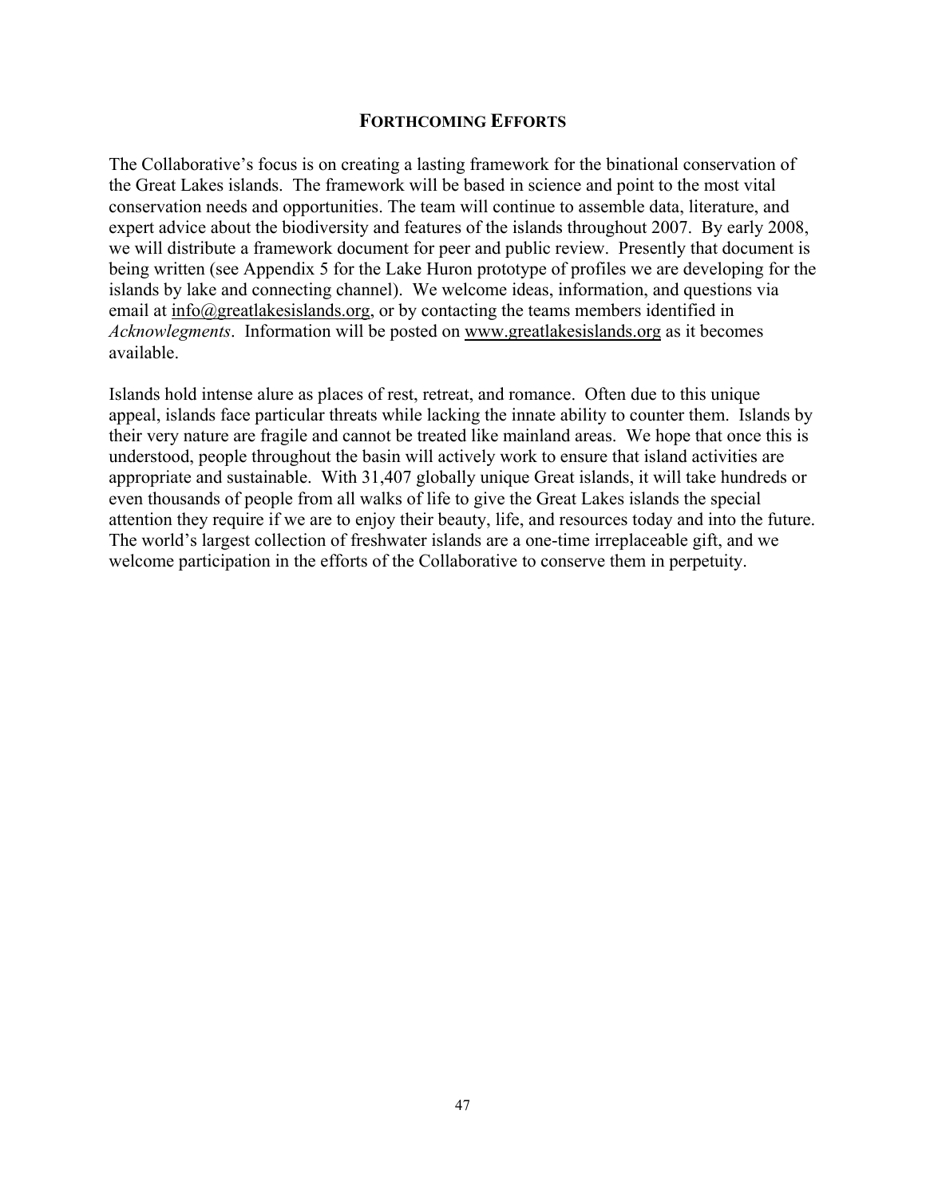## FORTHCOMING EFFORTS

The Collaborative's focus is on creating a lasting framework for the binational conservation of the Great Lakes islands. The framework will be based in science and point to the most vital conservation needs and opportunities. The team will continue to assemble data, literature, and expert advice about the biodiversity and features of the islands throughout 2007. By early 2008, we will distribute a framework document for peer and public review. Presently that document is being written (see Appendix 5 for the Lake Huron prototype of profiles we are developing for the islands by lake and connecting channel). We welcome ideas, information, and questions via email at info@greatlakesislands.org, or by contacting the teams members identified in *Acknowlegments*. Information will be posted on www.greatlakesislands.org as it becomes available.

Islands hold intense alure as places of rest, retreat, and romance. Often due to this unique appeal, islands face particular threats while lacking the innate ability to counter them. Islands by their very nature are fragile and cannot be treated like mainland areas. We hope that once this is understood, people throughout the basin will actively work to ensure that island activities are appropriate and sustainable. With 31,407 globally unique Great islands, it will take hundreds or even thousands of people from all walks of life to give the Great Lakes islands the special attention they require if we are to enjoy their beauty, life, and resources today and into the future. The world's largest collection of freshwater islands are a one-time irreplaceable gift, and we welcome participation in the efforts of the Collaborative to conserve them in perpetuity.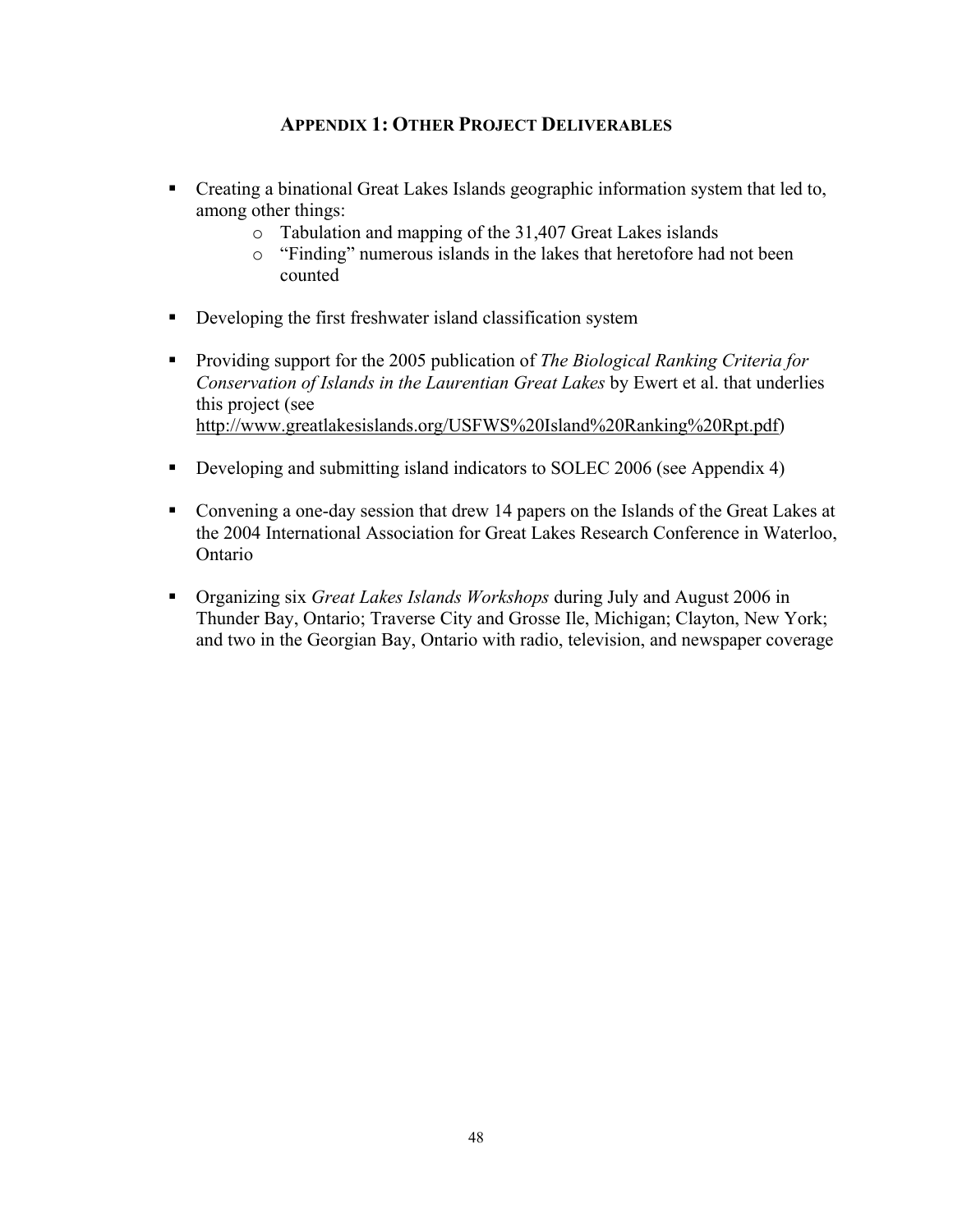## APPENDIX 1: OTHER PROJECT DELIVERABLES

- Creating a binational Great Lakes Islands geographic information system that led to, among other things:
  - Tabulation and mapping of the 31,407 Great Lakes islands
  - "Finding" numerous islands in the lakes that heretofore had not been counted
- Developing the first freshwater island classification system
- Providing support for the 2005 publication of *The Biological Ranking Criteria for Conservation of Islands in the Laurentian Great Lakes* by Ewert et al. that underlies this project (see http://www.greatlakesislands.org/USFWS%20Island%20Ranking%20Rpt.pdf)
- Developing and submitting island indicators to SOLEC 2006 (see Appendix 4)
- Convening a one-day session that drew 14 papers on the Islands of the Great Lakes at the 2004 International Association for Great Lakes Research Conference in Waterloo, Ontario
- Organizing six *Great Lakes Islands Workshops* during July and August 2006 in Thunder Bay, Ontario; Traverse City and Grosse Ile, Michigan; Clayton, New York; and two in the Georgian Bay, Ontario with radio, television, and newspaper coverage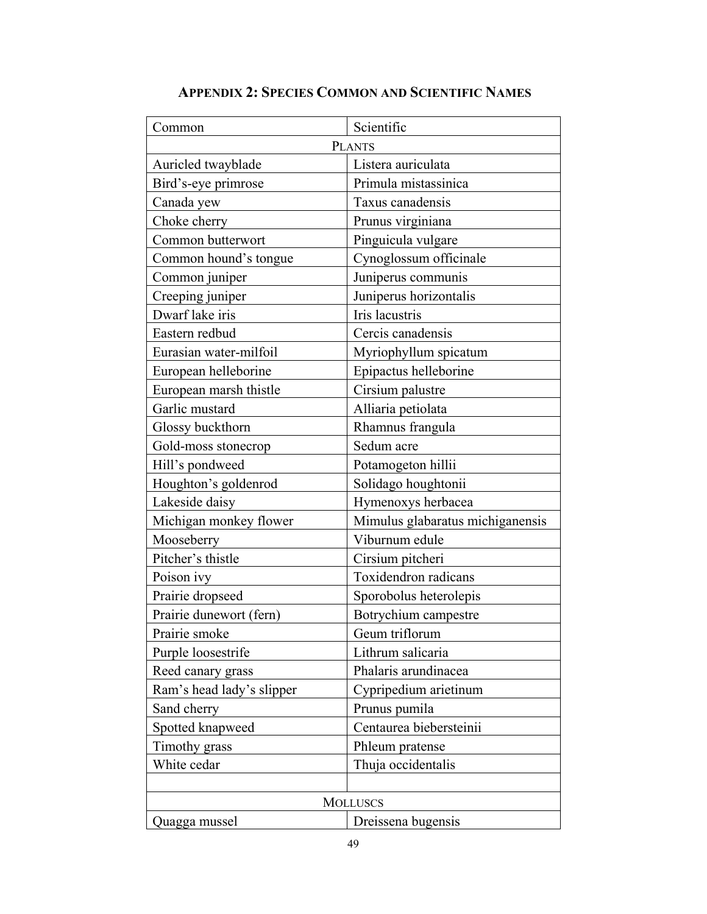## APPENDIX 2: SPECIES COMMON AND SCIENTIFIC NAMES

| Common | Scientific |
|---|---|
| PLANTS | |
| Auricled twayblade | Listera auriculata |
| Bird's-eye primrose | Primula mistassinica |
| Canada yew | Taxus canadensis |
| Choke cherry | Prunus virginiana |
| Common butterwort | Pinguicula vulgare |
| Common hound's tongue | Cynoglossum officinale |
| Common juniper | Juniperus communis |
| Creeping juniper | Juniperus horizontalis |
| Dwarf lake iris | Iris lacustris |
| Eastern redbud | Cercis canadensis |
| Eurasian water-milfoil | Myriophyllum spicatum |
| European helleborine | Epipactus helleborine |
| European marsh thistle | Cirsium palustre |
| Garlic mustard | Alliaria petiolata |
| Glossy buckthorn | Rhamnus frangula |
| Gold-moss stonecrop | Sedum acre |
| Hill's pondweed | Potamogeton hillii |
| Houghton's goldenrod | Solidago houghtonii |
| Lakeside daisy | Hymenoxys herbacea |
| Michigan monkey flower | Mimulus glabaratus michiganensis |
| Mooseberry | Viburnum edule |
| Pitcher's thistle | Cirsium pitcheri |
| Poison ivy | Toxidendron radicans |
| Prairie dropseed | Sporobolus heterolepis |
| Prairie dunewort (fern) | Botrychium campestre |
| Prairie smoke | Geum triflorum |
| Purple loosestrife | Lithrum salicaria |
| Reed canary grass | Phalaris arundinacea |
| Ram's head lady's slipper | Cypripedium arietinum |
| Sand cherry | Prunus pumila |
| Spotted knapweed | Centaurea biebersteinii |
| Timothy grass | Phleum pratense |
| White cedar | Thuja occidentalis |
| | |
| MOLLUSCS | |
| Quagga mussel | Dreissena bugensis |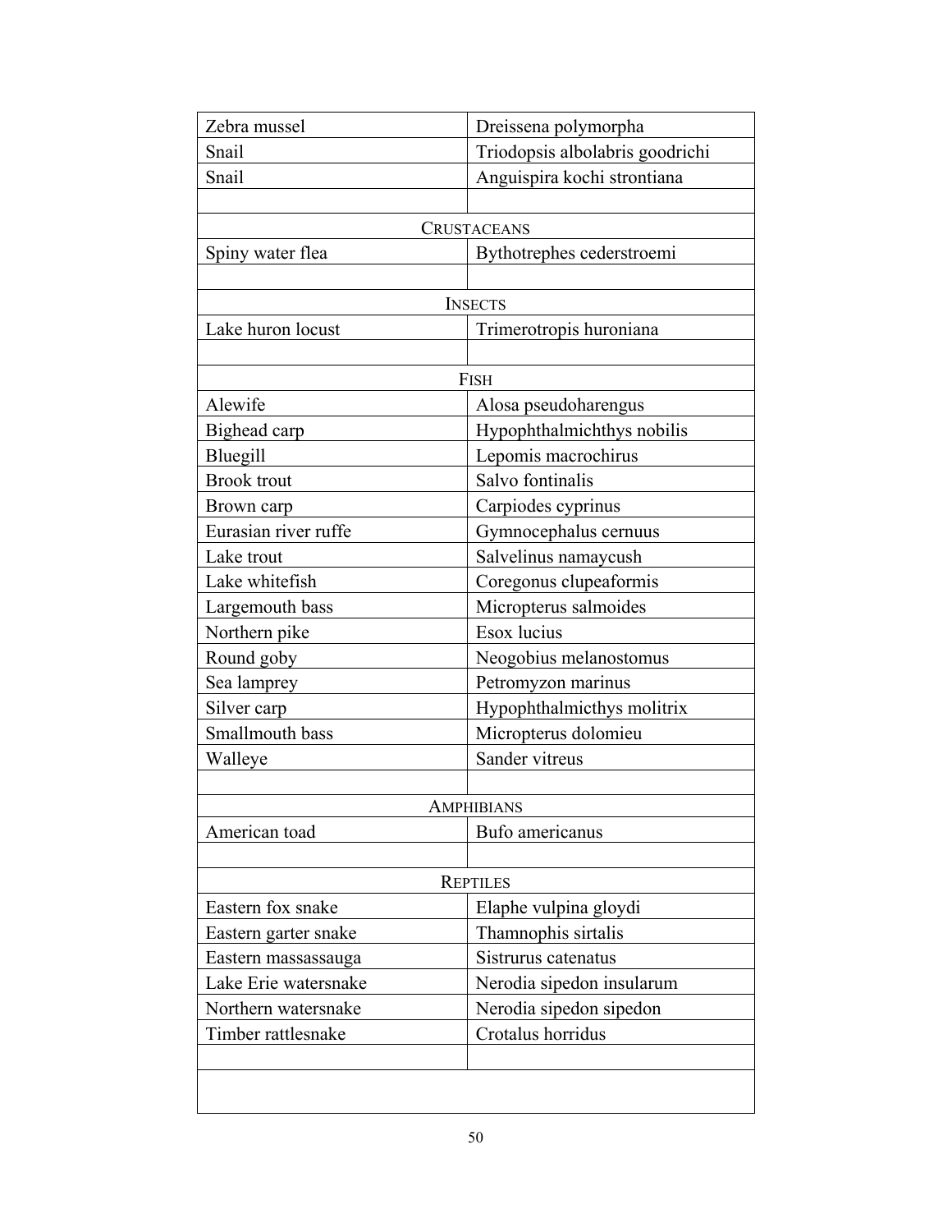| | |
|---|---|
| Zebra mussel | Dreissena polymorpha |
| Snail | Triodopsis albolabris goodrichi |
| Snail | Anguispira kochi strontiana |
| | |
| CRUSTACEANS | |
| Spiny water flea | Bythotrephes cederstroemi |
| | |
| INSECTS | |
| Lake huron locust | Trimerotropis huroniana |
| | |
| FISH | |
| Alewife | Alosa pseudoharengus |
| Bighead carp | Hypophthalmichthys nobilis |
| Bluegill | Lepomis macrochirus |
| Brook trout | Salvo fontinalis |
| Brown carp | Carpiodes cyprinus |
| Eurasian river ruffe | Gymnocephalus cernuus |
| Lake trout | Salvelinus namaycush |
| Lake whitefish | Coregonus clupeaformis |
| Largemouth bass | Micropterus salmoides |
| Northern pike | Esox lucius |
| Round goby | Neogobius melanostomus |
| Sea lamprey | Petromyzon marinus |
| Silver carp | Hypophthalmicthys molitrix |
| Smallmouth bass | Micropterus dolomieu |
| Walleye | Sander vitreus |
| | |
| AMPHIBIANS | |
| American toad | Bufo americanus |
| | |
| REPTILES | |
| Eastern fox snake | Elaphe vulpina gloydi |
| Eastern garter snake | Thamnophis sirtalis |
| Eastern massassauga | Sistrurus catenatus |
| Lake Erie watersnake | Nerodia sipedon insularum |
| Northern watersnake | Nerodia sipedon sipedon |
| Timber rattlesnake | Crotalus horridus |
| | |
| | |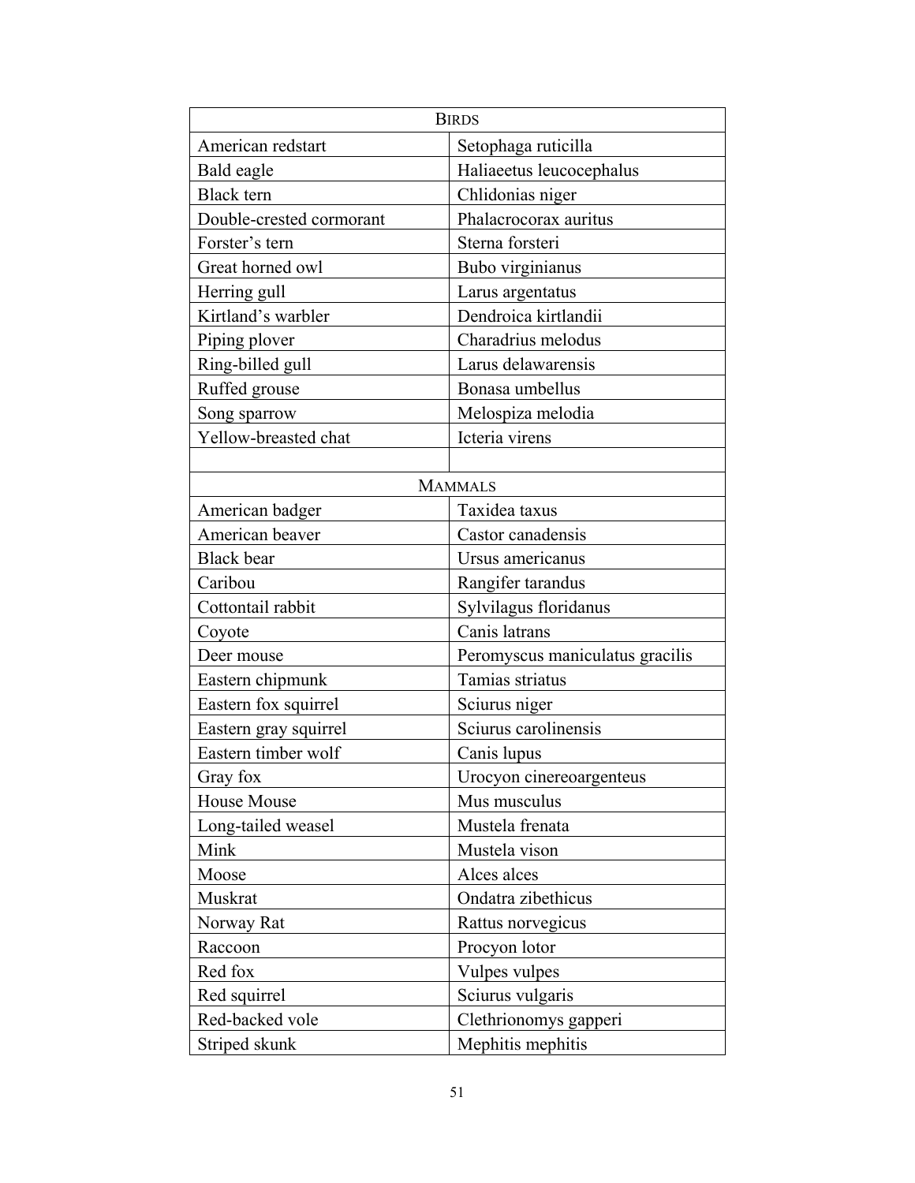| BIRDS | |
|---|---|
| American redstart | Setophaga ruticilla |
| Bald eagle | Haliaeetus leucocephalus |
| Black tern | Chlidonias niger |
| Double-crested cormorant | Phalacrocorax auritus |
| Forster's tern | Sterna forsteri |
| Great horned owl | Bubo virginianus |
| Herring gull | Larus argentatus |
| Kirtland's warbler | Dendroica kirtlandii |
| Piping plover | Charadrius melodus |
| Ring-billed gull | Larus delawarensis |
| Ruffed grouse | Bonasa umbellus |
| Song sparrow | Melospiza melodia |
| Yellow-breasted chat | Icteria virens |
| | |
| MAMMALS | |
| American badger | Taxidea taxus |
| American beaver | Castor canadensis |
| Black bear | Ursus americanus |
| Caribou | Rangifer tarandus |
| Cottontail rabbit | Sylvilagus floridanus |
| Coyote | Canis latrans |
| Deer mouse | Peromyscus maniculatus gracilis |
| Eastern chipmunk | Tamias striatus |
| Eastern fox squirrel | Sciurus niger |
| Eastern gray squirrel | Sciurus carolinensis |
| Eastern timber wolf | Canis lupus |
| Gray fox | Urocyon cinereoargenteus |
| House Mouse | Mus musculus |
| Long-tailed weasel | Mustela frenata |
| Mink | Mustela vison |
| Moose | Alces alces |
| Muskrat | Ondatra zibethicus |
| Norway Rat | Rattus norvegicus |
| Raccoon | Procyon lotor |
| Red fox | Vulpes vulpes |
| Red squirrel | Sciurus vulgaris |
| Red-backed vole | Clethrionomys gapperi |
| Striped skunk | Mephitis mephitis |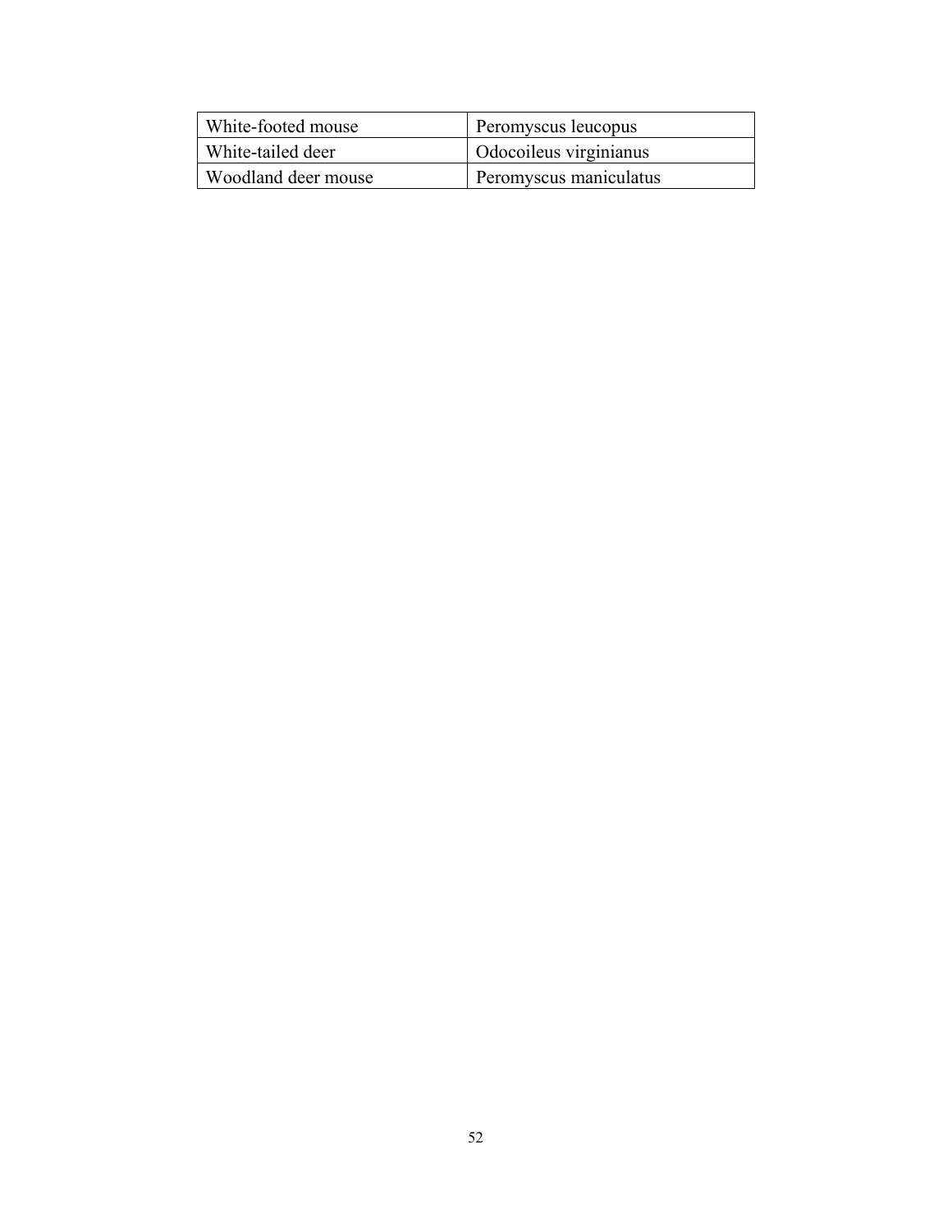| White-footed mouse | Peromyscus leucopus |
|---|---|
| White-tailed deer | Odocoileus virginianus |
| Woodland deer mouse | Peromyscus maniculatus |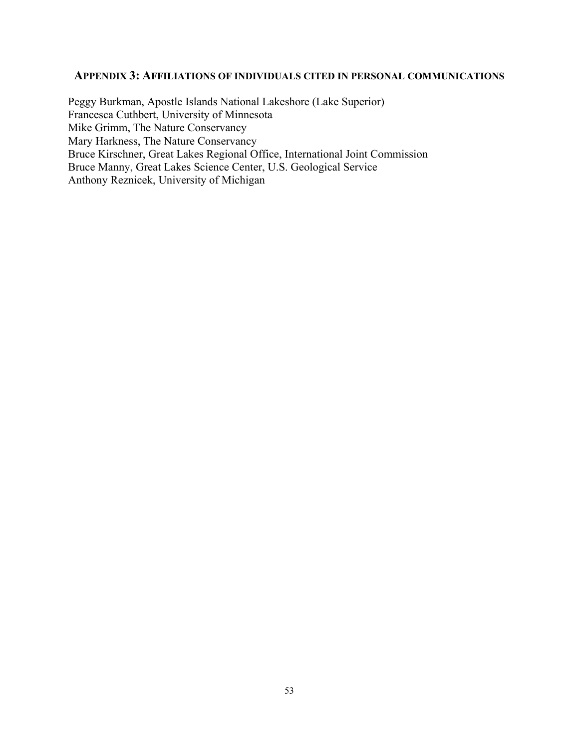## APPENDIX 3: AFFILIATIONS OF INDIVIDUALS CITED IN PERSONAL COMMUNICATIONS

Peggy Burkman, Apostle Islands National Lakeshore (Lake Superior)
Francesca Cuthbert, University of Minnesota
Mike Grimm, The Nature Conservancy
Mary Harkness, The Nature Conservancy
Bruce Kirschner, Great Lakes Regional Office, International Joint Commission
Bruce Manny, Great Lakes Science Center, U.S. Geological Service
Anthony Reznicek, University of Michigan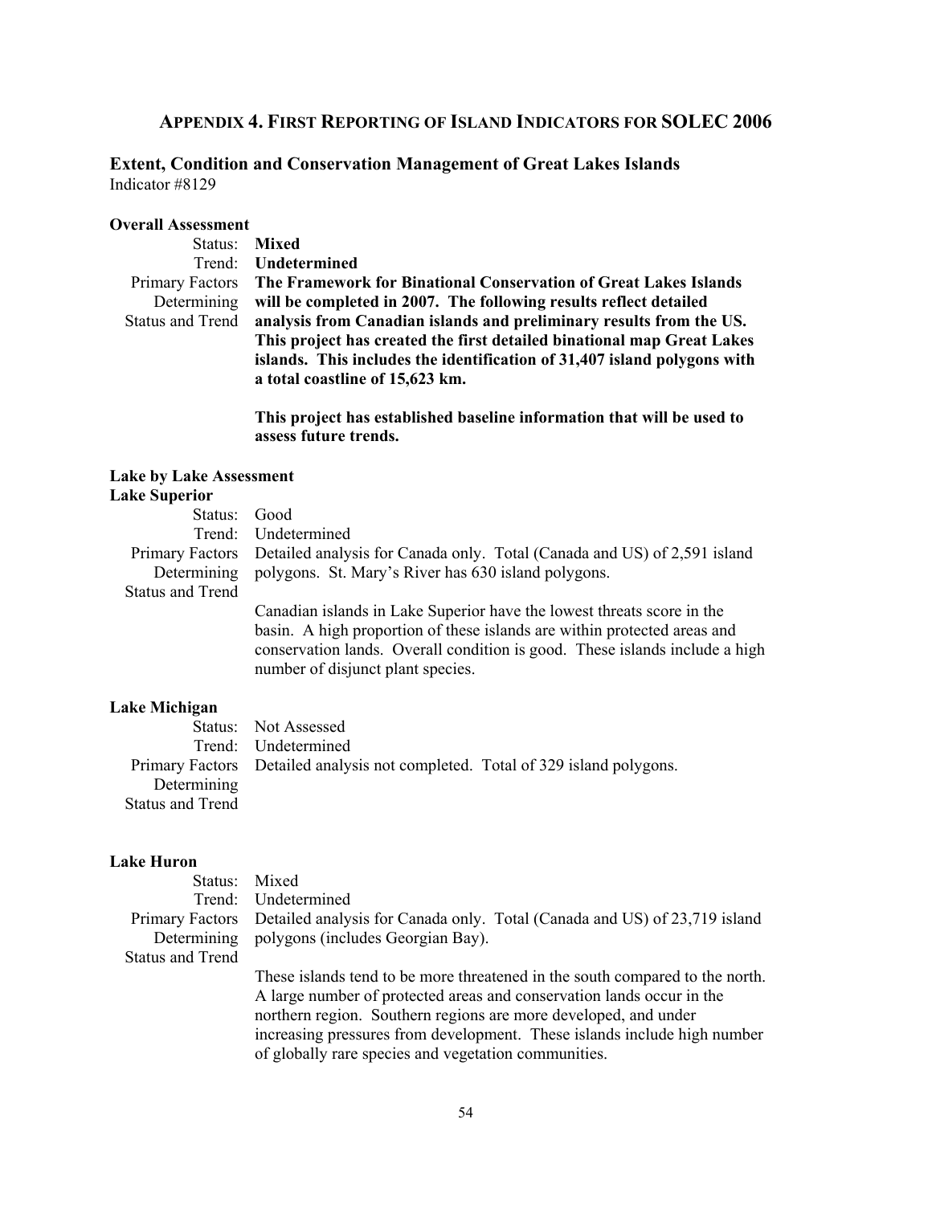## APPENDIX 4. FIRST REPORTING OF ISLAND INDICATORS FOR SOLEC 2006

### Extent, Condition and Conservation Management of Great Lakes Islands

Indicator #8129

**Overall Assessment**

| | |
|---|---|
| Status: | **Mixed** |
| Trend: | **Undetermined** |
| Primary Factors Determining Status and Trend | **The Framework for Binational Conservation of Great Lakes Islands will be completed in 2007. The following results reflect detailed analysis from Canadian islands and preliminary results from the US. This project has created the first detailed binational map Great Lakes islands. This includes the identification of 31,407 island polygons with a total coastline of 15,623 km.**<br><br>**This project has established baseline information that will be used to assess future trends.** |

**Lake by Lake Assessment**

**Lake Superior**

| | |
|---|---|
| Status: | Good |
| Trend: | Undetermined |
| Primary Factors Determining Status and Trend | Detailed analysis for Canada only. Total (Canada and US) of 2,591 island polygons. St. Mary's River has 630 island polygons.<br><br>Canadian islands in Lake Superior have the lowest threats score in the basin. A high proportion of these islands are within protected areas and conservation lands. Overall condition is good. These islands include a high number of disjunct plant species. |

**Lake Michigan**

| | |
|---|---|
| Status: | Not Assessed |
| Trend: | Undetermined |
| Primary Factors Determining Status and Trend | Detailed analysis not completed. Total of 329 island polygons. |

**Lake Huron**

| | |
|---|---|
| Status: | Mixed |
| Trend: | Undetermined |
| Primary Factors Determining Status and Trend | Detailed analysis for Canada only. Total (Canada and US) of 23,719 island polygons (includes Georgian Bay).<br><br>These islands tend to be more threatened in the south compared to the north. A large number of protected areas and conservation lands occur in the northern region. Southern regions are more developed, and under increasing pressures from development. These islands include high number of globally rare species and vegetation communities. |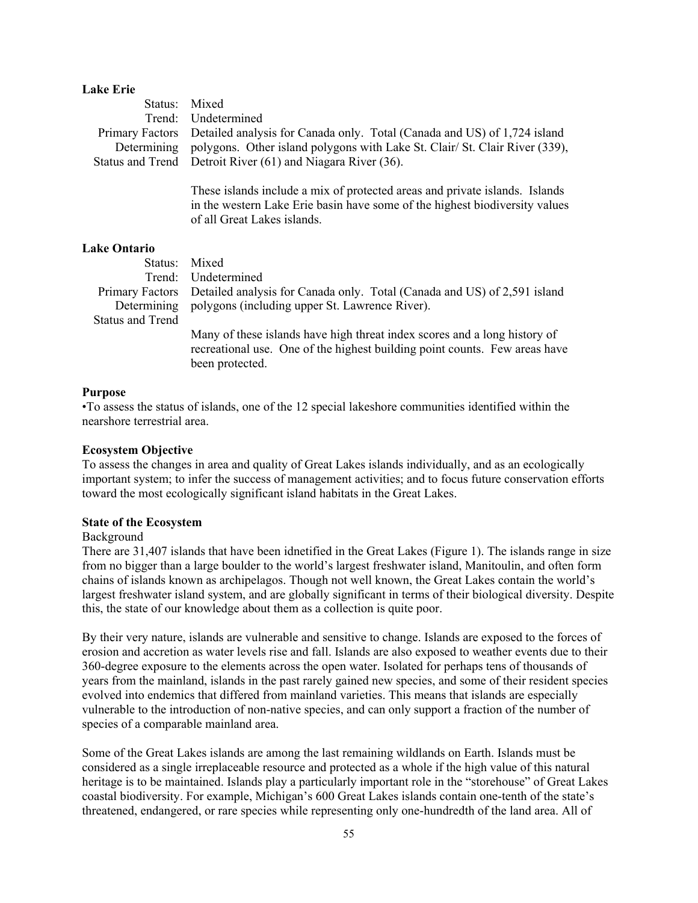**Lake Erie**

| | |
|---|---|
| Status: | Mixed |
| Trend: | Undetermined |
| Primary Factors Determining Status and Trend | Detailed analysis for Canada only. Total (Canada and US) of 1,724 island polygons. Other island polygons with Lake St. Clair/ St. Clair River (339), Detroit River (61) and Niagara River (36).<br><br>These islands include a mix of protected areas and private islands. Islands in the western Lake Erie basin have some of the highest biodiversity values of all Great Lakes islands. |

**Lake Ontario**

| | |
|---|---|
| Status: | Mixed |
| Trend: | Undetermined |
| Primary Factors Determining Status and Trend | Detailed analysis for Canada only. Total (Canada and US) of 2,591 island polygons (including upper St. Lawrence River).<br><br>Many of these islands have high threat index scores and a long history of recreational use. One of the highest building point counts. Few areas have been protected. |

**Purpose**

•To assess the status of islands, one of the 12 special lakeshore communities identified within the nearshore terrestrial area.

**Ecosystem Objective**

To assess the changes in area and quality of Great Lakes islands individually, and as an ecologically important system; to infer the success of management activities; and to focus future conservation efforts toward the most ecologically significant island habitats in the Great Lakes.

**State of the Ecosystem**

Background

There are 31,407 islands that have been idnetified in the Great Lakes (Figure 1). The islands range in size from no bigger than a large boulder to the world's largest freshwater island, Manitoulin, and often form chains of islands known as archipelagos. Though not well known, the Great Lakes contain the world's largest freshwater island system, and are globally significant in terms of their biological diversity. Despite this, the state of our knowledge about them as a collection is quite poor.

By their very nature, islands are vulnerable and sensitive to change. Islands are exposed to the forces of erosion and accretion as water levels rise and fall. Islands are also exposed to weather events due to their 360-degree exposure to the elements across the open water. Isolated for perhaps tens of thousands of years from the mainland, islands in the past rarely gained new species, and some of their resident species evolved into endemics that differed from mainland varieties. This means that islands are especially vulnerable to the introduction of non-native species, and can only support a fraction of the number of species of a comparable mainland area.

Some of the Great Lakes islands are among the last remaining wildlands on Earth. Islands must be considered as a single irreplaceable resource and protected as a whole if the high value of this natural heritage is to be maintained. Islands play a particularly important role in the "storehouse" of Great Lakes coastal biodiversity. For example, Michigan's 600 Great Lakes islands contain one-tenth of the state's threatened, endangered, or rare species while representing only one-hundredth of the land area. All of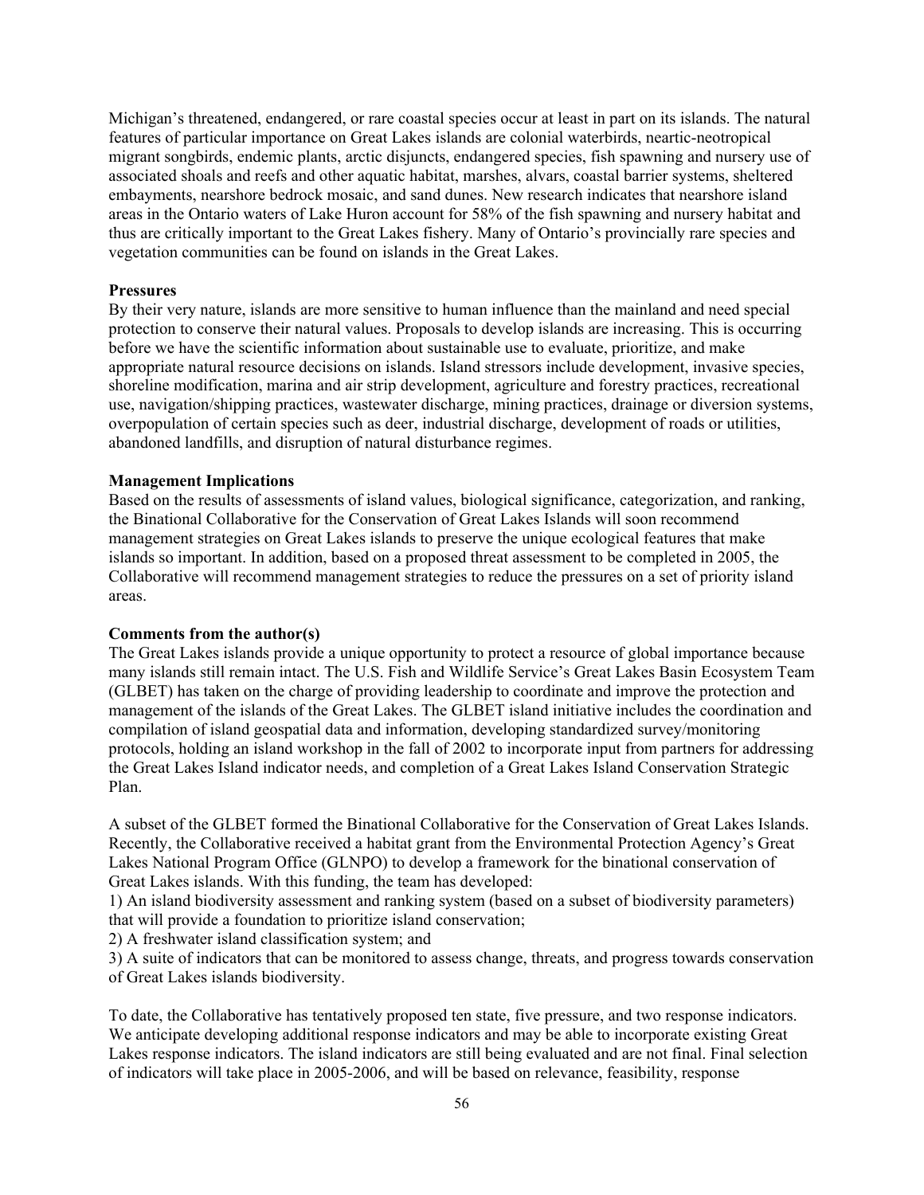Michigan's threatened, endangered, or rare coastal species occur at least in part on its islands. The natural features of particular importance on Great Lakes islands are colonial waterbirds, neartic-neotropical migrant songbirds, endemic plants, arctic disjuncts, endangered species, fish spawning and nursery use of associated shoals and reefs and other aquatic habitat, marshes, alvars, coastal barrier systems, sheltered embayments, nearshore bedrock mosaic, and sand dunes. New research indicates that nearshore island areas in the Ontario waters of Lake Huron account for 58% of the fish spawning and nursery habitat and thus are critically important to the Great Lakes fishery. Many of Ontario's provincially rare species and vegetation communities can be found on islands in the Great Lakes.

**Pressures**

By their very nature, islands are more sensitive to human influence than the mainland and need special protection to conserve their natural values. Proposals to develop islands are increasing. This is occurring before we have the scientific information about sustainable use to evaluate, prioritize, and make appropriate natural resource decisions on islands. Island stressors include development, invasive species, shoreline modification, marina and air strip development, agriculture and forestry practices, recreational use, navigation/shipping practices, wastewater discharge, mining practices, drainage or diversion systems, overpopulation of certain species such as deer, industrial discharge, development of roads or utilities, abandoned landfills, and disruption of natural disturbance regimes.

**Management Implications**

Based on the results of assessments of island values, biological significance, categorization, and ranking, the Binational Collaborative for the Conservation of Great Lakes Islands will soon recommend management strategies on Great Lakes islands to preserve the unique ecological features that make islands so important. In addition, based on a proposed threat assessment to be completed in 2005, the Collaborative will recommend management strategies to reduce the pressures on a set of priority island areas.

**Comments from the author(s)**

The Great Lakes islands provide a unique opportunity to protect a resource of global importance because many islands still remain intact. The U.S. Fish and Wildlife Service's Great Lakes Basin Ecosystem Team (GLBET) has taken on the charge of providing leadership to coordinate and improve the protection and management of the islands of the Great Lakes. The GLBET island initiative includes the coordination and compilation of island geospatial data and information, developing standardized survey/monitoring protocols, holding an island workshop in the fall of 2002 to incorporate input from partners for addressing the Great Lakes Island indicator needs, and completion of a Great Lakes Island Conservation Strategic Plan.

A subset of the GLBET formed the Binational Collaborative for the Conservation of Great Lakes Islands. Recently, the Collaborative received a habitat grant from the Environmental Protection Agency's Great Lakes National Program Office (GLNPO) to develop a framework for the binational conservation of Great Lakes islands. With this funding, the team has developed:

1) An island biodiversity assessment and ranking system (based on a subset of biodiversity parameters) that will provide a foundation to prioritize island conservation;
2) A freshwater island classification system; and
3) A suite of indicators that can be monitored to assess change, threats, and progress towards conservation of Great Lakes islands biodiversity.

To date, the Collaborative has tentatively proposed ten state, five pressure, and two response indicators. We anticipate developing additional response indicators and may be able to incorporate existing Great Lakes response indicators. The island indicators are still being evaluated and are not final. Final selection of indicators will take place in 2005-2006, and will be based on relevance, feasibility, response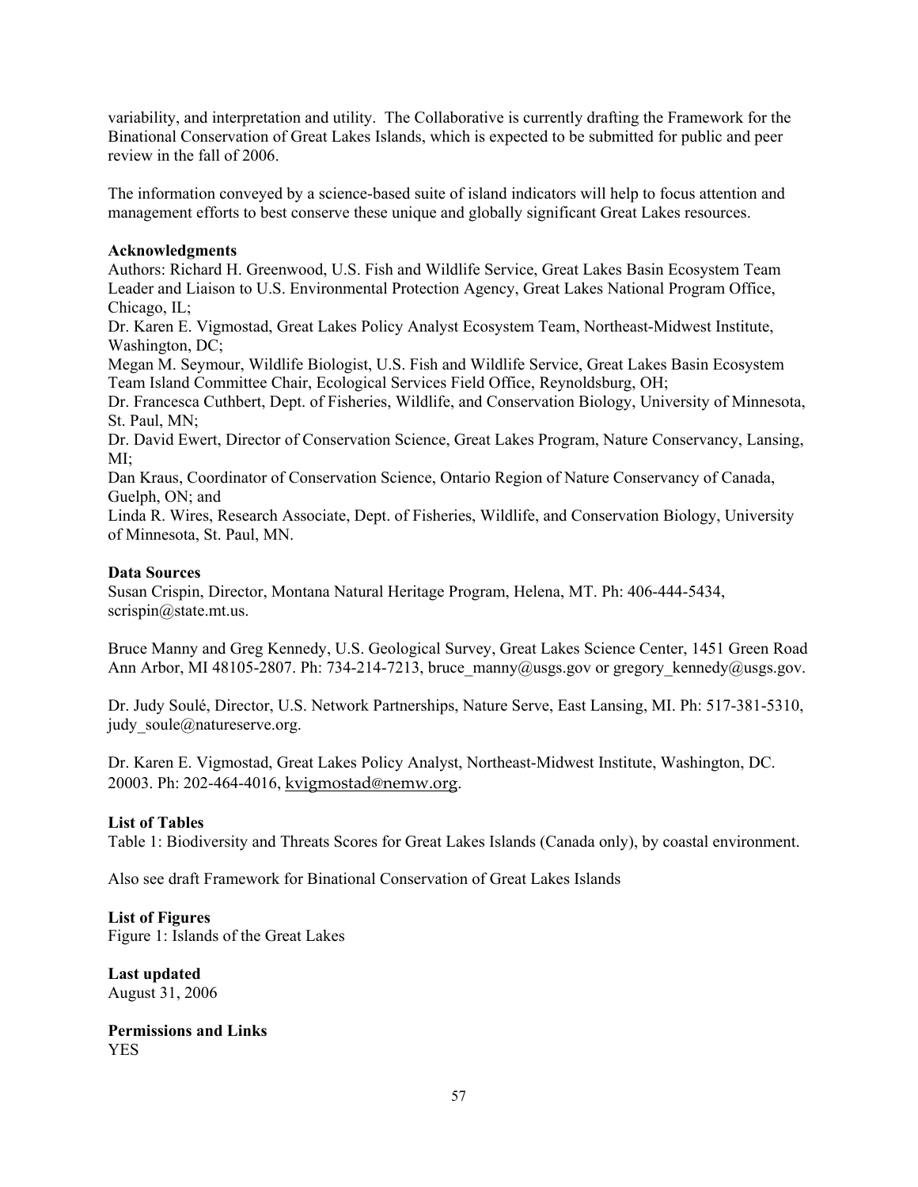variability, and interpretation and utility. The Collaborative is currently drafting the Framework for the Binational Conservation of Great Lakes Islands, which is expected to be submitted for public and peer review in the fall of 2006.

The information conveyed by a science-based suite of island indicators will help to focus attention and management efforts to best conserve these unique and globally significant Great Lakes resources.

**Acknowledgments**

Authors: Richard H. Greenwood, U.S. Fish and Wildlife Service, Great Lakes Basin Ecosystem Team Leader and Liaison to U.S. Environmental Protection Agency, Great Lakes National Program Office, Chicago, IL;
Dr. Karen E. Vigmostad, Great Lakes Policy Analyst Ecosystem Team, Northeast-Midwest Institute, Washington, DC;
Megan M. Seymour, Wildlife Biologist, U.S. Fish and Wildlife Service, Great Lakes Basin Ecosystem Team Island Committee Chair, Ecological Services Field Office, Reynoldsburg, OH;
Dr. Francesca Cuthbert, Dept. of Fisheries, Wildlife, and Conservation Biology, University of Minnesota, St. Paul, MN;
Dr. David Ewert, Director of Conservation Science, Great Lakes Program, Nature Conservancy, Lansing, MI;
Dan Kraus, Coordinator of Conservation Science, Ontario Region of Nature Conservancy of Canada, Guelph, ON; and
Linda R. Wires, Research Associate, Dept. of Fisheries, Wildlife, and Conservation Biology, University of Minnesota, St. Paul, MN.

**Data Sources**

Susan Crispin, Director, Montana Natural Heritage Program, Helena, MT. Ph: 406-444-5434, scrispin@state.mt.us.

Bruce Manny and Greg Kennedy, U.S. Geological Survey, Great Lakes Science Center, 1451 Green Road Ann Arbor, MI 48105-2807. Ph: 734-214-7213, bruce_manny@usgs.gov or gregory_kennedy@usgs.gov.

Dr. Judy Soulé, Director, U.S. Network Partnerships, Nature Serve, East Lansing, MI. Ph: 517-381-5310, judy_soule@natureserve.org.

Dr. Karen E. Vigmostad, Great Lakes Policy Analyst, Northeast-Midwest Institute, Washington, DC. 20003. Ph: 202-464-4016, kvigmostad@nemw.org.

**List of Tables**

Table 1: Biodiversity and Threats Scores for Great Lakes Islands (Canada only), by coastal environment.

Also see draft Framework for Binational Conservation of Great Lakes Islands

**List of Figures**

Figure 1: Islands of the Great Lakes

**Last updated**

August 31, 2006

**Permissions and Links**

YES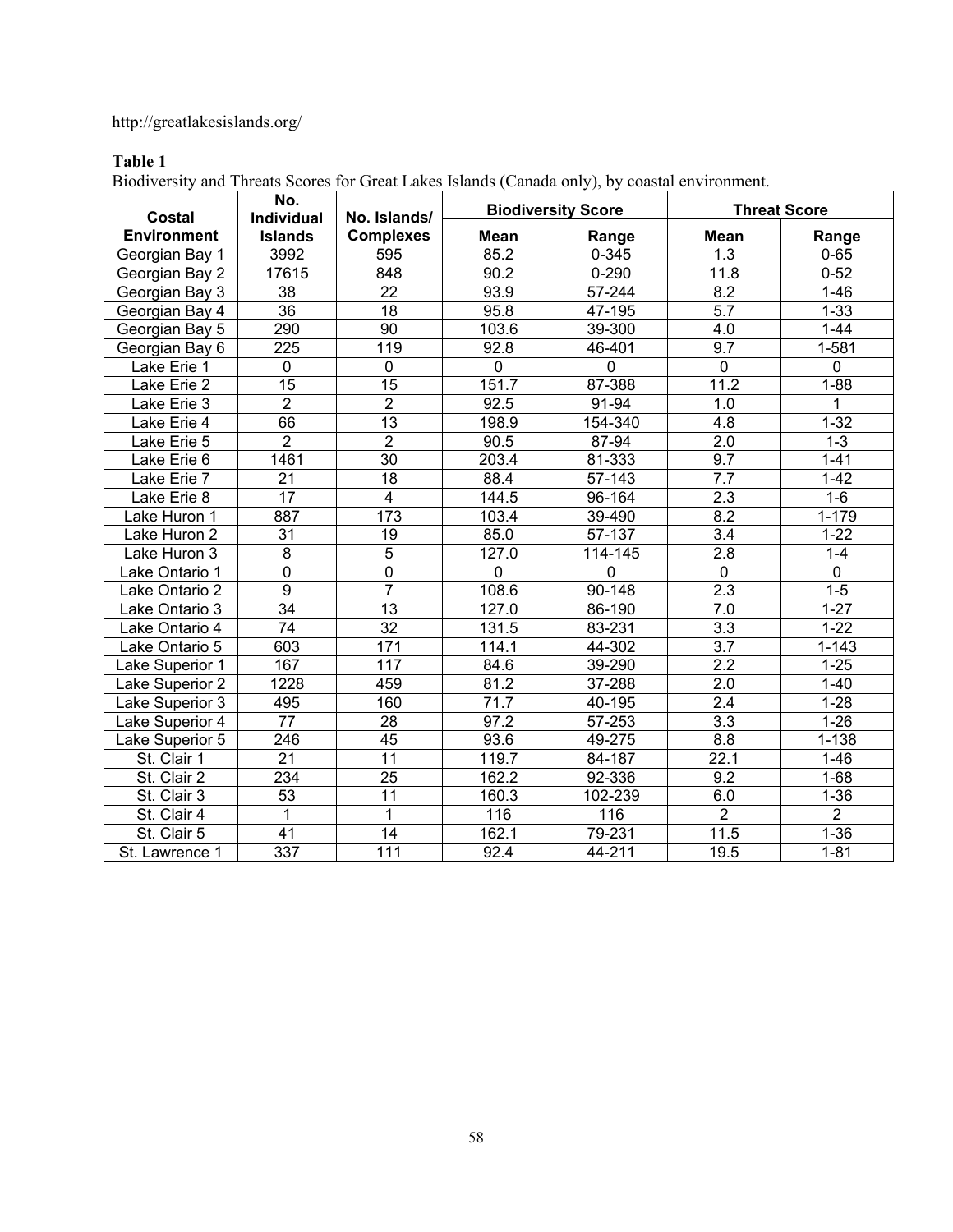http://greatlakesislands.org/

**Table 1**

Biodiversity and Threats Scores for Great Lakes Islands (Canada only), by coastal environment.

| Costal Environment | No. Individual Islands | No. Islands/ Complexes | Biodiversity Score | | Threat Score | |
|---|---|---|---|---|---|---|
| | | | Mean | Range | Mean | Range |
| Georgian Bay 1 | 3992 | 595 | 85.2 | 0-345 | 1.3 | 0-65 |
| Georgian Bay 2 | 17615 | 848 | 90.2 | 0-290 | 11.8 | 0-52 |
| Georgian Bay 3 | 38 | 22 | 93.9 | 57-244 | 8.2 | 1-46 |
| Georgian Bay 4 | 36 | 18 | 95.8 | 47-195 | 5.7 | 1-33 |
| Georgian Bay 5 | 290 | 90 | 103.6 | 39-300 | 4.0 | 1-44 |
| Georgian Bay 6 | 225 | 119 | 92.8 | 46-401 | 9.7 | 1-581 |
| Lake Erie 1 | 0 | 0 | 0 | 0 | 0 | 0 |
| Lake Erie 2 | 15 | 15 | 151.7 | 87-388 | 11.2 | 1-88 |
| Lake Erie 3 | 2 | 2 | 92.5 | 91-94 | 1.0 | 1 |
| Lake Erie 4 | 66 | 13 | 198.9 | 154-340 | 4.8 | 1-32 |
| Lake Erie 5 | 2 | 2 | 90.5 | 87-94 | 2.0 | 1-3 |
| Lake Erie 6 | 1461 | 30 | 203.4 | 81-333 | 9.7 | 1-41 |
| Lake Erie 7 | 21 | 18 | 88.4 | 57-143 | 7.7 | 1-42 |
| Lake Erie 8 | 17 | 4 | 144.5 | 96-164 | 2.3 | 1-6 |
| Lake Huron 1 | 887 | 173 | 103.4 | 39-490 | 8.2 | 1-179 |
| Lake Huron 2 | 31 | 19 | 85.0 | 57-137 | 3.4 | 1-22 |
| Lake Huron 3 | 8 | 5 | 127.0 | 114-145 | 2.8 | 1-4 |
| Lake Ontario 1 | 0 | 0 | 0 | 0 | 0 | 0 |
| Lake Ontario 2 | 9 | 7 | 108.6 | 90-148 | 2.3 | 1-5 |
| Lake Ontario 3 | 34 | 13 | 127.0 | 86-190 | 7.0 | 1-27 |
| Lake Ontario 4 | 74 | 32 | 131.5 | 83-231 | 3.3 | 1-22 |
| Lake Ontario 5 | 603 | 171 | 114.1 | 44-302 | 3.7 | 1-143 |
| Lake Superior 1 | 167 | 117 | 84.6 | 39-290 | 2.2 | 1-25 |
| Lake Superior 2 | 1228 | 459 | 81.2 | 37-288 | 2.0 | 1-40 |
| Lake Superior 3 | 495 | 160 | 71.7 | 40-195 | 2.4 | 1-28 |
| Lake Superior 4 | 77 | 28 | 97.2 | 57-253 | 3.3 | 1-26 |
| Lake Superior 5 | 246 | 45 | 93.6 | 49-275 | 8.8 | 1-138 |
| St. Clair 1 | 21 | 11 | 119.7 | 84-187 | 22.1 | 1-46 |
| St. Clair 2 | 234 | 25 | 162.2 | 92-336 | 9.2 | 1-68 |
| St. Clair 3 | 53 | 11 | 160.3 | 102-239 | 6.0 | 1-36 |
| St. Clair 4 | 1 | 1 | 116 | 116 | 2 | 2 |
| St. Clair 5 | 41 | 14 | 162.1 | 79-231 | 11.5 | 1-36 |
| St. Lawrence 1 | 337 | 111 | 92.4 | 44-211 | 19.5 | 1-81 |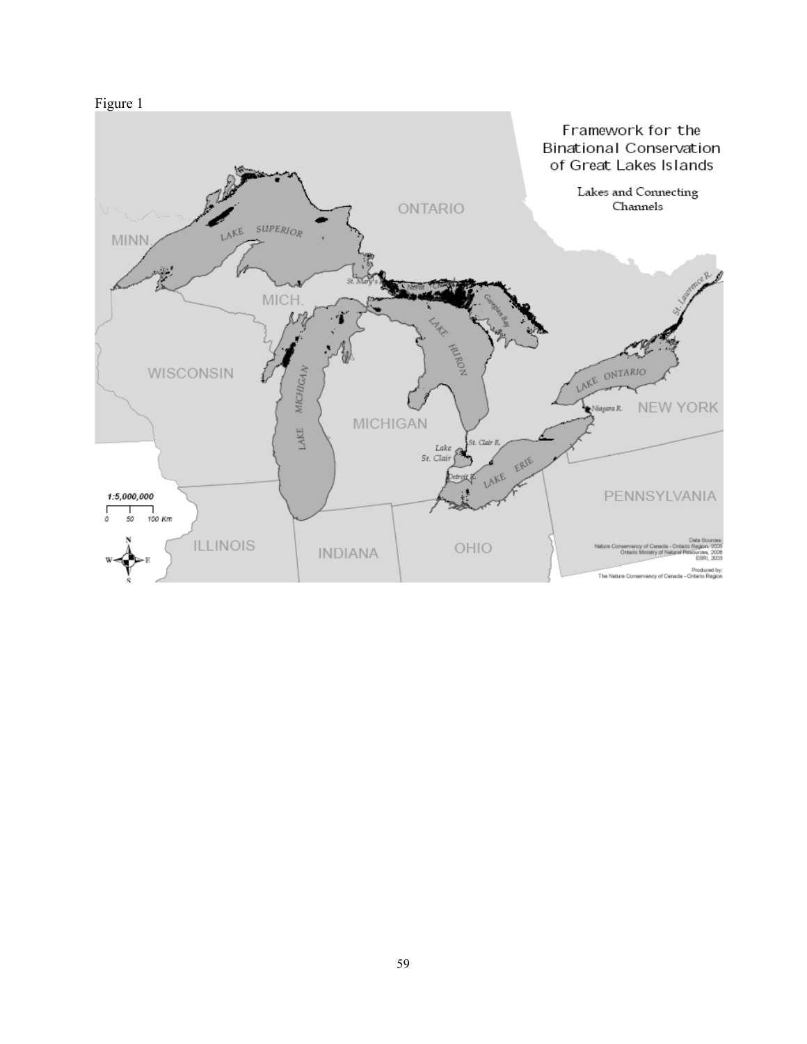Figure 1

Framework for the Binational Conservation of Great Lakes Islands

Lakes and Connecting Channels

ONTARIO

MINN.

LAKE SUPERIOR

MICH.

St. Mary's R.

North Channel

Georgian Bay

LAKE HURON

WISCONSIN

LAKE MICHIGAN

MICHIGAN

St. Lawrence R.

LAKE ONTARIO

Niagara R.

NEW YORK

St. Clair R.

Lake St. Clair

Detroit R.

LAKE ERIE

PENNSYLVANIA

1:5,000,000

0 50 100 Km

ILLINOIS

INDIANA

OHIO

Data Sources:
Nature Conservancy of Canada - Ontario Region, 2006
Ontario Ministry of Natural Resources, 2006
ESRI, 2003

Produced by:
The Nature Conservancy of Canada - Ontario Region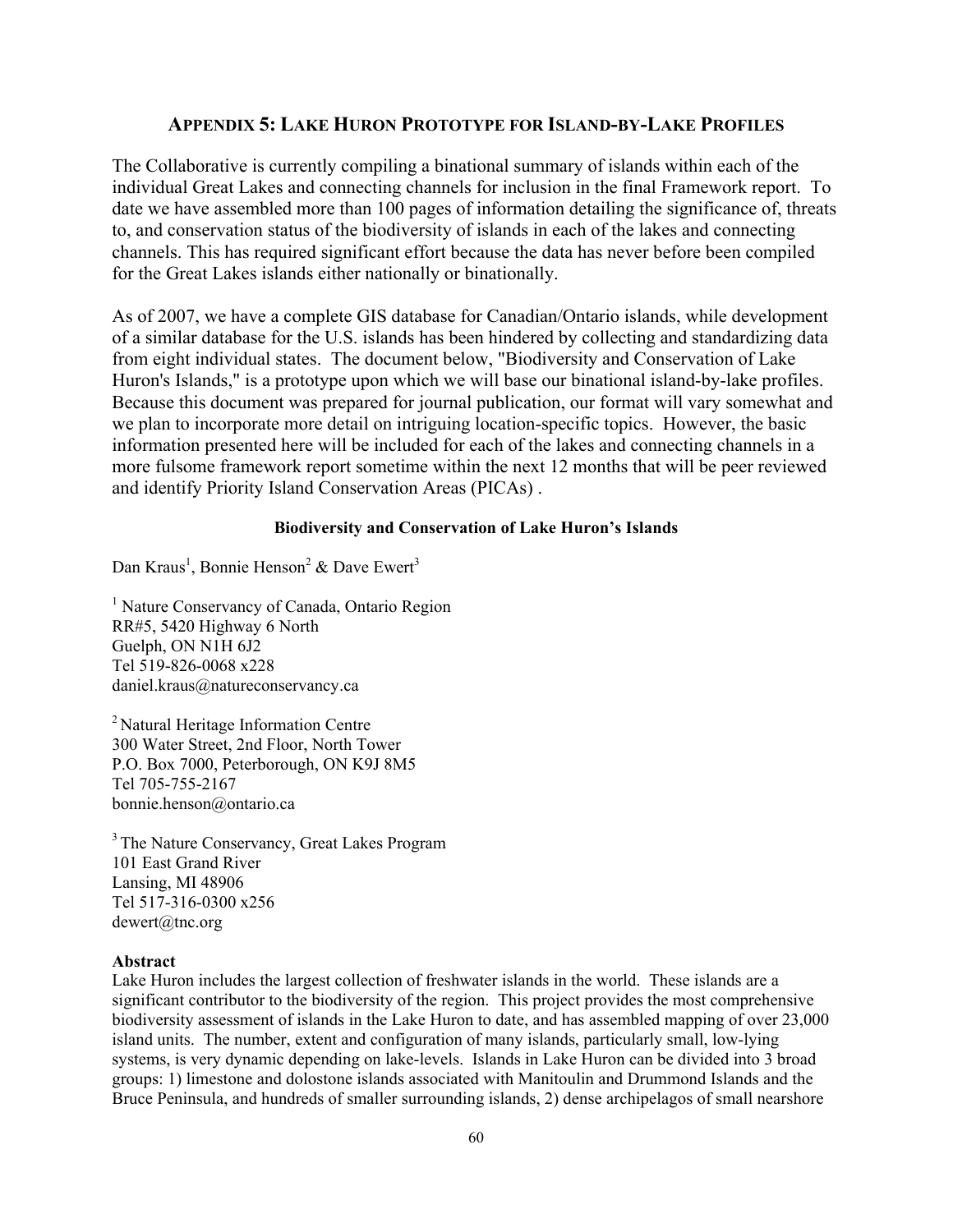## APPENDIX 5: LAKE HURON PROTOTYPE FOR ISLAND-BY-LAKE PROFILES

The Collaborative is currently compiling a binational summary of islands within each of the individual Great Lakes and connecting channels for inclusion in the final Framework report. To date we have assembled more than 100 pages of information detailing the significance of, threats to, and conservation status of the biodiversity of islands in each of the lakes and connecting channels. This has required significant effort because the data has never before been compiled for the Great Lakes islands either nationally or binationally.

As of 2007, we have a complete GIS database for Canadian/Ontario islands, while development of a similar database for the U.S. islands has been hindered by collecting and standardizing data from eight individual states. The document below, "Biodiversity and Conservation of Lake Huron's Islands," is a prototype upon which we will base our binational island-by-lake profiles. Because this document was prepared for journal publication, our format will vary somewhat and we plan to incorporate more detail on intriguing location-specific topics. However, the basic information presented here will be included for each of the lakes and connecting channels in a more fulsome framework report sometime within the next 12 months that will be peer reviewed and identify Priority Island Conservation Areas (PICAs) .

### Biodiversity and Conservation of Lake Huron's Islands

Dan Kraus[1], Bonnie Henson[2] & Dave Ewert[3]

[1] Nature Conservancy of Canada, Ontario Region  
RR#5, 5420 Highway 6 North  
Guelph, ON N1H 6J2  
Tel 519-826-0068 x228  
daniel.kraus@natureconservancy.ca

[2] Natural Heritage Information Centre  
300 Water Street, 2nd Floor, North Tower  
P.O. Box 7000, Peterborough, ON K9J 8M5  
Tel 705-755-2167  
bonnie.henson@ontario.ca

[3] The Nature Conservancy, Great Lakes Program  
101 East Grand River  
Lansing, MI 48906  
Tel 517-316-0300 x256  
dewert@tnc.org

**Abstract**

Lake Huron includes the largest collection of freshwater islands in the world. These islands are a significant contributor to the biodiversity of the region. This project provides the most comprehensive biodiversity assessment of islands in the Lake Huron to date, and has assembled mapping of over 23,000 island units. The number, extent and configuration of many islands, particularly small, low-lying systems, is very dynamic depending on lake-levels. Islands in Lake Huron can be divided into 3 broad groups: 1) limestone and dolostone islands associated with Manitoulin and Drummond Islands and the Bruce Peninsula, and hundreds of smaller surrounding islands, 2) dense archipelagos of small nearshore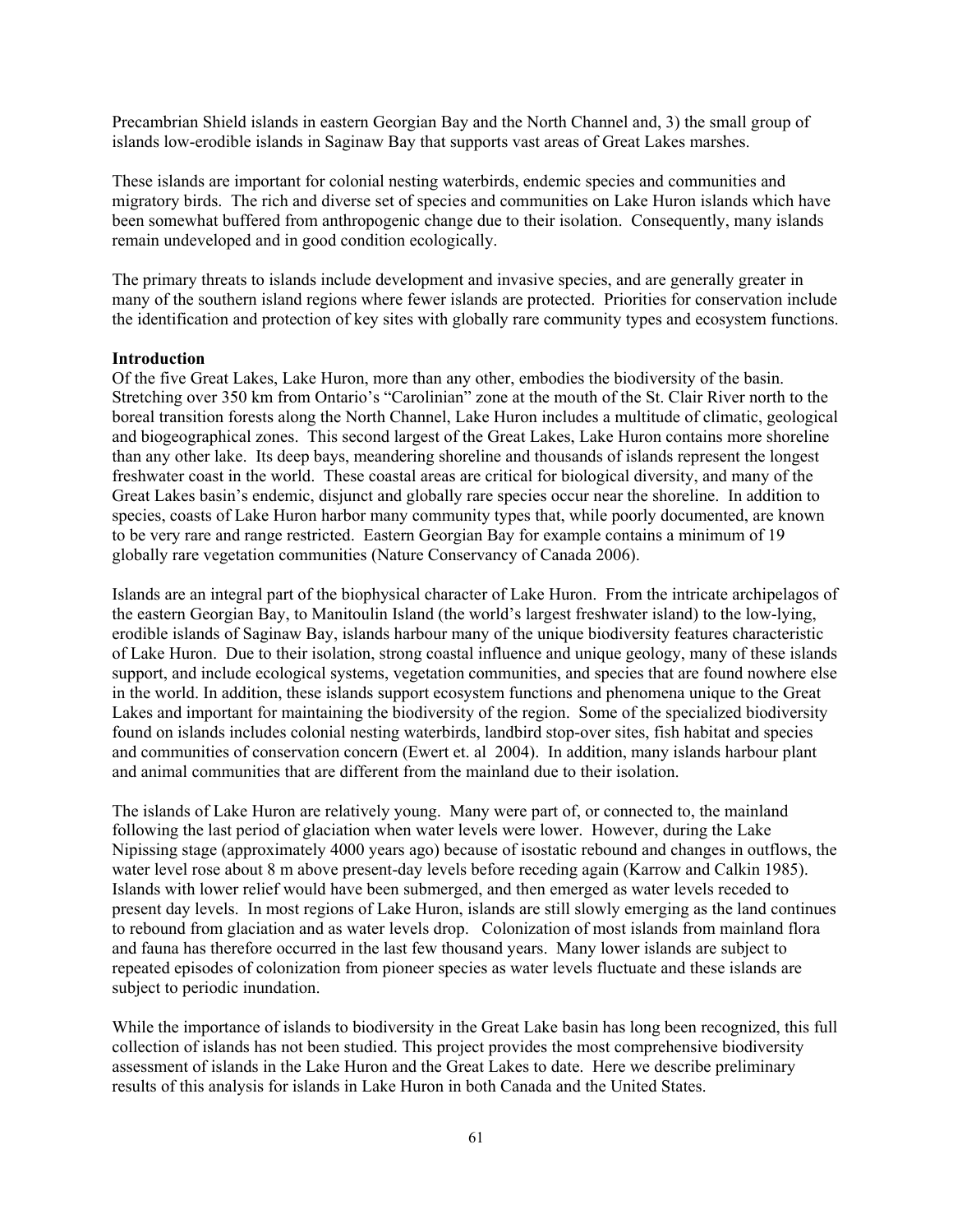Precambrian Shield islands in eastern Georgian Bay and the North Channel and, 3) the small group of islands low-erodible islands in Saginaw Bay that supports vast areas of Great Lakes marshes.

These islands are important for colonial nesting waterbirds, endemic species and communities and migratory birds. The rich and diverse set of species and communities on Lake Huron islands which have been somewhat buffered from anthropogenic change due to their isolation. Consequently, many islands remain undeveloped and in good condition ecologically.

The primary threats to islands include development and invasive species, and are generally greater in many of the southern island regions where fewer islands are protected. Priorities for conservation include the identification and protection of key sites with globally rare community types and ecosystem functions.

**Introduction**

Of the five Great Lakes, Lake Huron, more than any other, embodies the biodiversity of the basin. Stretching over 350 km from Ontario's "Carolinian" zone at the mouth of the St. Clair River north to the boreal transition forests along the North Channel, Lake Huron includes a multitude of climatic, geological and biogeographical zones. This second largest of the Great Lakes, Lake Huron contains more shoreline than any other lake. Its deep bays, meandering shoreline and thousands of islands represent the longest freshwater coast in the world. These coastal areas are critical for biological diversity, and many of the Great Lakes basin's endemic, disjunct and globally rare species occur near the shoreline. In addition to species, coasts of Lake Huron harbor many community types that, while poorly documented, are known to be very rare and range restricted. Eastern Georgian Bay for example contains a minimum of 19 globally rare vegetation communities (Nature Conservancy of Canada 2006).

Islands are an integral part of the biophysical character of Lake Huron. From the intricate archipelagos of the eastern Georgian Bay, to Manitoulin Island (the world's largest freshwater island) to the low-lying, erodible islands of Saginaw Bay, islands harbour many of the unique biodiversity features characteristic of Lake Huron. Due to their isolation, strong coastal influence and unique geology, many of these islands support, and include ecological systems, vegetation communities, and species that are found nowhere else in the world. In addition, these islands support ecosystem functions and phenomena unique to the Great Lakes and important for maintaining the biodiversity of the region. Some of the specialized biodiversity found on islands includes colonial nesting waterbirds, landbird stop-over sites, fish habitat and species and communities of conservation concern (Ewert et. al 2004). In addition, many islands harbour plant and animal communities that are different from the mainland due to their isolation.

The islands of Lake Huron are relatively young. Many were part of, or connected to, the mainland following the last period of glaciation when water levels were lower. However, during the Lake Nipissing stage (approximately 4000 years ago) because of isostatic rebound and changes in outflows, the water level rose about 8 m above present-day levels before receding again (Karrow and Calkin 1985). Islands with lower relief would have been submerged, and then emerged as water levels receded to present day levels. In most regions of Lake Huron, islands are still slowly emerging as the land continues to rebound from glaciation and as water levels drop. Colonization of most islands from mainland flora and fauna has therefore occurred in the last few thousand years. Many lower islands are subject to repeated episodes of colonization from pioneer species as water levels fluctuate and these islands are subject to periodic inundation.

While the importance of islands to biodiversity in the Great Lake basin has long been recognized, this full collection of islands has not been studied. This project provides the most comprehensive biodiversity assessment of islands in the Lake Huron and the Great Lakes to date. Here we describe preliminary results of this analysis for islands in Lake Huron in both Canada and the United States.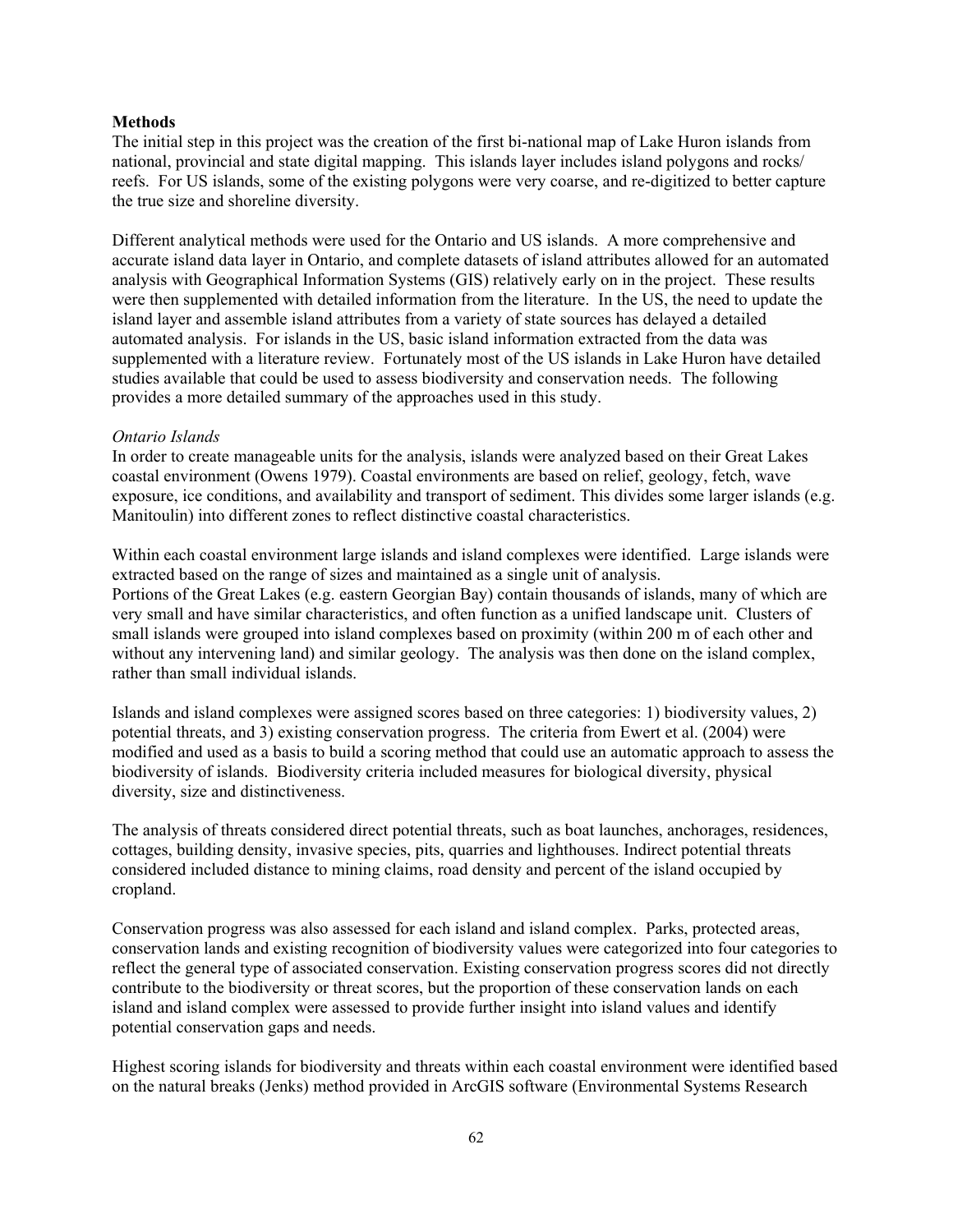**Methods**

The initial step in this project was the creation of the first bi-national map of Lake Huron islands from national, provincial and state digital mapping. This islands layer includes island polygons and rocks/ reefs. For US islands, some of the existing polygons were very coarse, and re-digitized to better capture the true size and shoreline diversity.

Different analytical methods were used for the Ontario and US islands. A more comprehensive and accurate island data layer in Ontario, and complete datasets of island attributes allowed for an automated analysis with Geographical Information Systems (GIS) relatively early on in the project. These results were then supplemented with detailed information from the literature. In the US, the need to update the island layer and assemble island attributes from a variety of state sources has delayed a detailed automated analysis. For islands in the US, basic island information extracted from the data was supplemented with a literature review. Fortunately most of the US islands in Lake Huron have detailed studies available that could be used to assess biodiversity and conservation needs. The following provides a more detailed summary of the approaches used in this study.

*Ontario Islands*

In order to create manageable units for the analysis, islands were analyzed based on their Great Lakes coastal environment (Owens 1979). Coastal environments are based on relief, geology, fetch, wave exposure, ice conditions, and availability and transport of sediment. This divides some larger islands (e.g. Manitoulin) into different zones to reflect distinctive coastal characteristics.

Within each coastal environment large islands and island complexes were identified. Large islands were extracted based on the range of sizes and maintained as a single unit of analysis.
Portions of the Great Lakes (e.g. eastern Georgian Bay) contain thousands of islands, many of which are very small and have similar characteristics, and often function as a unified landscape unit. Clusters of small islands were grouped into island complexes based on proximity (within 200 m of each other and without any intervening land) and similar geology. The analysis was then done on the island complex, rather than small individual islands.

Islands and island complexes were assigned scores based on three categories: 1) biodiversity values, 2) potential threats, and 3) existing conservation progress. The criteria from Ewert et al. (2004) were modified and used as a basis to build a scoring method that could use an automatic approach to assess the biodiversity of islands. Biodiversity criteria included measures for biological diversity, physical diversity, size and distinctiveness.

The analysis of threats considered direct potential threats, such as boat launches, anchorages, residences, cottages, building density, invasive species, pits, quarries and lighthouses. Indirect potential threats considered included distance to mining claims, road density and percent of the island occupied by cropland.

Conservation progress was also assessed for each island and island complex. Parks, protected areas, conservation lands and existing recognition of biodiversity values were categorized into four categories to reflect the general type of associated conservation. Existing conservation progress scores did not directly contribute to the biodiversity or threat scores, but the proportion of these conservation lands on each island and island complex were assessed to provide further insight into island values and identify potential conservation gaps and needs.

Highest scoring islands for biodiversity and threats within each coastal environment were identified based on the natural breaks (Jenks) method provided in ArcGIS software (Environmental Systems Research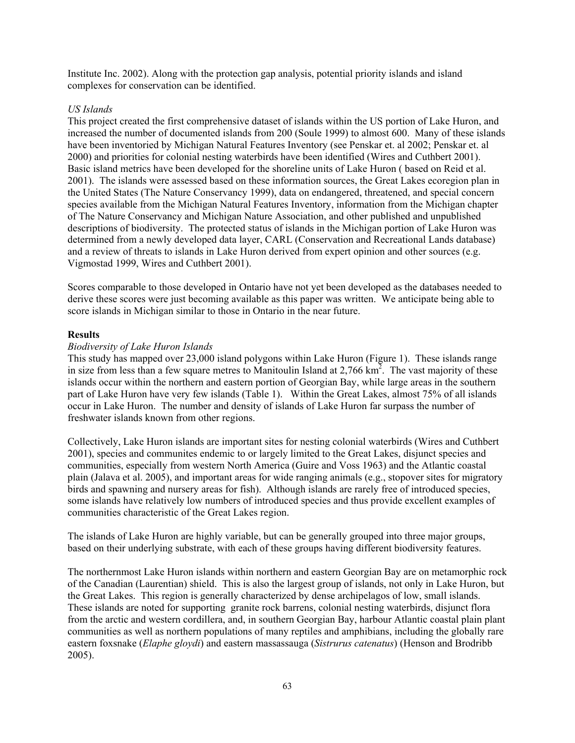Institute Inc. 2002). Along with the protection gap analysis, potential priority islands and island complexes for conservation can be identified.

*US Islands*

This project created the first comprehensive dataset of islands within the US portion of Lake Huron, and increased the number of documented islands from 200 (Soule 1999) to almost 600. Many of these islands have been inventoried by Michigan Natural Features Inventory (see Penskar et. al 2002; Penskar et. al 2000) and priorities for colonial nesting waterbirds have been identified (Wires and Cuthbert 2001). Basic island metrics have been developed for the shoreline units of Lake Huron ( based on Reid et al. 2001). The islands were assessed based on these information sources, the Great Lakes ecoregion plan in the United States (The Nature Conservancy 1999), data on endangered, threatened, and special concern species available from the Michigan Natural Features Inventory, information from the Michigan chapter of The Nature Conservancy and Michigan Nature Association, and other published and unpublished descriptions of biodiversity. The protected status of islands in the Michigan portion of Lake Huron was determined from a newly developed data layer, CARL (Conservation and Recreational Lands database) and a review of threats to islands in Lake Huron derived from expert opinion and other sources (e.g. Vigmostad 1999, Wires and Cuthbert 2001).

Scores comparable to those developed in Ontario have not yet been developed as the databases needed to derive these scores were just becoming available as this paper was written. We anticipate being able to score islands in Michigan similar to those in Ontario in the near future.

**Results**

*Biodiversity of Lake Huron Islands*

This study has mapped over 23,000 island polygons within Lake Huron (Figure 1). These islands range in size from less than a few square metres to Manitoulin Island at 2,766 km$^2$. The vast majority of these islands occur within the northern and eastern portion of Georgian Bay, while large areas in the southern part of Lake Huron have very few islands (Table 1). Within the Great Lakes, almost 75% of all islands occur in Lake Huron. The number and density of islands of Lake Huron far surpass the number of freshwater islands known from other regions.

Collectively, Lake Huron islands are important sites for nesting colonial waterbirds (Wires and Cuthbert 2001), species and communites endemic to or largely limited to the Great Lakes, disjunct species and communities, especially from western North America (Guire and Voss 1963) and the Atlantic coastal plain (Jalava et al. 2005), and important areas for wide ranging animals (e.g., stopover sites for migratory birds and spawning and nursery areas for fish). Although islands are rarely free of introduced species, some islands have relatively low numbers of introduced species and thus provide excellent examples of communities characteristic of the Great Lakes region.

The islands of Lake Huron are highly variable, but can be generally grouped into three major groups, based on their underlying substrate, with each of these groups having different biodiversity features.

The northernmost Lake Huron islands within northern and eastern Georgian Bay are on metamorphic rock of the Canadian (Laurentian) shield. This is also the largest group of islands, not only in Lake Huron, but the Great Lakes. This region is generally characterized by dense archipelagos of low, small islands. These islands are noted for supporting granite rock barrens, colonial nesting waterbirds, disjunct flora from the arctic and western cordillera, and, in southern Georgian Bay, harbour Atlantic coastal plain plant communities as well as northern populations of many reptiles and amphibians, including the globally rare eastern foxsnake (*Elaphe gloydi*) and eastern massassauga (*Sistrurus catenatus*) (Henson and Brodribb 2005).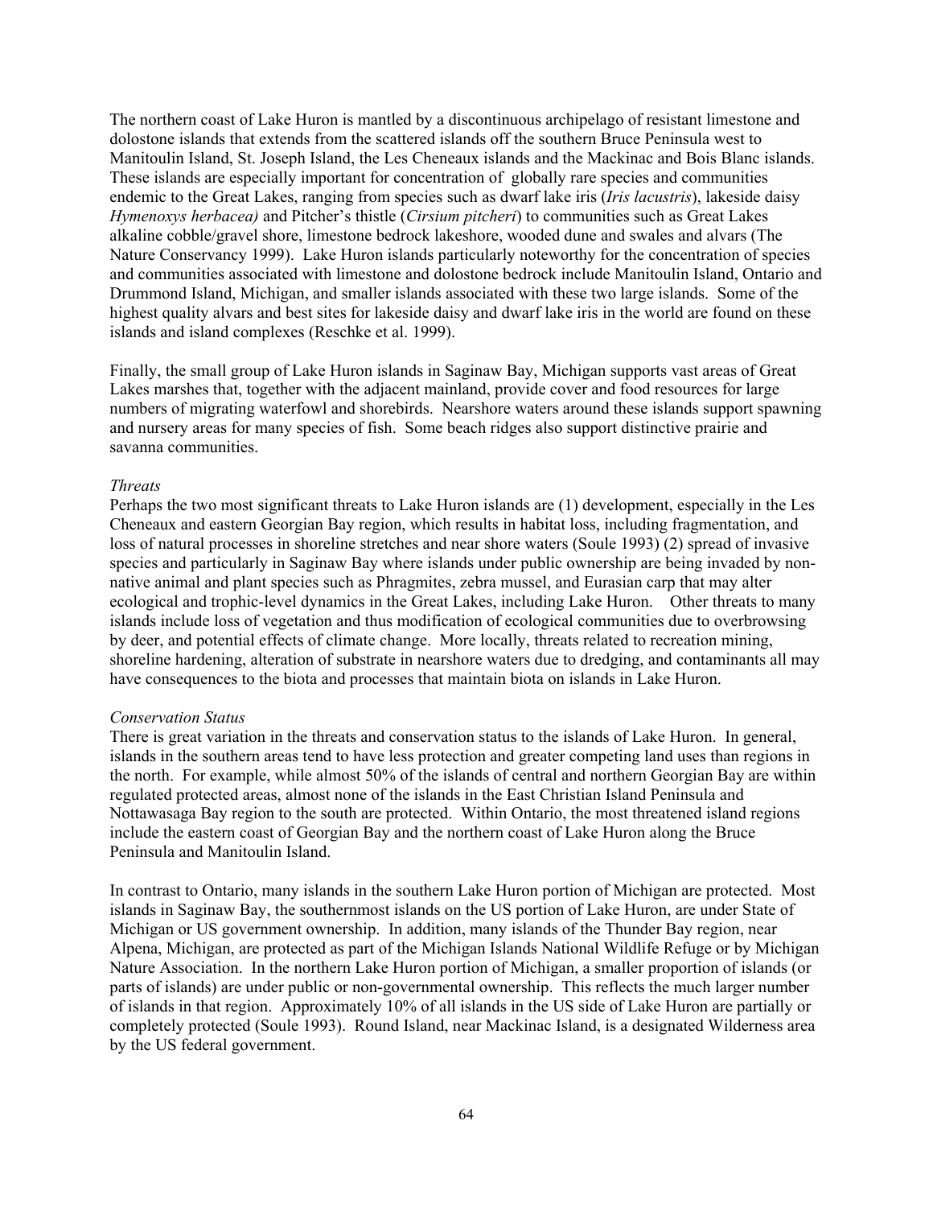The northern coast of Lake Huron is mantled by a discontinuous archipelago of resistant limestone and dolostone islands that extends from the scattered islands off the southern Bruce Peninsula west to Manitoulin Island, St. Joseph Island, the Les Cheneaux islands and the Mackinac and Bois Blanc islands. These islands are especially important for concentration of globally rare species and communities endemic to the Great Lakes, ranging from species such as dwarf lake iris (*Iris lacustris*), lakeside daisy *Hymenoxys herbacea)* and Pitcher's thistle (*Cirsium pitcheri*) to communities such as Great Lakes alkaline cobble/gravel shore, limestone bedrock lakeshore, wooded dune and swales and alvars (The Nature Conservancy 1999). Lake Huron islands particularly noteworthy for the concentration of species and communities associated with limestone and dolostone bedrock include Manitoulin Island, Ontario and Drummond Island, Michigan, and smaller islands associated with these two large islands. Some of the highest quality alvars and best sites for lakeside daisy and dwarf lake iris in the world are found on these islands and island complexes (Reschke et al. 1999).

Finally, the small group of Lake Huron islands in Saginaw Bay, Michigan supports vast areas of Great Lakes marshes that, together with the adjacent mainland, provide cover and food resources for large numbers of migrating waterfowl and shorebirds. Nearshore waters around these islands support spawning and nursery areas for many species of fish. Some beach ridges also support distinctive prairie and savanna communities.

*Threats*

Perhaps the two most significant threats to Lake Huron islands are (1) development, especially in the Les Cheneaux and eastern Georgian Bay region, which results in habitat loss, including fragmentation, and loss of natural processes in shoreline stretches and near shore waters (Soule 1993) (2) spread of invasive species and particularly in Saginaw Bay where islands under public ownership are being invaded by non-native animal and plant species such as Phragmites, zebra mussel, and Eurasian carp that may alter ecological and trophic-level dynamics in the Great Lakes, including Lake Huron. Other threats to many islands include loss of vegetation and thus modification of ecological communities due to overbrowsing by deer, and potential effects of climate change. More locally, threats related to recreation mining, shoreline hardening, alteration of substrate in nearshore waters due to dredging, and contaminants all may have consequences to the biota and processes that maintain biota on islands in Lake Huron.

*Conservation Status*

There is great variation in the threats and conservation status to the islands of Lake Huron. In general, islands in the southern areas tend to have less protection and greater competing land uses than regions in the north. For example, while almost 50% of the islands of central and northern Georgian Bay are within regulated protected areas, almost none of the islands in the East Christian Island Peninsula and Nottawasaga Bay region to the south are protected. Within Ontario, the most threatened island regions include the eastern coast of Georgian Bay and the northern coast of Lake Huron along the Bruce Peninsula and Manitoulin Island.

In contrast to Ontario, many islands in the southern Lake Huron portion of Michigan are protected. Most islands in Saginaw Bay, the southernmost islands on the US portion of Lake Huron, are under State of Michigan or US government ownership. In addition, many islands of the Thunder Bay region, near Alpena, Michigan, are protected as part of the Michigan Islands National Wildlife Refuge or by Michigan Nature Association. In the northern Lake Huron portion of Michigan, a smaller proportion of islands (or parts of islands) are under public or non-governmental ownership. This reflects the much larger number of islands in that region. Approximately 10% of all islands in the US side of Lake Huron are partially or completely protected (Soule 1993). Round Island, near Mackinac Island, is a designated Wilderness area by the US federal government.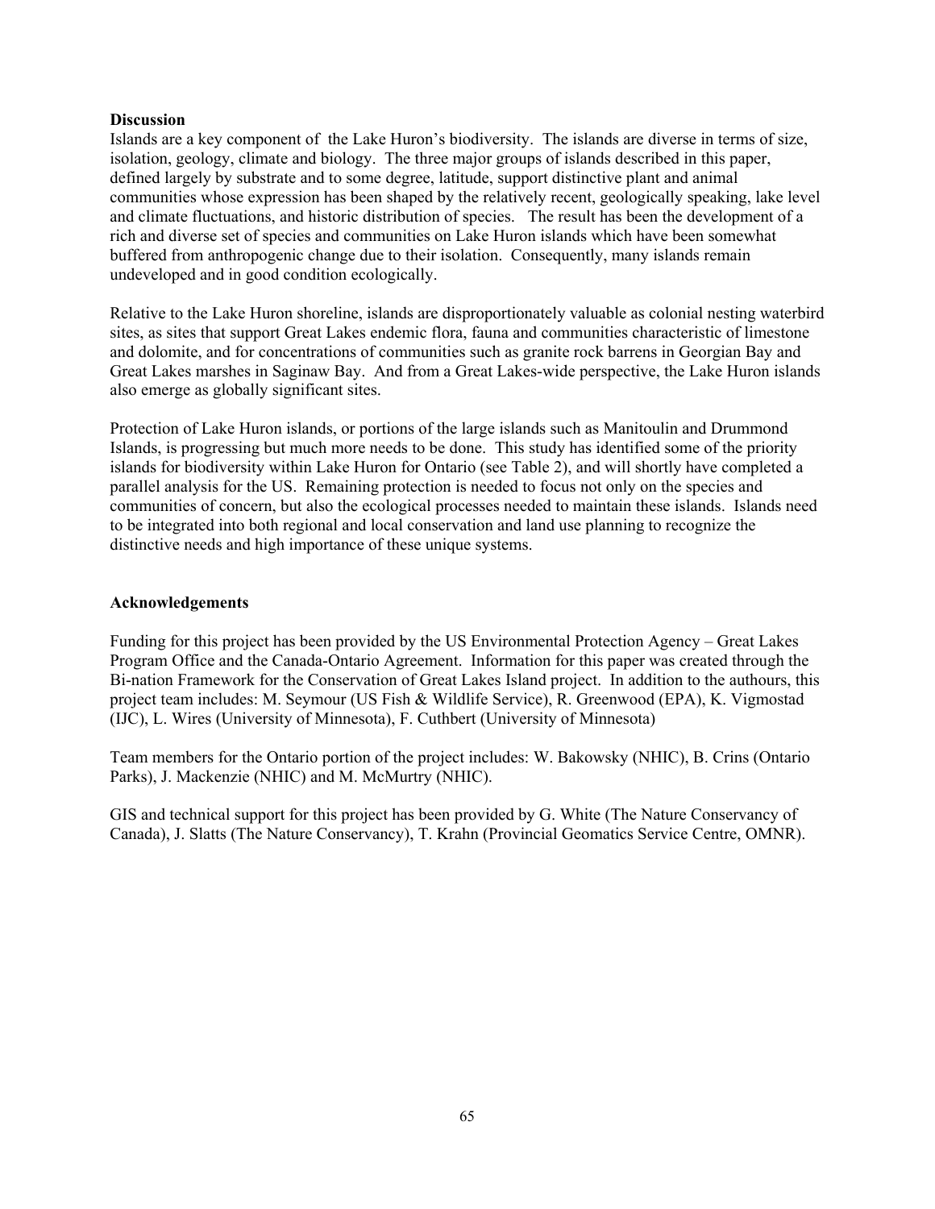**Discussion**

Islands are a key component of  the Lake Huron's biodiversity.  The islands are diverse in terms of size, isolation, geology, climate and biology.  The three major groups of islands described in this paper, defined largely by substrate and to some degree, latitude, support distinctive plant and animal communities whose expression has been shaped by the relatively recent, geologically speaking, lake level and climate fluctuations, and historic distribution of species.   The result has been the development of a rich and diverse set of species and communities on Lake Huron islands which have been somewhat buffered from anthropogenic change due to their isolation.  Consequently, many islands remain undeveloped and in good condition ecologically.

Relative to the Lake Huron shoreline, islands are disproportionately valuable as colonial nesting waterbird sites, as sites that support Great Lakes endemic flora, fauna and communities characteristic of limestone and dolomite, and for concentrations of communities such as granite rock barrens in Georgian Bay and Great Lakes marshes in Saginaw Bay.  And from a Great Lakes-wide perspective, the Lake Huron islands also emerge as globally significant sites.

Protection of Lake Huron islands, or portions of the large islands such as Manitoulin and Drummond Islands, is progressing but much more needs to be done.  This study has identified some of the priority islands for biodiversity within Lake Huron for Ontario (see Table 2), and will shortly have completed a parallel analysis for the US.  Remaining protection is needed to focus not only on the species and communities of concern, but also the ecological processes needed to maintain these islands.  Islands need to be integrated into both regional and local conservation and land use planning to recognize the distinctive needs and high importance of these unique systems.

**Acknowledgements**

Funding for this project has been provided by the US Environmental Protection Agency – Great Lakes Program Office and the Canada-Ontario Agreement.  Information for this paper was created through the Bi-nation Framework for the Conservation of Great Lakes Island project.  In addition to the authours, this project team includes: M. Seymour (US Fish & Wildlife Service), R. Greenwood (EPA), K. Vigmostad (IJC), L. Wires (University of Minnesota), F. Cuthbert (University of Minnesota)

Team members for the Ontario portion of the project includes: W. Bakowsky (NHIC), B. Crins (Ontario Parks), J. Mackenzie (NHIC) and M. McMurtry (NHIC).

GIS and technical support for this project has been provided by G. White (The Nature Conservancy of Canada), J. Slatts (The Nature Conservancy), T. Krahn (Provincial Geomatics Service Centre, OMNR).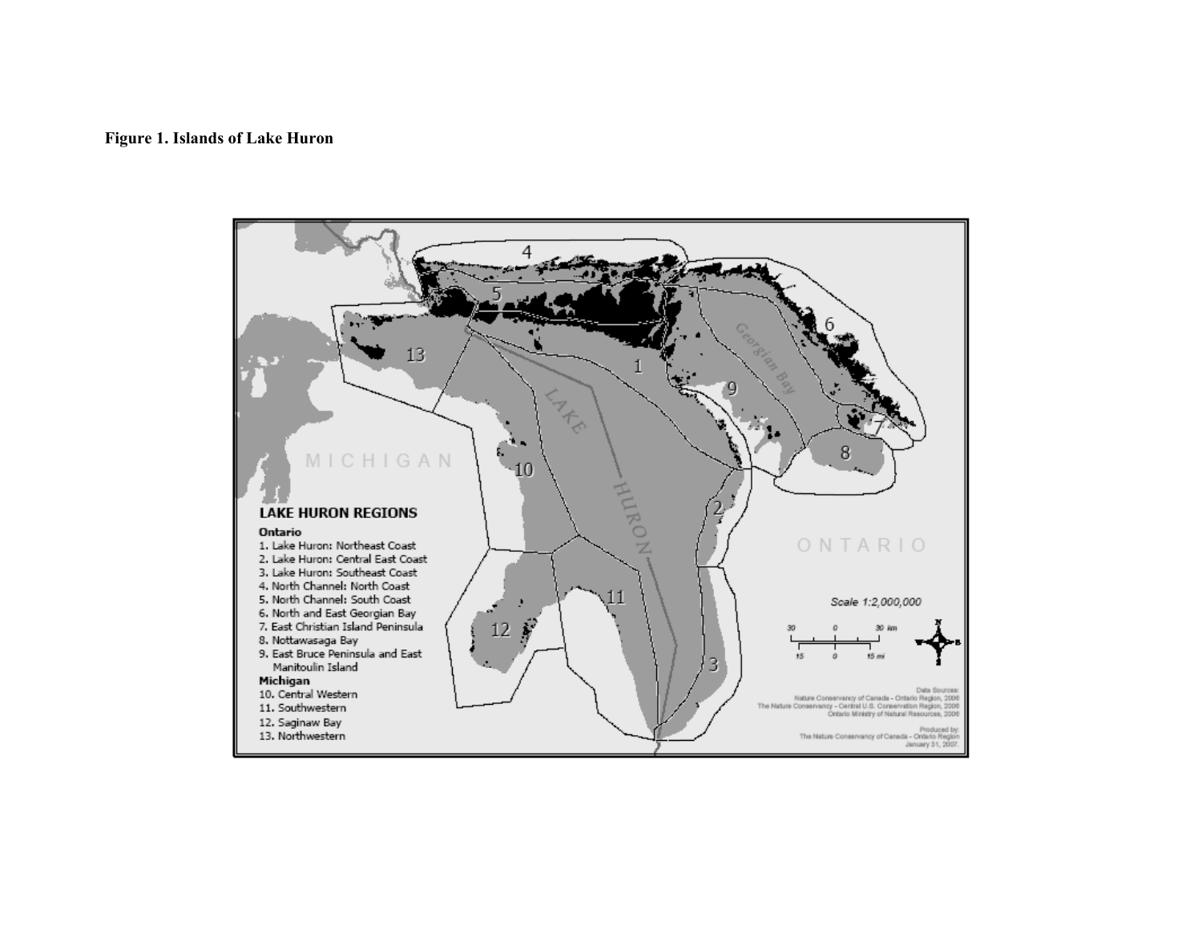**Figure 1. Islands of Lake Huron**

**LAKE HURON REGIONS**

**Ontario**
1. Lake Huron: Northeast Coast
2. Lake Huron: Central East Coast
3. Lake Huron: Southeast Coast
4. North Channel: North Coast
5. North Channel: South Coast
6. North and East Georgian Bay
7. East Christian Island Peninsula
8. Nottawasaga Bay
9. East Bruce Peninsula and East Manitoulin Island

**Michigan**

10. Central Western
11. Southwestern
12. Saginaw Bay
13. Northwestern

Scale 1:2,000,000

Data Sources:
Nature Conservancy of Canada - Ontario Region, 2006
The Nature Conservancy - Central U.S. Conservation Region, 2006
Ontario Ministry of Natural Resources, 2006

Produced by:
The Nature Conservancy of Canada - Ontario Region
January 31, 2007.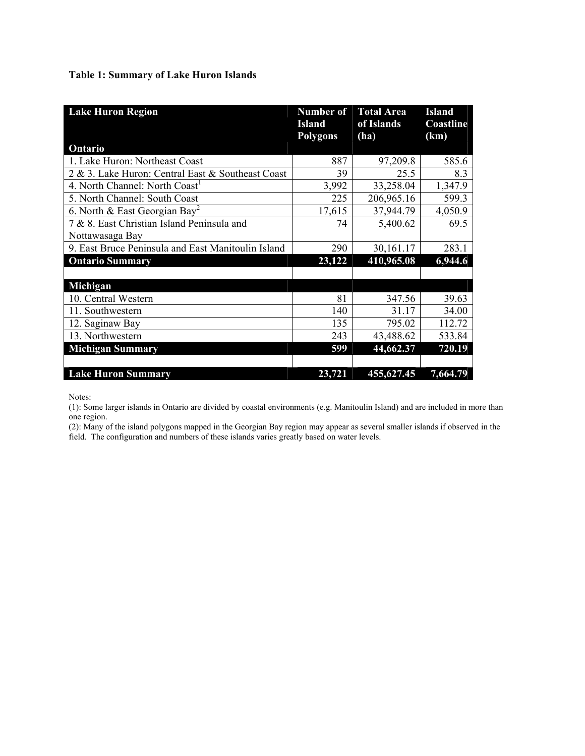**Table 1: Summary of Lake Huron Islands**

| Lake Huron Region | Number of Island Polygons | Total Area of Islands (ha) | Island Coastline (km) |
|---|---|---|---|
| **Ontario** | | | |
| 1. Lake Huron: Northeast Coast | 887 | 97,209.8 | 585.6 |
| 2 & 3. Lake Huron: Central East & Southeast Coast | 39 | 25.5 | 8.3 |
| 4. North Channel: North Coast[1] | 3,992 | 33,258.04 | 1,347.9 |
| 5. North Channel: South Coast | 225 | 206,965.16 | 599.3 |
| 6. North & East Georgian Bay[2] | 17,615 | 37,944.79 | 4,050.9 |
| 7 & 8. East Christian Island Peninsula and Nottawasaga Bay | 74 | 5,400.62 | 69.5 |
| 9. East Bruce Peninsula and East Manitoulin Island | 290 | 30,161.17 | 283.1 |
| **Ontario Summary** | **23,122** | **410,965.08** | **6,944.6** |
| | | | |
| **Michigan** | | | |
| 10. Central Western | 81 | 347.56 | 39.63 |
| 11. Southwestern | 140 | 31.17 | 34.00 |
| 12. Saginaw Bay | 135 | 795.02 | 112.72 |
| 13. Northwestern | 243 | 43,488.62 | 533.84 |
| **Michigan Summary** | **599** | **44,662.37** | **720.19** |
| | | | |
| **Lake Huron Summary** | **23,721** | **455,627.45** | **7,664.79** |

Notes:

(1): Some larger islands in Ontario are divided by coastal environments (e.g. Manitoulin Island) and are included in more than one region.

(2): Many of the island polygons mapped in the Georgian Bay region may appear as several smaller islands if observed in the field. The configuration and numbers of these islands varies greatly based on water levels.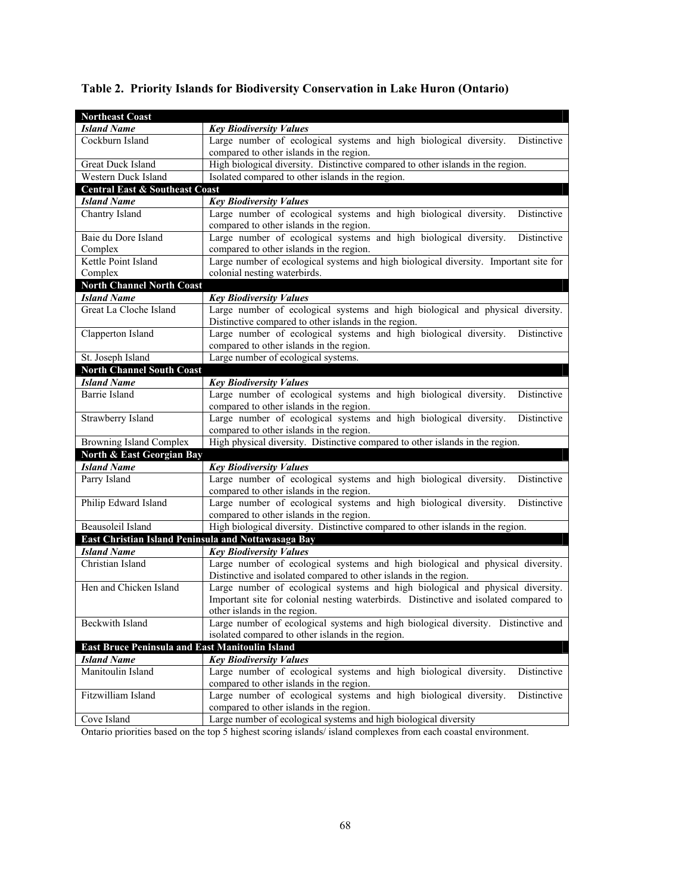## Table 2. Priority Islands for Biodiversity Conservation in Lake Huron (Ontario)

| **Northeast Coast** | |
|---|---|
| ***Island Name*** | ***Key Biodiversity Values*** |
| Cockburn Island | Large number of ecological systems and high biological diversity. Distinctive compared to other islands in the region. |
| Great Duck Island | High biological diversity. Distinctive compared to other islands in the region. |
| Western Duck Island | Isolated compared to other islands in the region. |
| **Central East & Southeast Coast** | |
| ***Island Name*** | ***Key Biodiversity Values*** |
| Chantry Island | Large number of ecological systems and high biological diversity. Distinctive compared to other islands in the region. |
| Baie du Dore Island Complex | Large number of ecological systems and high biological diversity. Distinctive compared to other islands in the region. |
| Kettle Point Island Complex | Large number of ecological systems and high biological diversity. Important site for colonial nesting waterbirds. |
| **North Channel North Coast** | |
| ***Island Name*** | ***Key Biodiversity Values*** |
| Great La Cloche Island | Large number of ecological systems and high biological and physical diversity. Distinctive compared to other islands in the region. |
| Clapperton Island | Large number of ecological systems and high biological diversity. Distinctive compared to other islands in the region. |
| St. Joseph Island | Large number of ecological systems. |
| **North Channel South Coast** | |
| ***Island Name*** | ***Key Biodiversity Values*** |
| Barrie Island | Large number of ecological systems and high biological diversity. Distinctive compared to other islands in the region. |
| Strawberry Island | Large number of ecological systems and high biological diversity. Distinctive compared to other islands in the region. |
| Browning Island Complex | High physical diversity. Distinctive compared to other islands in the region. |
| **North & East Georgian Bay** | |
| ***Island Name*** | ***Key Biodiversity Values*** |
| Parry Island | Large number of ecological systems and high biological diversity. Distinctive compared to other islands in the region. |
| Philip Edward Island | Large number of ecological systems and high biological diversity. Distinctive compared to other islands in the region. |
| Beausoleil Island | High biological diversity. Distinctive compared to other islands in the region. |
| **East Christian Island Peninsula and Nottawasaga Bay** | |
| ***Island Name*** | ***Key Biodiversity Values*** |
| Christian Island | Large number of ecological systems and high biological and physical diversity. Distinctive and isolated compared to other islands in the region. |
| Hen and Chicken Island | Large number of ecological systems and high biological and physical diversity. Important site for colonial nesting waterbirds. Distinctive and isolated compared to other islands in the region. |
| Beckwith Island | Large number of ecological systems and high biological diversity. Distinctive and isolated compared to other islands in the region. |
| **East Bruce Peninsula and East Manitoulin Island** | |
| ***Island Name*** | ***Key Biodiversity Values*** |
| Manitoulin Island | Large number of ecological systems and high biological diversity. Distinctive compared to other islands in the region. |
| Fitzwilliam Island | Large number of ecological systems and high biological diversity. Distinctive compared to other islands in the region. |
| Cove Island | Large number of ecological systems and high biological diversity |

Ontario priorities based on the top 5 highest scoring islands/ island complexes from each coastal environment.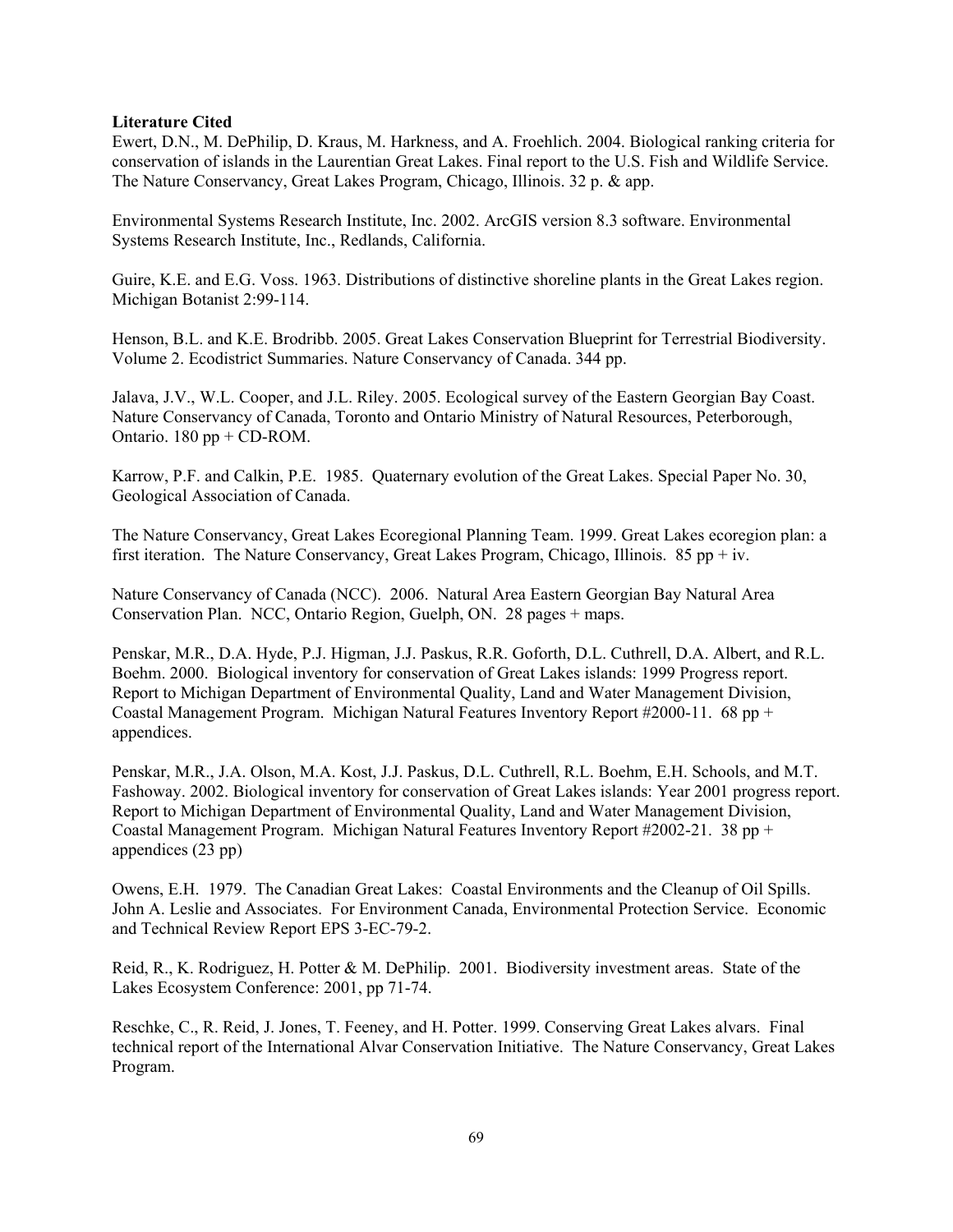**Literature Cited**

Ewert, D.N., M. DePhilip, D. Kraus, M. Harkness, and A. Froehlich. 2004. Biological ranking criteria for conservation of islands in the Laurentian Great Lakes. Final report to the U.S. Fish and Wildlife Service. The Nature Conservancy, Great Lakes Program, Chicago, Illinois. 32 p. & app.

Environmental Systems Research Institute, Inc. 2002. ArcGIS version 8.3 software. Environmental Systems Research Institute, Inc., Redlands, California.

Guire, K.E. and E.G. Voss. 1963. Distributions of distinctive shoreline plants in the Great Lakes region. Michigan Botanist 2:99-114.

Henson, B.L. and K.E. Brodribb. 2005. Great Lakes Conservation Blueprint for Terrestrial Biodiversity. Volume 2. Ecodistrict Summaries. Nature Conservancy of Canada. 344 pp.

Jalava, J.V., W.L. Cooper, and J.L. Riley. 2005. Ecological survey of the Eastern Georgian Bay Coast. Nature Conservancy of Canada, Toronto and Ontario Ministry of Natural Resources, Peterborough, Ontario. 180 pp + CD-ROM.

Karrow, P.F. and Calkin, P.E. 1985. Quaternary evolution of the Great Lakes. Special Paper No. 30, Geological Association of Canada.

The Nature Conservancy, Great Lakes Ecoregional Planning Team. 1999. Great Lakes ecoregion plan: a first iteration. The Nature Conservancy, Great Lakes Program, Chicago, Illinois. 85 pp + iv.

Nature Conservancy of Canada (NCC). 2006. Natural Area Eastern Georgian Bay Natural Area Conservation Plan. NCC, Ontario Region, Guelph, ON. 28 pages + maps.

Penskar, M.R., D.A. Hyde, P.J. Higman, J.J. Paskus, R.R. Goforth, D.L. Cuthrell, D.A. Albert, and R.L. Boehm. 2000. Biological inventory for conservation of Great Lakes islands: 1999 Progress report. Report to Michigan Department of Environmental Quality, Land and Water Management Division, Coastal Management Program. Michigan Natural Features Inventory Report #2000-11. 68 pp + appendices.

Penskar, M.R., J.A. Olson, M.A. Kost, J.J. Paskus, D.L. Cuthrell, R.L. Boehm, E.H. Schools, and M.T. Fashoway. 2002. Biological inventory for conservation of Great Lakes islands: Year 2001 progress report. Report to Michigan Department of Environmental Quality, Land and Water Management Division, Coastal Management Program. Michigan Natural Features Inventory Report #2002-21. 38 pp + appendices (23 pp)

Owens, E.H. 1979. The Canadian Great Lakes: Coastal Environments and the Cleanup of Oil Spills. John A. Leslie and Associates. For Environment Canada, Environmental Protection Service. Economic and Technical Review Report EPS 3-EC-79-2.

Reid, R., K. Rodriguez, H. Potter & M. DePhilip. 2001. Biodiversity investment areas. State of the Lakes Ecosystem Conference: 2001, pp 71-74.

Reschke, C., R. Reid, J. Jones, T. Feeney, and H. Potter. 1999. Conserving Great Lakes alvars. Final technical report of the International Alvar Conservation Initiative. The Nature Conservancy, Great Lakes Program.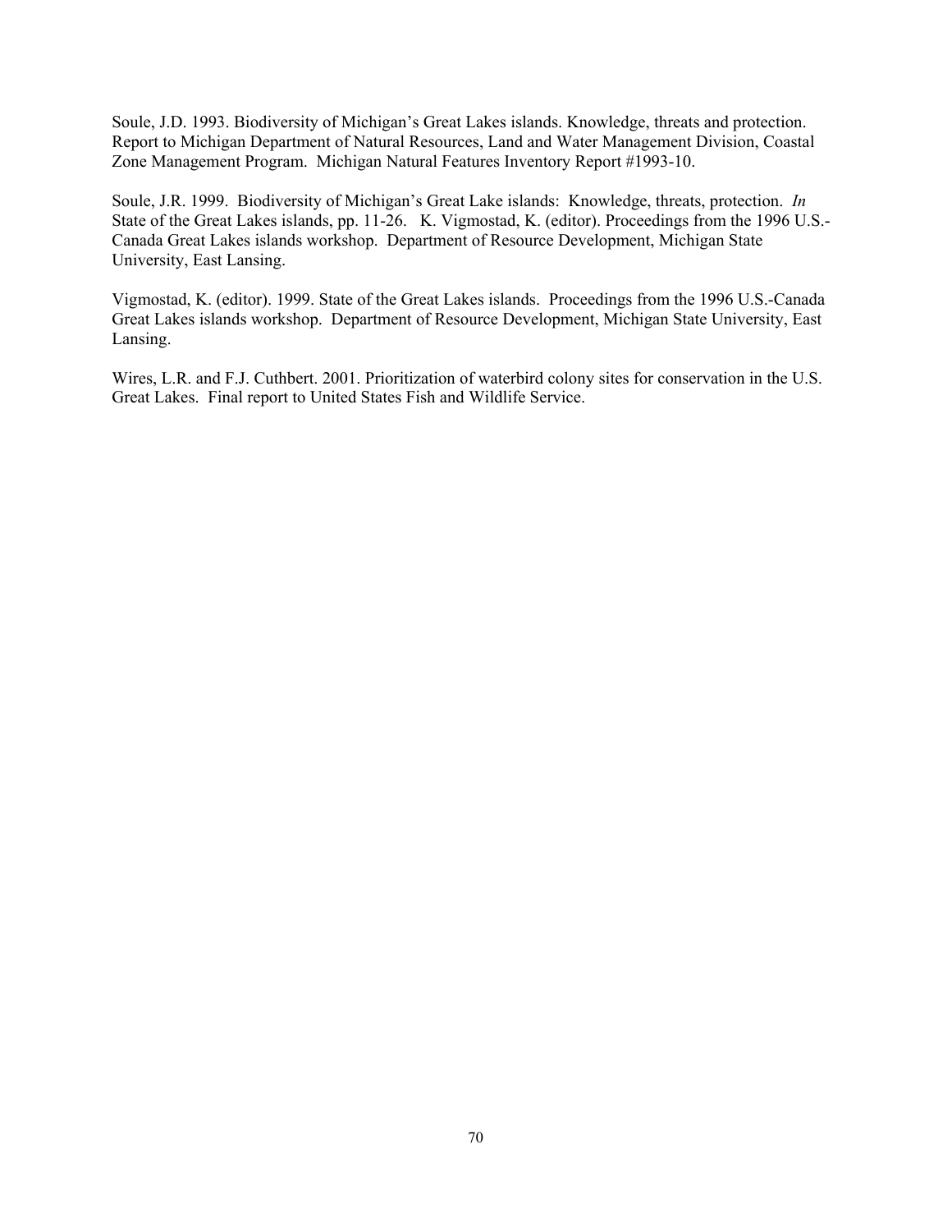Soule, J.D. 1993. Biodiversity of Michigan's Great Lakes islands. Knowledge, threats and protection. Report to Michigan Department of Natural Resources, Land and Water Management Division, Coastal Zone Management Program. Michigan Natural Features Inventory Report #1993-10.

Soule, J.R. 1999. Biodiversity of Michigan's Great Lake islands: Knowledge, threats, protection. *In* State of the Great Lakes islands, pp. 11-26. K. Vigmostad, K. (editor). Proceedings from the 1996 U.S.-Canada Great Lakes islands workshop. Department of Resource Development, Michigan State University, East Lansing.

Vigmostad, K. (editor). 1999. State of the Great Lakes islands. Proceedings from the 1996 U.S.-Canada Great Lakes islands workshop. Department of Resource Development, Michigan State University, East Lansing.

Wires, L.R. and F.J. Cuthbert. 2001. Prioritization of waterbird colony sites for conservation in the U.S. Great Lakes. Final report to United States Fish and Wildlife Service.